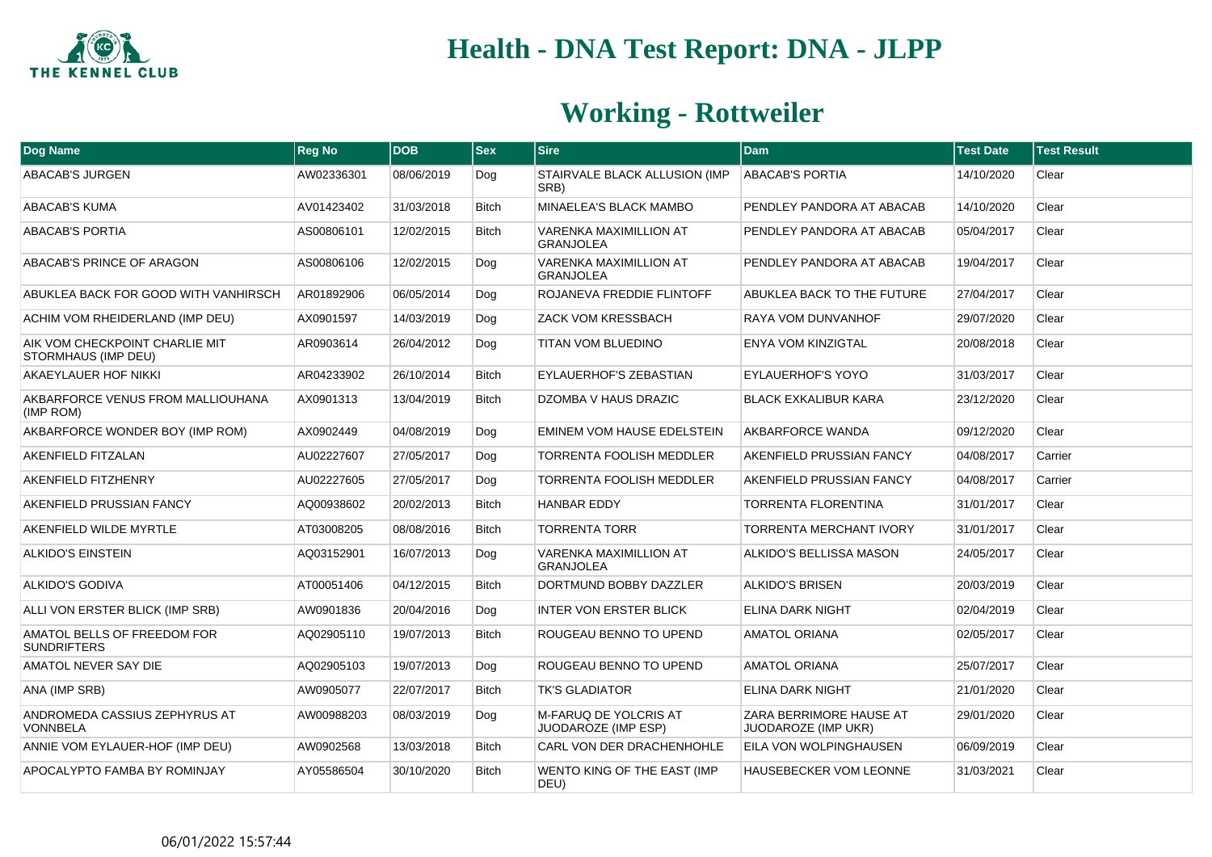# Health - DNA Test Report: DNA - JLPP

## Working - Rottweiler

| Dog Name | Reg No | DOB | Sex | Sire | Dam | Test Date | Test Result |
|---|---|---|---|---|---|---|---|
| ABACAB'S JURGEN | AW02336301 | 08/06/2019 | Dog | STAIRVALE BLACK ALLUSION (IMP SRB) | ABACAB'S PORTIA | 14/10/2020 | Clear |
| ABACAB'S KUMA | AV01423402 | 31/03/2018 | Bitch | MINAELEA'S BLACK MAMBO | PENDLEY PANDORA AT ABACAB | 14/10/2020 | Clear |
| ABACAB'S PORTIA | AS00806101 | 12/02/2015 | Bitch | VARENKA MAXIMILLION AT GRANJOLEA | PENDLEY PANDORA AT ABACAB | 05/04/2017 | Clear |
| ABACAB'S PRINCE OF ARAGON | AS00806106 | 12/02/2015 | Dog | VARENKA MAXIMILLION AT GRANJOLEA | PENDLEY PANDORA AT ABACAB | 19/04/2017 | Clear |
| ABUKLEA BACK FOR GOOD WITH VANHIRSCH | AR01892906 | 06/05/2014 | Dog | ROJANEVA FREDDIE FLINTOFF | ABUKLEA BACK TO THE FUTURE | 27/04/2017 | Clear |
| ACHIM VOM RHEIDERLAND (IMP DEU) | AX0901597 | 14/03/2019 | Dog | ZACK VOM KRESSBACH | RAYA VOM DUNVANHOF | 29/07/2020 | Clear |
| AIK VOM CHECKPOINT CHARLIE MIT STORMHAUS (IMP DEU) | AR0903614 | 26/04/2012 | Dog | TITAN VOM BLUEDINO | ENYA VOM KINZIGTAL | 20/08/2018 | Clear |
| AKAEYLAUER HOF NIKKI | AR04233902 | 26/10/2014 | Bitch | EYLAUERHOF'S ZEBASTIAN | EYLAUERHOF'S YOYO | 31/03/2017 | Clear |
| AKBARFORCE VENUS FROM MALLIOUHANA (IMP ROM) | AX0901313 | 13/04/2019 | Bitch | DZOMBA V HAUS DRAZIC | BLACK EXKALIBUR KARA | 23/12/2020 | Clear |
| AKBARFORCE WONDER BOY (IMP ROM) | AX0902449 | 04/08/2019 | Dog | EMINEM VOM HAUSE EDELSTEIN | AKBARFORCE WANDA | 09/12/2020 | Clear |
| AKENFIELD FITZALAN | AU02227607 | 27/05/2017 | Dog | TORRENTA FOOLISH MEDDLER | AKENFIELD PRUSSIAN FANCY | 04/08/2017 | Carrier |
| AKENFIELD FITZHENRY | AU02227605 | 27/05/2017 | Dog | TORRENTA FOOLISH MEDDLER | AKENFIELD PRUSSIAN FANCY | 04/08/2017 | Carrier |
| AKENFIELD PRUSSIAN FANCY | AQ00938602 | 20/02/2013 | Bitch | HANBAR EDDY | TORRENTA FLORENTINA | 31/01/2017 | Clear |
| AKENFIELD WILDE MYRTLE | AT03008205 | 08/08/2016 | Bitch | TORRENTA TORR | TORRENTA MERCHANT IVORY | 31/01/2017 | Clear |
| ALKIDO'S EINSTEIN | AQ03152901 | 16/07/2013 | Dog | VARENKA MAXIMILLION AT GRANJOLEA | ALKIDO'S BELLISSA MASON | 24/05/2017 | Clear |
| ALKIDO'S GODIVA | AT00051406 | 04/12/2015 | Bitch | DORTMUND BOBBY DAZZLER | ALKIDO'S BRISEN | 20/03/2019 | Clear |
| ALLI VON ERSTER BLICK (IMP SRB) | AW0901836 | 20/04/2016 | Dog | INTER VON ERSTER BLICK | ELINA DARK NIGHT | 02/04/2019 | Clear |
| AMATOL BELLS OF FREEDOM FOR SUNDRIFTERS | AQ02905110 | 19/07/2013 | Bitch | ROUGEAU BENNO TO UPEND | AMATOL ORIANA | 02/05/2017 | Clear |
| AMATOL NEVER SAY DIE | AQ02905103 | 19/07/2013 | Dog | ROUGEAU BENNO TO UPEND | AMATOL ORIANA | 25/07/2017 | Clear |
| ANA (IMP SRB) | AW0905077 | 22/07/2017 | Bitch | TK'S GLADIATOR | ELINA DARK NIGHT | 21/01/2020 | Clear |
| ANDROMEDA CASSIUS ZEPHYRUS AT VONNBELA | AW00988203 | 08/03/2019 | Dog | M-FARUQ DE YOLCRIS AT JUODAROZE (IMP ESP) | ZARA BERRIMORE HAUSE AT JUODAROZE (IMP UKR) | 29/01/2020 | Clear |
| ANNIE VOM EYLAUER-HOF (IMP DEU) | AW0902568 | 13/03/2018 | Bitch | CARL VON DER DRACHENHOHLE | EILA VON WOLPINGHAUSEN | 06/09/2019 | Clear |
| APOCALYPTO FAMBA BY ROMINJAY | AY05586504 | 30/10/2020 | Bitch | WENTO KING OF THE EAST (IMP DEU) | HAUSEBECKER VOM LEONNE | 31/03/2021 | Clear |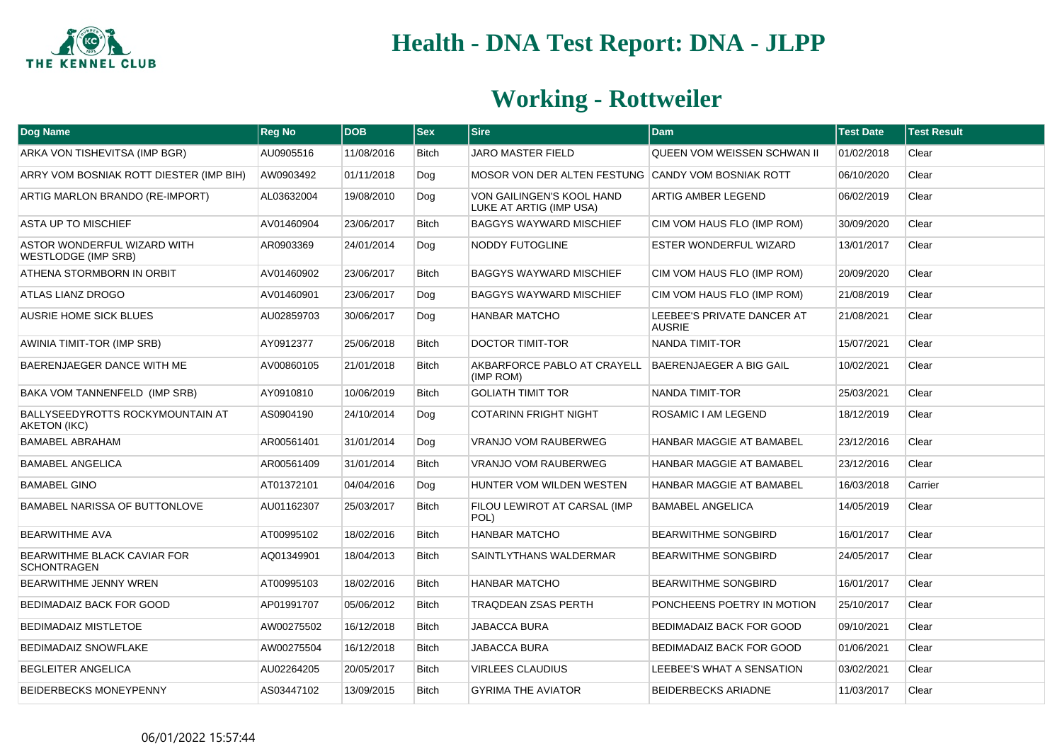# Health - DNA Test Report: DNA - JLPP

## Working - Rottweiler

| Dog Name | Reg No | DOB | Sex | Sire | Dam | Test Date | Test Result |
|---|---|---|---|---|---|---|---|
| ARKA VON TISHEVITSA (IMP BGR) | AU0905516 | 11/08/2016 | Bitch | JARO MASTER FIELD | QUEEN VOM WEISSEN SCHWAN II | 01/02/2018 | Clear |
| ARRY VOM BOSNIAK ROTT DIESTER (IMP BIH) | AW0903492 | 01/11/2018 | Dog | MOSOR VON DER ALTEN FESTUNG | CANDY VOM BOSNIAK ROTT | 06/10/2020 | Clear |
| ARTIG MARLON BRANDO (RE-IMPORT) | AL03632004 | 19/08/2010 | Dog | VON GAILINGEN'S KOOL HAND LUKE AT ARTIG (IMP USA) | ARTIG AMBER LEGEND | 06/02/2019 | Clear |
| ASTA UP TO MISCHIEF | AV01460904 | 23/06/2017 | Bitch | BAGGYS WAYWARD MISCHIEF | CIM VOM HAUS FLO (IMP ROM) | 30/09/2020 | Clear |
| ASTOR WONDERFUL WIZARD WITH WESTLODGE (IMP SRB) | AR0903369 | 24/01/2014 | Dog | NODDY FUTOGLINE | ESTER WONDERFUL WIZARD | 13/01/2017 | Clear |
| ATHENA STORMBORN IN ORBIT | AV01460902 | 23/06/2017 | Bitch | BAGGYS WAYWARD MISCHIEF | CIM VOM HAUS FLO (IMP ROM) | 20/09/2020 | Clear |
| ATLAS LIANZ DROGO | AV01460901 | 23/06/2017 | Dog | BAGGYS WAYWARD MISCHIEF | CIM VOM HAUS FLO (IMP ROM) | 21/08/2019 | Clear |
| AUSRIE HOME SICK BLUES | AU02859703 | 30/06/2017 | Dog | HANBAR MATCHO | LEEBEE'S PRIVATE DANCER AT AUSRIE | 21/08/2021 | Clear |
| AWINIA TIMIT-TOR (IMP SRB) | AY0912377 | 25/06/2018 | Bitch | DOCTOR TIMIT-TOR | NANDA TIMIT-TOR | 15/07/2021 | Clear |
| BAERENJAEGER DANCE WITH ME | AV00860105 | 21/01/2018 | Bitch | AKBARFORCE PABLO AT CRAYELL (IMP ROM) | BAERENJAEGER A BIG GAIL | 10/02/2021 | Clear |
| BAKA VOM TANNENFELD (IMP SRB) | AY0910810 | 10/06/2019 | Bitch | GOLIATH TIMIT TOR | NANDA TIMIT-TOR | 25/03/2021 | Clear |
| BALLYSEEDYROTTS ROCKYMOUNTAIN AT AKETON (IKC) | AS0904190 | 24/10/2014 | Dog | COTARINN FRIGHT NIGHT | ROSAMIC I AM LEGEND | 18/12/2019 | Clear |
| BAMABEL ABRAHAM | AR00561401 | 31/01/2014 | Dog | VRANJO VOM RAUBERWEG | HANBAR MAGGIE AT BAMABEL | 23/12/2016 | Clear |
| BAMABEL ANGELICA | AR00561409 | 31/01/2014 | Bitch | VRANJO VOM RAUBERWEG | HANBAR MAGGIE AT BAMABEL | 23/12/2016 | Clear |
| BAMABEL GINO | AT01372101 | 04/04/2016 | Dog | HUNTER VOM WILDEN WESTEN | HANBAR MAGGIE AT BAMABEL | 16/03/2018 | Carrier |
| BAMABEL NARISSA OF BUTTONLOVE | AU01162307 | 25/03/2017 | Bitch | FILOU LEWIROT AT CARSAL (IMP POL) | BAMABEL ANGELICA | 14/05/2019 | Clear |
| BEARWITHME AVA | AT00995102 | 18/02/2016 | Bitch | HANBAR MATCHO | BEARWITHME SONGBIRD | 16/01/2017 | Clear |
| BEARWITHME BLACK CAVIAR FOR SCHONTRAGEN | AQ01349901 | 18/04/2013 | Bitch | SAINTLYTHANS WALDERMAR | BEARWITHME SONGBIRD | 24/05/2017 | Clear |
| BEARWITHME JENNY WREN | AT00995103 | 18/02/2016 | Bitch | HANBAR MATCHO | BEARWITHME SONGBIRD | 16/01/2017 | Clear |
| BEDIMADAIZ BACK FOR GOOD | AP01991707 | 05/06/2012 | Bitch | TRAQDEAN ZSAS PERTH | PONCHEENS POETRY IN MOTION | 25/10/2017 | Clear |
| BEDIMADAIZ MISTLETOE | AW00275502 | 16/12/2018 | Bitch | JABACCA BURA | BEDIMADAIZ BACK FOR GOOD | 09/10/2021 | Clear |
| BEDIMADAIZ SNOWFLAKE | AW00275504 | 16/12/2018 | Bitch | JABACCA BURA | BEDIMADAIZ BACK FOR GOOD | 01/06/2021 | Clear |
| BEGLEITER ANGELICA | AU02264205 | 20/05/2017 | Bitch | VIRLEES CLAUDIUS | LEEBEE'S WHAT A SENSATION | 03/02/2021 | Clear |
| BEIDERBECKS MONEYPENNY | AS03447102 | 13/09/2015 | Bitch | GYRIMA THE AVIATOR | BEIDERBECKS ARIADNE | 11/03/2017 | Clear |

06/01/2022 15:57:44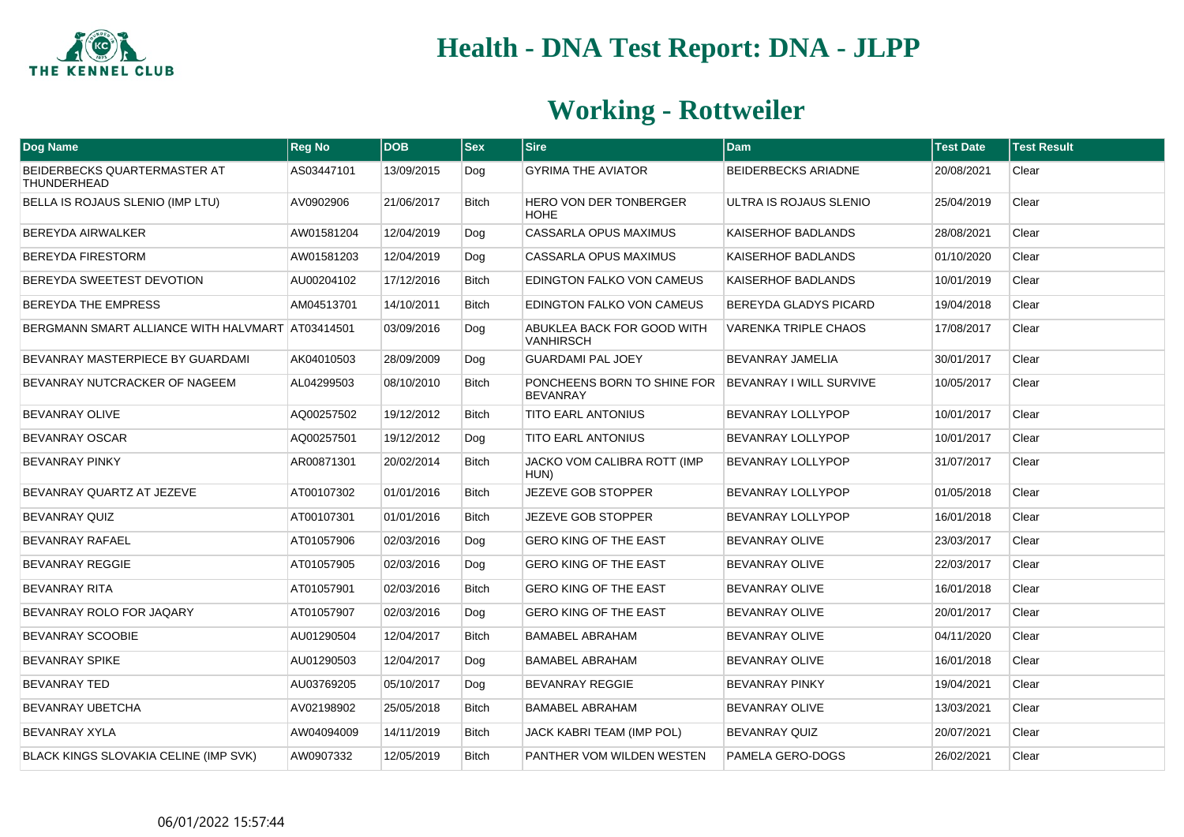# Health - DNA Test Report: DNA - JLPP

## Working - Rottweiler

| Dog Name | Reg No | DOB | Sex | Sire | Dam | Test Date | Test Result |
|---|---|---|---|---|---|---|---|
| BEIDERBECKS QUARTERMASTER AT THUNDERHEAD | AS03447101 | 13/09/2015 | Dog | GYRIMA THE AVIATOR | BEIDERBECKS ARIADNE | 20/08/2021 | Clear |
| BELLA IS ROJAUS SLENIO (IMP LTU) | AV0902906 | 21/06/2017 | Bitch | HERO VON DER TONBERGER HOHE | ULTRA IS ROJAUS SLENIO | 25/04/2019 | Clear |
| BEREYDA AIRWALKER | AW01581204 | 12/04/2019 | Dog | CASSARLA OPUS MAXIMUS | KAISERHOF BADLANDS | 28/08/2021 | Clear |
| BEREYDA FIRESTORM | AW01581203 | 12/04/2019 | Dog | CASSARLA OPUS MAXIMUS | KAISERHOF BADLANDS | 01/10/2020 | Clear |
| BEREYDA SWEETEST DEVOTION | AU00204102 | 17/12/2016 | Bitch | EDINGTON FALKO VON CAMEUS | KAISERHOF BADLANDS | 10/01/2019 | Clear |
| BEREYDA THE EMPRESS | AM04513701 | 14/10/2011 | Bitch | EDINGTON FALKO VON CAMEUS | BEREYDA GLADYS PICARD | 19/04/2018 | Clear |
| BERGMANN SMART ALLIANCE WITH HALVMART | AT03414501 | 03/09/2016 | Dog | ABUKLEA BACK FOR GOOD WITH VANHIRSCH | VARENKA TRIPLE CHAOS | 17/08/2017 | Clear |
| BEVANRAY MASTERPIECE BY GUARDAMI | AK04010503 | 28/09/2009 | Dog | GUARDAMI PAL JOEY | BEVANRAY JAMELIA | 30/01/2017 | Clear |
| BEVANRAY NUTCRACKER OF NAGEEM | AL04299503 | 08/10/2010 | Bitch | PONCHEENS BORN TO SHINE FOR BEVANRAY | BEVANRAY I WILL SURVIVE | 10/05/2017 | Clear |
| BEVANRAY OLIVE | AQ00257502 | 19/12/2012 | Bitch | TITO EARL ANTONIUS | BEVANRAY LOLLYPOP | 10/01/2017 | Clear |
| BEVANRAY OSCAR | AQ00257501 | 19/12/2012 | Dog | TITO EARL ANTONIUS | BEVANRAY LOLLYPOP | 10/01/2017 | Clear |
| BEVANRAY PINKY | AR00871301 | 20/02/2014 | Bitch | JACKO VOM CALIBRA ROTT (IMP HUN) | BEVANRAY LOLLYPOP | 31/07/2017 | Clear |
| BEVANRAY QUARTZ AT JEZEVE | AT00107302 | 01/01/2016 | Bitch | JEZEVE GOB STOPPER | BEVANRAY LOLLYPOP | 01/05/2018 | Clear |
| BEVANRAY QUIZ | AT00107301 | 01/01/2016 | Bitch | JEZEVE GOB STOPPER | BEVANRAY LOLLYPOP | 16/01/2018 | Clear |
| BEVANRAY RAFAEL | AT01057906 | 02/03/2016 | Dog | GERO KING OF THE EAST | BEVANRAY OLIVE | 23/03/2017 | Clear |
| BEVANRAY REGGIE | AT01057905 | 02/03/2016 | Dog | GERO KING OF THE EAST | BEVANRAY OLIVE | 22/03/2017 | Clear |
| BEVANRAY RITA | AT01057901 | 02/03/2016 | Bitch | GERO KING OF THE EAST | BEVANRAY OLIVE | 16/01/2018 | Clear |
| BEVANRAY ROLO FOR JAQARY | AT01057907 | 02/03/2016 | Dog | GERO KING OF THE EAST | BEVANRAY OLIVE | 20/01/2017 | Clear |
| BEVANRAY SCOOBIE | AU01290504 | 12/04/2017 | Bitch | BAMABEL ABRAHAM | BEVANRAY OLIVE | 04/11/2020 | Clear |
| BEVANRAY SPIKE | AU01290503 | 12/04/2017 | Dog | BAMABEL ABRAHAM | BEVANRAY OLIVE | 16/01/2018 | Clear |
| BEVANRAY TED | AU03769205 | 05/10/2017 | Dog | BEVANRAY REGGIE | BEVANRAY PINKY | 19/04/2021 | Clear |
| BEVANRAY UBETCHA | AV02198902 | 25/05/2018 | Bitch | BAMABEL ABRAHAM | BEVANRAY OLIVE | 13/03/2021 | Clear |
| BEVANRAY XYLA | AW04094009 | 14/11/2019 | Bitch | JACK KABRI TEAM (IMP POL) | BEVANRAY QUIZ | 20/07/2021 | Clear |
| BLACK KINGS SLOVAKIA CELINE (IMP SVK) | AW0907332 | 12/05/2019 | Bitch | PANTHER VOM WILDEN WESTEN | PAMELA GERO-DOGS | 26/02/2021 | Clear |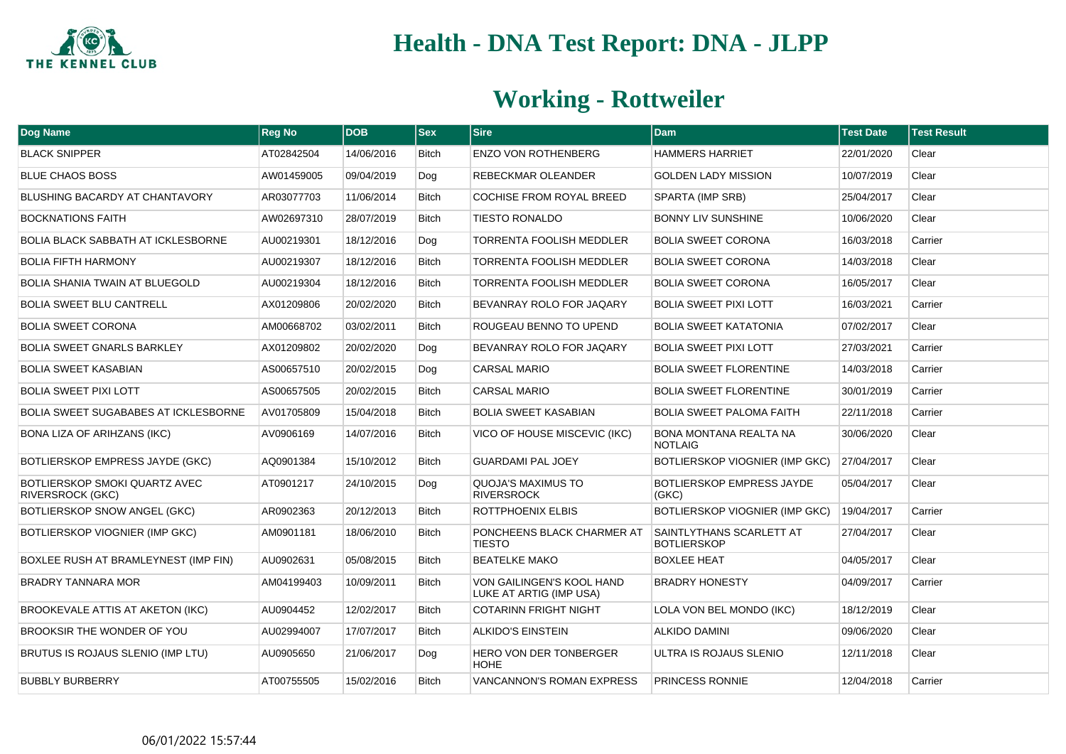# Health - DNA Test Report: DNA - JLPP

## Working - Rottweiler

| Dog Name | Reg No | DOB | Sex | Sire | Dam | Test Date | Test Result |
|---|---|---|---|---|---|---|---|
| BLACK SNIPPER | AT02842504 | 14/06/2016 | Bitch | ENZO VON ROTHENBERG | HAMMERS HARRIET | 22/01/2020 | Clear |
| BLUE CHAOS BOSS | AW01459005 | 09/04/2019 | Dog | REBECKMAR OLEANDER | GOLDEN LADY MISSION | 10/07/2019 | Clear |
| BLUSHING BACARDY AT CHANTAVORY | AR03077703 | 11/06/2014 | Bitch | COCHISE FROM ROYAL BREED | SPARTA (IMP SRB) | 25/04/2017 | Clear |
| BOCKNATIONS FAITH | AW02697310 | 28/07/2019 | Bitch | TIESTO RONALDO | BONNY LIV SUNSHINE | 10/06/2020 | Clear |
| BOLIA BLACK SABBATH AT ICKLESBORNE | AU00219301 | 18/12/2016 | Dog | TORRENTA FOOLISH MEDDLER | BOLIA SWEET CORONA | 16/03/2018 | Carrier |
| BOLIA FIFTH HARMONY | AU00219307 | 18/12/2016 | Bitch | TORRENTA FOOLISH MEDDLER | BOLIA SWEET CORONA | 14/03/2018 | Clear |
| BOLIA SHANIA TWAIN AT BLUEGOLD | AU00219304 | 18/12/2016 | Bitch | TORRENTA FOOLISH MEDDLER | BOLIA SWEET CORONA | 16/05/2017 | Clear |
| BOLIA SWEET BLU CANTRELL | AX01209806 | 20/02/2020 | Bitch | BEVANRAY ROLO FOR JAQARY | BOLIA SWEET PIXI LOTT | 16/03/2021 | Carrier |
| BOLIA SWEET CORONA | AM00668702 | 03/02/2011 | Bitch | ROUGEAU BENNO TO UPEND | BOLIA SWEET KATATONIA | 07/02/2017 | Clear |
| BOLIA SWEET GNARLS BARKLEY | AX01209802 | 20/02/2020 | Dog | BEVANRAY ROLO FOR JAQARY | BOLIA SWEET PIXI LOTT | 27/03/2021 | Carrier |
| BOLIA SWEET KASABIAN | AS00657510 | 20/02/2015 | Dog | CARSAL MARIO | BOLIA SWEET FLORENTINE | 14/03/2018 | Carrier |
| BOLIA SWEET PIXI LOTT | AS00657505 | 20/02/2015 | Bitch | CARSAL MARIO | BOLIA SWEET FLORENTINE | 30/01/2019 | Carrier |
| BOLIA SWEET SUGABABES AT ICKLESBORNE | AV01705809 | 15/04/2018 | Bitch | BOLIA SWEET KASABIAN | BOLIA SWEET PALOMA FAITH | 22/11/2018 | Carrier |
| BONA LIZA OF ARIHZANS (IKC) | AV0906169 | 14/07/2016 | Bitch | VICO OF HOUSE MISCEVIC (IKC) | BONA MONTANA REALTA NA NOTLAIG | 30/06/2020 | Clear |
| BOTLIERSKOP EMPRESS JAYDE (GKC) | AQ0901384 | 15/10/2012 | Bitch | GUARDAMI PAL JOEY | BOTLIERSKOP VIOGNIER (IMP GKC) | 27/04/2017 | Clear |
| BOTLIERSKOP SMOKI QUARTZ AVEC RIVERSROCK (GKC) | AT0901217 | 24/10/2015 | Dog | QUOJA'S MAXIMUS TO RIVERSROCK | BOTLIERSKOP EMPRESS JAYDE (GKC) | 05/04/2017 | Clear |
| BOTLIERSKOP SNOW ANGEL (GKC) | AR0902363 | 20/12/2013 | Bitch | ROTTPHOENIX ELBIS | BOTLIERSKOP VIOGNIER (IMP GKC) | 19/04/2017 | Carrier |
| BOTLIERSKOP VIOGNIER (IMP GKC) | AM0901181 | 18/06/2010 | Bitch | PONCHEENS BLACK CHARMER AT TIESTO | SAINTLYTHANS SCARLETT AT BOTLIERSKOP | 27/04/2017 | Clear |
| BOXLEE RUSH AT BRAMLEYNEST (IMP FIN) | AU0902631 | 05/08/2015 | Bitch | BEATELKE MAKO | BOXLEE HEAT | 04/05/2017 | Clear |
| BRADRY TANNARA MOR | AM04199403 | 10/09/2011 | Bitch | VON GAILINGEN'S KOOL HAND LUKE AT ARTIG (IMP USA) | BRADRY HONESTY | 04/09/2017 | Carrier |
| BROOKEVALE ATTIS AT AKETON (IKC) | AU0904452 | 12/02/2017 | Bitch | COTARINN FRIGHT NIGHT | LOLA VON BEL MONDO (IKC) | 18/12/2019 | Clear |
| BROOKSIR THE WONDER OF YOU | AU02994007 | 17/07/2017 | Bitch | ALKIDO'S EINSTEIN | ALKIDO DAMINI | 09/06/2020 | Clear |
| BRUTUS IS ROJAUS SLENIO (IMP LTU) | AU0905650 | 21/06/2017 | Dog | HERO VON DER TONBERGER HOHE | ULTRA IS ROJAUS SLENIO | 12/11/2018 | Clear |
| BUBBLY BURBERRY | AT00755505 | 15/02/2016 | Bitch | VANCANNON'S ROMAN EXPRESS | PRINCESS RONNIE | 12/04/2018 | Carrier |

06/01/2022 15:57:44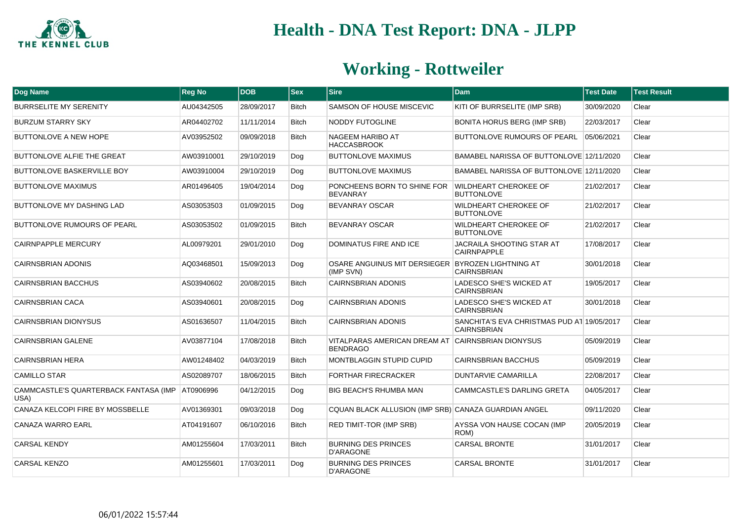# Health - DNA Test Report: DNA - JLPP

## Working - Rottweiler

| Dog Name | Reg No | DOB | Sex | Sire | Dam | Test Date | Test Result |
|---|---|---|---|---|---|---|---|
| BURRSELITE MY SERENITY | AU04342505 | 28/09/2017 | Bitch | SAMSON OF HOUSE MISCEVIC | KITI OF BURRSELITE (IMP SRB) | 30/09/2020 | Clear |
| BURZUM STARRY SKY | AR04402702 | 11/11/2014 | Bitch | NODDY FUTOGLINE | BONITA HORUS BERG (IMP SRB) | 22/03/2017 | Clear |
| BUTTONLOVE A NEW HOPE | AV03952502 | 09/09/2018 | Bitch | NAGEEM HARIBO AT HACCASBROOK | BUTTONLOVE RUMOURS OF PEARL | 05/06/2021 | Clear |
| BUTTONLOVE ALFIE THE GREAT | AW03910001 | 29/10/2019 | Dog | BUTTONLOVE MAXIMUS | BAMABEL NARISSA OF BUTTONLOVE | 12/11/2020 | Clear |
| BUTTONLOVE BASKERVILLE BOY | AW03910004 | 29/10/2019 | Dog | BUTTONLOVE MAXIMUS | BAMABEL NARISSA OF BUTTONLOVE | 12/11/2020 | Clear |
| BUTTONLOVE MAXIMUS | AR01496405 | 19/04/2014 | Dog | PONCHEENS BORN TO SHINE FOR BEVANRAY | WILDHEART CHEROKEE OF BUTTONLOVE | 21/02/2017 | Clear |
| BUTTONLOVE MY DASHING LAD | AS03053503 | 01/09/2015 | Dog | BEVANRAY OSCAR | WILDHEART CHEROKEE OF BUTTONLOVE | 21/02/2017 | Clear |
| BUTTONLOVE RUMOURS OF PEARL | AS03053502 | 01/09/2015 | Bitch | BEVANRAY OSCAR | WILDHEART CHEROKEE OF BUTTONLOVE | 21/02/2017 | Clear |
| CAIRNPAPPLE MERCURY | AL00979201 | 29/01/2010 | Dog | DOMINATUS FIRE AND ICE | JACRAILA SHOOTING STAR AT CAIRNPAPPLE | 17/08/2017 | Clear |
| CAIRNSBRIAN ADONIS | AQ03468501 | 15/09/2013 | Dog | OSARE ANGUINUS MIT DERSIEGER (IMP SVN) | BYROZEN LIGHTNING AT CAIRNSBRIAN | 30/01/2018 | Clear |
| CAIRNSBRIAN BACCHUS | AS03940602 | 20/08/2015 | Bitch | CAIRNSBRIAN ADONIS | LADESCO SHE'S WICKED AT CAIRNSBRIAN | 19/05/2017 | Clear |
| CAIRNSBRIAN CACA | AS03940601 | 20/08/2015 | Dog | CAIRNSBRIAN ADONIS | LADESCO SHE'S WICKED AT CAIRNSBRIAN | 30/01/2018 | Clear |
| CAIRNSBRIAN DIONYSUS | AS01636507 | 11/04/2015 | Bitch | CAIRNSBRIAN ADONIS | SANCHITA'S EVA CHRISTMAS PUD AT CAIRNSBRIAN | 19/05/2017 | Clear |
| CAIRNSBRIAN GALENE | AV03877104 | 17/08/2018 | Bitch | VITALPARAS AMERICAN DREAM AT BENDRAGO | CAIRNSBRIAN DIONYSUS | 05/09/2019 | Clear |
| CAIRNSBRIAN HERA | AW01248402 | 04/03/2019 | Bitch | MONTBLAGGIN STUPID CUPID | CAIRNSBRIAN BACCHUS | 05/09/2019 | Clear |
| CAMILLO STAR | AS02089707 | 18/06/2015 | Bitch | FORTHAR FIRECRACKER | DUNTARVIE CAMARILLA | 22/08/2017 | Clear |
| CAMMCASTLE'S QUARTERBACK FANTASA (IMP USA) | AT0906996 | 04/12/2015 | Dog | BIG BEACH'S RHUMBA MAN | CAMMCASTLE'S DARLING GRETA | 04/05/2017 | Clear |
| CANAZA KELCOPI FIRE BY MOSSBELLE | AV01369301 | 09/03/2018 | Dog | CQUAN BLACK ALLUSION (IMP SRB) | CANAZA GUARDIAN ANGEL | 09/11/2020 | Clear |
| CANAZA WARRO EARL | AT04191607 | 06/10/2016 | Bitch | RED TIMIT-TOR (IMP SRB) | AYSSA VON HAUSE COCAN (IMP ROM) | 20/05/2019 | Clear |
| CARSAL KENDY | AM01255604 | 17/03/2011 | Bitch | BURNING DES PRINCES D'ARAGONE | CARSAL BRONTE | 31/01/2017 | Clear |
| CARSAL KENZO | AM01255601 | 17/03/2011 | Dog | BURNING DES PRINCES D'ARAGONE | CARSAL BRONTE | 31/01/2017 | Clear |

06/01/2022 15:57:44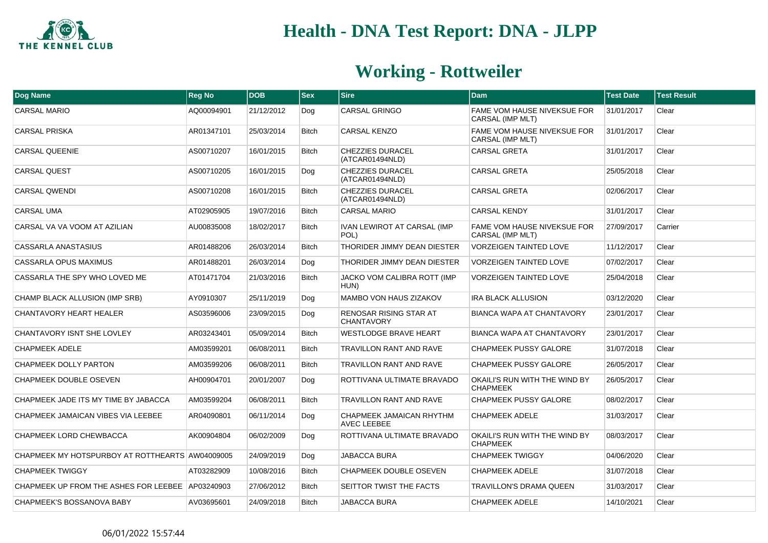# Health - DNA Test Report: DNA - JLPP

## Working - Rottweiler

| Dog Name | Reg No | DOB | Sex | Sire | Dam | Test Date | Test Result |
|---|---|---|---|---|---|---|---|
| CARSAL MARIO | AQ00094901 | 21/12/2012 | Dog | CARSAL GRINGO | FAME VOM HAUSE NIVEKSUE FOR CARSAL (IMP MLT) | 31/01/2017 | Clear |
| CARSAL PRISKA | AR01347101 | 25/03/2014 | Bitch | CARSAL KENZO | FAME VOM HAUSE NIVEKSUE FOR CARSAL (IMP MLT) | 31/01/2017 | Clear |
| CARSAL QUEENIE | AS00710207 | 16/01/2015 | Bitch | CHEZZIES DURACEL (ATCAR01494NLD) | CARSAL GRETA | 31/01/2017 | Clear |
| CARSAL QUEST | AS00710205 | 16/01/2015 | Dog | CHEZZIES DURACEL (ATCAR01494NLD) | CARSAL GRETA | 25/05/2018 | Clear |
| CARSAL QWENDI | AS00710208 | 16/01/2015 | Bitch | CHEZZIES DURACEL (ATCAR01494NLD) | CARSAL GRETA | 02/06/2017 | Clear |
| CARSAL UMA | AT02905905 | 19/07/2016 | Bitch | CARSAL MARIO | CARSAL KENDY | 31/01/2017 | Clear |
| CARSAL VA VA VOOM AT AZILIAN | AU00835008 | 18/02/2017 | Bitch | IVAN LEWIROT AT CARSAL (IMP POL) | FAME VOM HAUSE NIVEKSUE FOR CARSAL (IMP MLT) | 27/09/2017 | Carrier |
| CASSARLA ANASTASIUS | AR01488206 | 26/03/2014 | Bitch | THORIDER JIMMY DEAN DIESTER | VORZEIGEN TAINTED LOVE | 11/12/2017 | Clear |
| CASSARLA OPUS MAXIMUS | AR01488201 | 26/03/2014 | Dog | THORIDER JIMMY DEAN DIESTER | VORZEIGEN TAINTED LOVE | 07/02/2017 | Clear |
| CASSARLA THE SPY WHO LOVED ME | AT01471704 | 21/03/2016 | Bitch | JACKO VOM CALIBRA ROTT (IMP HUN) | VORZEIGEN TAINTED LOVE | 25/04/2018 | Clear |
| CHAMP BLACK ALLUSION (IMP SRB) | AY0910307 | 25/11/2019 | Dog | MAMBO VON HAUS ZIZAKOV | IRA BLACK ALLUSION | 03/12/2020 | Clear |
| CHANTAVORY HEART HEALER | AS03596006 | 23/09/2015 | Dog | RENOSAR RISING STAR AT CHANTAVORY | BIANCA WAPA AT CHANTAVORY | 23/01/2017 | Clear |
| CHANTAVORY ISNT SHE LOVLEY | AR03243401 | 05/09/2014 | Bitch | WESTLODGE BRAVE HEART | BIANCA WAPA AT CHANTAVORY | 23/01/2017 | Clear |
| CHAPMEEK ADELE | AM03599201 | 06/08/2011 | Bitch | TRAVILLON RANT AND RAVE | CHAPMEEK PUSSY GALORE | 31/07/2018 | Clear |
| CHAPMEEK DOLLY PARTON | AM03599206 | 06/08/2011 | Bitch | TRAVILLON RANT AND RAVE | CHAPMEEK PUSSY GALORE | 26/05/2017 | Clear |
| CHAPMEEK DOUBLE OSEVEN | AH00904701 | 20/01/2007 | Dog | ROTTIVANA ULTIMATE BRAVADO | OKAILI'S RUN WITH THE WIND BY CHAPMEEK | 26/05/2017 | Clear |
| CHAPMEEK JADE ITS MY TIME BY JABACCA | AM03599204 | 06/08/2011 | Bitch | TRAVILLON RANT AND RAVE | CHAPMEEK PUSSY GALORE | 08/02/2017 | Clear |
| CHAPMEEK JAMAICAN VIBES VIA LEEBEE | AR04090801 | 06/11/2014 | Dog | CHAPMEEK JAMAICAN RHYTHM AVEC LEEBEE | CHAPMEEK ADELE | 31/03/2017 | Clear |
| CHAPMEEK LORD CHEWBACCA | AK00904804 | 06/02/2009 | Dog | ROTTIVANA ULTIMATE BRAVADO | OKAILI'S RUN WITH THE WIND BY CHAPMEEK | 08/03/2017 | Clear |
| CHAPMEEK MY HOTSPURBOY AT ROTTHEARTS | AW04009005 | 24/09/2019 | Dog | JABACCA BURA | CHAPMEEK TWIGGY | 04/06/2020 | Clear |
| CHAPMEEK TWIGGY | AT03282909 | 10/08/2016 | Bitch | CHAPMEEK DOUBLE OSEVEN | CHAPMEEK ADELE | 31/07/2018 | Clear |
| CHAPMEEK UP FROM THE ASHES FOR LEEBEE | AP03240903 | 27/06/2012 | Bitch | SEITTOR TWIST THE FACTS | TRAVILLON'S DRAMA QUEEN | 31/03/2017 | Clear |
| CHAPMEEK'S BOSSANOVA BABY | AV03695601 | 24/09/2018 | Bitch | JABACCA BURA | CHAPMEEK ADELE | 14/10/2021 | Clear |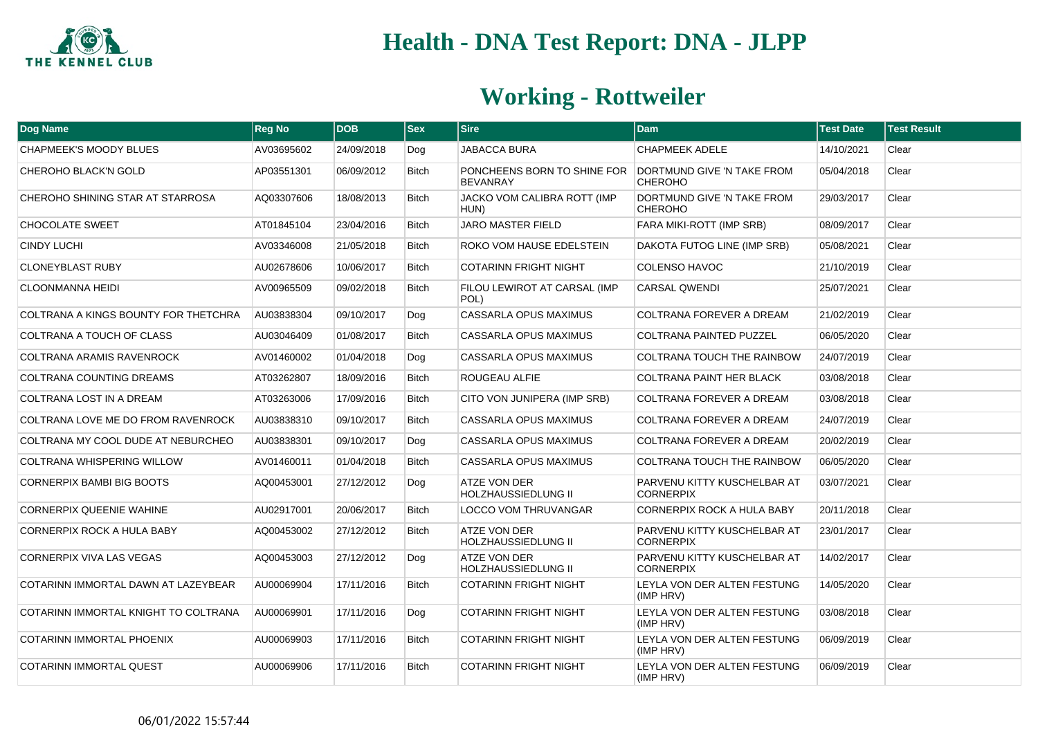# Health - DNA Test Report: DNA - JLPP

## Working - Rottweiler

| Dog Name | Reg No | DOB | Sex | Sire | Dam | Test Date | Test Result |
|---|---|---|---|---|---|---|---|
| CHAPMEEK'S MOODY BLUES | AV03695602 | 24/09/2018 | Dog | JABACCA BURA | CHAPMEEK ADELE | 14/10/2021 | Clear |
| CHEROHO BLACK'N GOLD | AP03551301 | 06/09/2012 | Bitch | PONCHEENS BORN TO SHINE FOR BEVANRAY | DORTMUND GIVE 'N TAKE FROM CHEROHO | 05/04/2018 | Clear |
| CHEROHO SHINING STAR AT STARROSA | AQ03307606 | 18/08/2013 | Bitch | JACKO VOM CALIBRA ROTT (IMP HUN) | DORTMUND GIVE 'N TAKE FROM CHEROHO | 29/03/2017 | Clear |
| CHOCOLATE SWEET | AT01845104 | 23/04/2016 | Bitch | JARO MASTER FIELD | FARA MIKI-ROTT (IMP SRB) | 08/09/2017 | Clear |
| CINDY LUCHI | AV03346008 | 21/05/2018 | Bitch | ROKO VOM HAUSE EDELSTEIN | DAKOTA FUTOG LINE (IMP SRB) | 05/08/2021 | Clear |
| CLONEYBLAST RUBY | AU02678606 | 10/06/2017 | Bitch | COTARINN FRIGHT NIGHT | COLENSO HAVOC | 21/10/2019 | Clear |
| CLOONMANNA HEIDI | AV00965509 | 09/02/2018 | Bitch | FILOU LEWIROT AT CARSAL (IMP POL) | CARSAL QWENDI | 25/07/2021 | Clear |
| COLTRANA A KINGS BOUNTY FOR THETCHRA | AU03838304 | 09/10/2017 | Dog | CASSARLA OPUS MAXIMUS | COLTRANA FOREVER A DREAM | 21/02/2019 | Clear |
| COLTRANA A TOUCH OF CLASS | AU03046409 | 01/08/2017 | Bitch | CASSARLA OPUS MAXIMUS | COLTRANA PAINTED PUZZEL | 06/05/2020 | Clear |
| COLTRANA ARAMIS RAVENROCK | AV01460002 | 01/04/2018 | Dog | CASSARLA OPUS MAXIMUS | COLTRANA TOUCH THE RAINBOW | 24/07/2019 | Clear |
| COLTRANA COUNTING DREAMS | AT03262807 | 18/09/2016 | Bitch | ROUGEAU ALFIE | COLTRANA PAINT HER BLACK | 03/08/2018 | Clear |
| COLTRANA LOST IN A DREAM | AT03263006 | 17/09/2016 | Bitch | CITO VON JUNIPERA (IMP SRB) | COLTRANA FOREVER A DREAM | 03/08/2018 | Clear |
| COLTRANA LOVE ME DO FROM RAVENROCK | AU03838310 | 09/10/2017 | Bitch | CASSARLA OPUS MAXIMUS | COLTRANA FOREVER A DREAM | 24/07/2019 | Clear |
| COLTRANA MY COOL DUDE AT NEBURCHEO | AU03838301 | 09/10/2017 | Dog | CASSARLA OPUS MAXIMUS | COLTRANA FOREVER A DREAM | 20/02/2019 | Clear |
| COLTRANA WHISPERING WILLOW | AV01460011 | 01/04/2018 | Bitch | CASSARLA OPUS MAXIMUS | COLTRANA TOUCH THE RAINBOW | 06/05/2020 | Clear |
| CORNERPIX BAMBI BIG BOOTS | AQ00453001 | 27/12/2012 | Dog | ATZE VON DER HOLZHAUSSIEDLUNG II | PARVENU KITTY KUSCHELBAR AT CORNERPIX | 03/07/2021 | Clear |
| CORNERPIX QUEENIE WAHINE | AU02917001 | 20/06/2017 | Bitch | LOCCO VOM THRUVANGAR | CORNERPIX ROCK A HULA BABY | 20/11/2018 | Clear |
| CORNERPIX ROCK A HULA BABY | AQ00453002 | 27/12/2012 | Bitch | ATZE VON DER HOLZHAUSSIEDLUNG II | PARVENU KITTY KUSCHELBAR AT CORNERPIX | 23/01/2017 | Clear |
| CORNERPIX VIVA LAS VEGAS | AQ00453003 | 27/12/2012 | Dog | ATZE VON DER HOLZHAUSSIEDLUNG II | PARVENU KITTY KUSCHELBAR AT CORNERPIX | 14/02/2017 | Clear |
| COTARINN IMMORTAL DAWN AT LAZEYBEAR | AU00069904 | 17/11/2016 | Bitch | COTARINN FRIGHT NIGHT | LEYLA VON DER ALTEN FESTUNG (IMP HRV) | 14/05/2020 | Clear |
| COTARINN IMMORTAL KNIGHT TO COLTRANA | AU00069901 | 17/11/2016 | Dog | COTARINN FRIGHT NIGHT | LEYLA VON DER ALTEN FESTUNG (IMP HRV) | 03/08/2018 | Clear |
| COTARINN IMMORTAL PHOENIX | AU00069903 | 17/11/2016 | Bitch | COTARINN FRIGHT NIGHT | LEYLA VON DER ALTEN FESTUNG (IMP HRV) | 06/09/2019 | Clear |
| COTARINN IMMORTAL QUEST | AU00069906 | 17/11/2016 | Bitch | COTARINN FRIGHT NIGHT | LEYLA VON DER ALTEN FESTUNG (IMP HRV) | 06/09/2019 | Clear |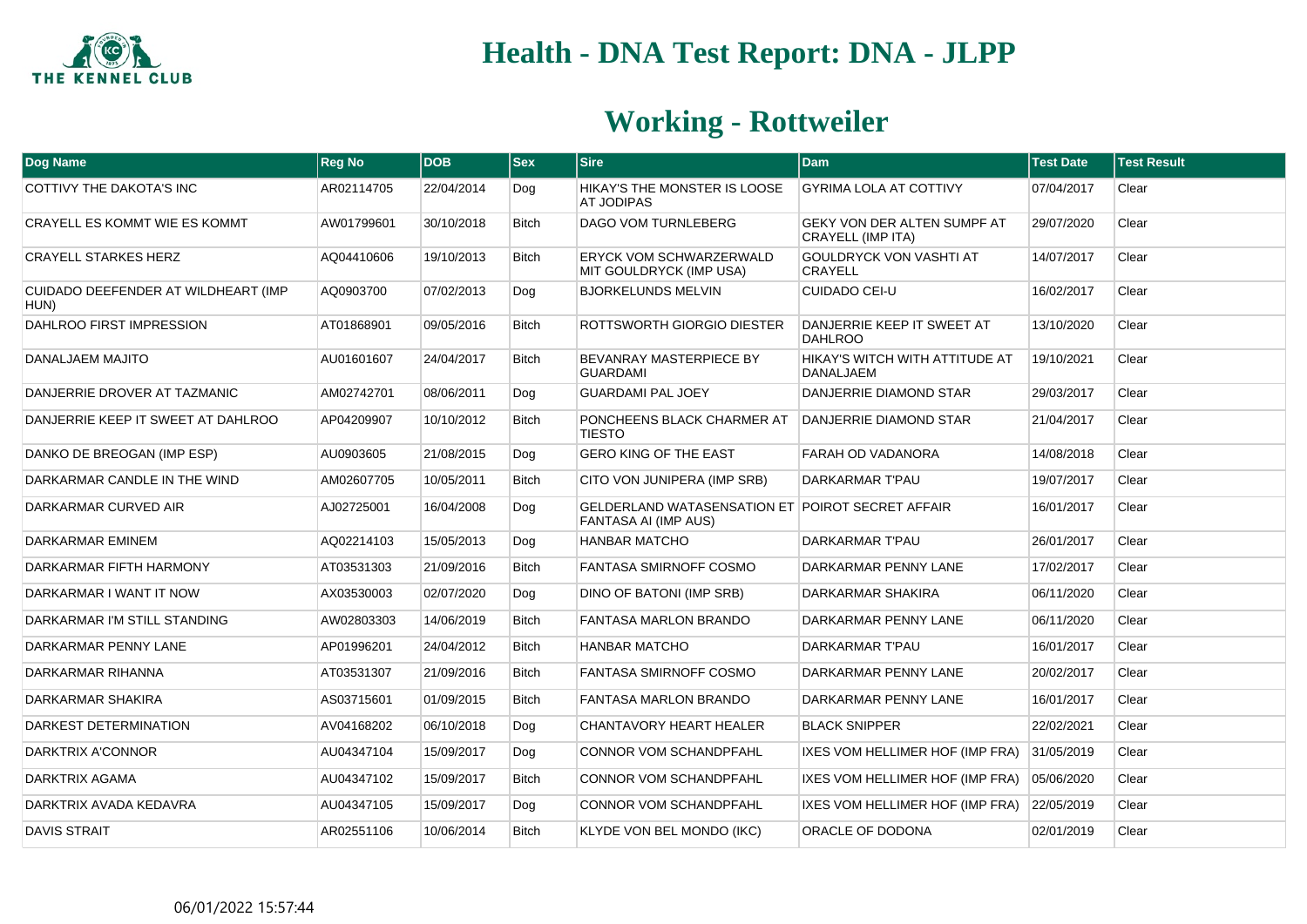# Health - DNA Test Report: DNA - JLPP

## Working - Rottweiler

| Dog Name | Reg No | DOB | Sex | Sire | Dam | Test Date | Test Result |
|---|---|---|---|---|---|---|---|
| COTTIVY THE DAKOTA'S INC | AR02114705 | 22/04/2014 | Dog | HIKAY'S THE MONSTER IS LOOSE AT JODIPAS | GYRIMA LOLA AT COTTIVY | 07/04/2017 | Clear |
| CRAYELL ES KOMMT WIE ES KOMMT | AW01799601 | 30/10/2018 | Bitch | DAGO VOM TURNLEBERG | GEKY VON DER ALTEN SUMPF AT CRAYELL (IMP ITA) | 29/07/2020 | Clear |
| CRAYELL STARKES HERZ | AQ04410606 | 19/10/2013 | Bitch | ERYCK VOM SCHWARZERWALD MIT GOULDRYCK (IMP USA) | GOULDRYCK VON VASHTI AT CRAYELL | 14/07/2017 | Clear |
| CUIDADO DEEFENDER AT WILDHEART (IMP HUN) | AQ0903700 | 07/02/2013 | Dog | BJORKELUNDS MELVIN | CUIDADO CEI-U | 16/02/2017 | Clear |
| DAHLROO FIRST IMPRESSION | AT01868901 | 09/05/2016 | Bitch | ROTTSWORTH GIORGIO DIESTER | DANJERRIE KEEP IT SWEET AT DAHLROO | 13/10/2020 | Clear |
| DANALJAEM MAJITO | AU01601607 | 24/04/2017 | Bitch | BEVANRAY MASTERPIECE BY GUARDAMI | HIKAY'S WITCH WITH ATTITUDE AT DANALJAEM | 19/10/2021 | Clear |
| DANJERRIE DROVER AT TAZMANIC | AM02742701 | 08/06/2011 | Dog | GUARDAMI PAL JOEY | DANJERRIE DIAMOND STAR | 29/03/2017 | Clear |
| DANJERRIE KEEP IT SWEET AT DAHLROO | AP04209907 | 10/10/2012 | Bitch | PONCHEENS BLACK CHARMER AT TIESTO | DANJERRIE DIAMOND STAR | 21/04/2017 | Clear |
| DANKO DE BREOGAN (IMP ESP) | AU0903605 | 21/08/2015 | Dog | GERO KING OF THE EAST | FARAH OD VADANORA | 14/08/2018 | Clear |
| DARKARMAR CANDLE IN THE WIND | AM02607705 | 10/05/2011 | Bitch | CITO VON JUNIPERA (IMP SRB) | DARKARMAR T'PAU | 19/07/2017 | Clear |
| DARKARMAR CURVED AIR | AJ02725001 | 16/04/2008 | Dog | GELDERLAND WATASENSATION ET FANTASA AI (IMP AUS) | POIROT SECRET AFFAIR | 16/01/2017 | Clear |
| DARKARMAR EMINEM | AQ02214103 | 15/05/2013 | Dog | HANBAR MATCHO | DARKARMAR T'PAU | 26/01/2017 | Clear |
| DARKARMAR FIFTH HARMONY | AT03531303 | 21/09/2016 | Bitch | FANTASA SMIRNOFF COSMO | DARKARMAR PENNY LANE | 17/02/2017 | Clear |
| DARKARMAR I WANT IT NOW | AX03530003 | 02/07/2020 | Dog | DINO OF BATONI (IMP SRB) | DARKARMAR SHAKIRA | 06/11/2020 | Clear |
| DARKARMAR I'M STILL STANDING | AW02803303 | 14/06/2019 | Bitch | FANTASA MARLON BRANDO | DARKARMAR PENNY LANE | 06/11/2020 | Clear |
| DARKARMAR PENNY LANE | AP01996201 | 24/04/2012 | Bitch | HANBAR MATCHO | DARKARMAR T'PAU | 16/01/2017 | Clear |
| DARKARMAR RIHANNA | AT03531307 | 21/09/2016 | Bitch | FANTASA SMIRNOFF COSMO | DARKARMAR PENNY LANE | 20/02/2017 | Clear |
| DARKARMAR SHAKIRA | AS03715601 | 01/09/2015 | Bitch | FANTASA MARLON BRANDO | DARKARMAR PENNY LANE | 16/01/2017 | Clear |
| DARKEST DETERMINATION | AV04168202 | 06/10/2018 | Dog | CHANTAVORY HEART HEALER | BLACK SNIPPER | 22/02/2021 | Clear |
| DARKTRIX A'CONNOR | AU04347104 | 15/09/2017 | Dog | CONNOR VOM SCHANDPFAHL | IXES VOM HELLIMER HOF (IMP FRA) | 31/05/2019 | Clear |
| DARKTRIX AGAMA | AU04347102 | 15/09/2017 | Bitch | CONNOR VOM SCHANDPFAHL | IXES VOM HELLIMER HOF (IMP FRA) | 05/06/2020 | Clear |
| DARKTRIX AVADA KEDAVRA | AU04347105 | 15/09/2017 | Dog | CONNOR VOM SCHANDPFAHL | IXES VOM HELLIMER HOF (IMP FRA) | 22/05/2019 | Clear |
| DAVIS STRAIT | AR02551106 | 10/06/2014 | Bitch | KLYDE VON BEL MONDO (IKC) | ORACLE OF DODONA | 02/01/2019 | Clear |

06/01/2022 15:57:44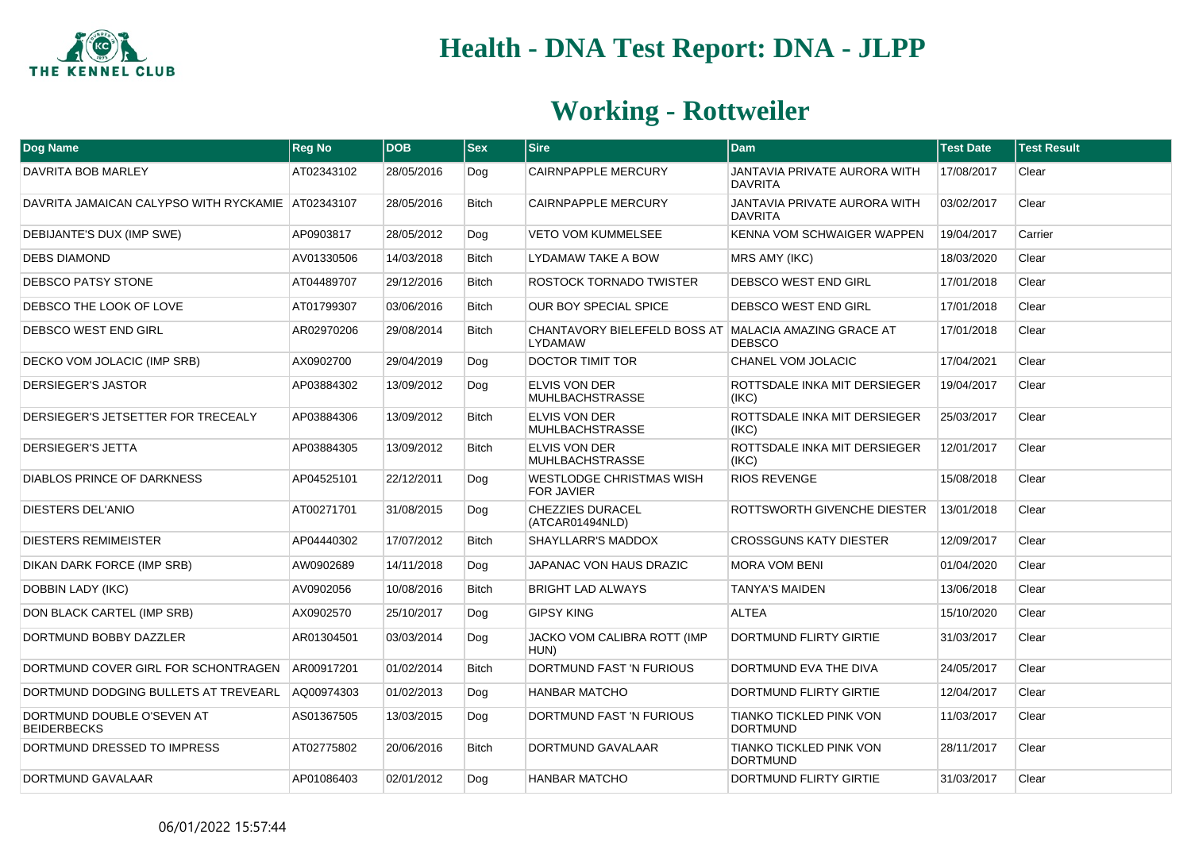# Health - DNA Test Report: DNA - JLPP

## Working - Rottweiler

| Dog Name | Reg No | DOB | Sex | Sire | Dam | Test Date | Test Result |
|---|---|---|---|---|---|---|---|
| DAVRITA BOB MARLEY | AT02343102 | 28/05/2016 | Dog | CAIRNPAPPLE MERCURY | JANTAVIA PRIVATE AURORA WITH DAVRITA | 17/08/2017 | Clear |
| DAVRITA JAMAICAN CALYPSO WITH RYCKAMIE | AT02343107 | 28/05/2016 | Bitch | CAIRNPAPPLE MERCURY | JANTAVIA PRIVATE AURORA WITH DAVRITA | 03/02/2017 | Clear |
| DEBIJANTE'S DUX (IMP SWE) | AP0903817 | 28/05/2012 | Dog | VETO VOM KUMMELSEE | KENNA VOM SCHWAIGER WAPPEN | 19/04/2017 | Carrier |
| DEBS DIAMOND | AV01330506 | 14/03/2018 | Bitch | LYDAMAW TAKE A BOW | MRS AMY (IKC) | 18/03/2020 | Clear |
| DEBSCO PATSY STONE | AT04489707 | 29/12/2016 | Bitch | ROSTOCK TORNADO TWISTER | DEBSCO WEST END GIRL | 17/01/2018 | Clear |
| DEBSCO THE LOOK OF LOVE | AT01799307 | 03/06/2016 | Bitch | OUR BOY SPECIAL SPICE | DEBSCO WEST END GIRL | 17/01/2018 | Clear |
| DEBSCO WEST END GIRL | AR02970206 | 29/08/2014 | Bitch | CHANTAVORY BIELEFELD BOSS AT LYDAMAW | MALACIA AMAZING GRACE AT DEBSCO | 17/01/2018 | Clear |
| DECKO VOM JOLACIC (IMP SRB) | AX0902700 | 29/04/2019 | Dog | DOCTOR TIMIT TOR | CHANEL VOM JOLACIC | 17/04/2021 | Clear |
| DERSIEGER'S JASTOR | AP03884302 | 13/09/2012 | Dog | ELVIS VON DER MUHLBACHSTRASSE | ROTTSDALE INKA MIT DERSIEGER (IKC) | 19/04/2017 | Clear |
| DERSIEGER'S JETSETTER FOR TRECEALY | AP03884306 | 13/09/2012 | Bitch | ELVIS VON DER MUHLBACHSTRASSE | ROTTSDALE INKA MIT DERSIEGER (IKC) | 25/03/2017 | Clear |
| DERSIEGER'S JETTA | AP03884305 | 13/09/2012 | Bitch | ELVIS VON DER MUHLBACHSTRASSE | ROTTSDALE INKA MIT DERSIEGER (IKC) | 12/01/2017 | Clear |
| DIABLOS PRINCE OF DARKNESS | AP04525101 | 22/12/2011 | Dog | WESTLODGE CHRISTMAS WISH FOR JAVIER | RIOS REVENGE | 15/08/2018 | Clear |
| DIESTERS DEL'ANIO | AT00271701 | 31/08/2015 | Dog | CHEZZIES DURACEL (ATCAR01494NLD) | ROTTSWORTH GIVENCHE DIESTER | 13/01/2018 | Clear |
| DIESTERS REMIMEISTER | AP04440302 | 17/07/2012 | Bitch | SHAYLLARR'S MADDOX | CROSSGUNS KATY DIESTER | 12/09/2017 | Clear |
| DIKAN DARK FORCE (IMP SRB) | AW0902689 | 14/11/2018 | Dog | JAPANAC VON HAUS DRAZIC | MORA VOM BENI | 01/04/2020 | Clear |
| DOBBIN LADY (IKC) | AV0902056 | 10/08/2016 | Bitch | BRIGHT LAD ALWAYS | TANYA'S MAIDEN | 13/06/2018 | Clear |
| DON BLACK CARTEL (IMP SRB) | AX0902570 | 25/10/2017 | Dog | GIPSY KING | ALTEA | 15/10/2020 | Clear |
| DORTMUND BOBBY DAZZLER | AR01304501 | 03/03/2014 | Dog | JACKO VOM CALIBRA ROTT (IMP HUN) | DORTMUND FLIRTY GIRTIE | 31/03/2017 | Clear |
| DORTMUND COVER GIRL FOR SCHONTRAGEN | AR00917201 | 01/02/2014 | Bitch | DORTMUND FAST 'N FURIOUS | DORTMUND EVA THE DIVA | 24/05/2017 | Clear |
| DORTMUND DODGING BULLETS AT TREVEARL | AQ00974303 | 01/02/2013 | Dog | HANBAR MATCHO | DORTMUND FLIRTY GIRTIE | 12/04/2017 | Clear |
| DORTMUND DOUBLE O'SEVEN AT BEIDERBECKS | AS01367505 | 13/03/2015 | Dog | DORTMUND FAST 'N FURIOUS | TIANKO TICKLED PINK VON DORTMUND | 11/03/2017 | Clear |
| DORTMUND DRESSED TO IMPRESS | AT02775802 | 20/06/2016 | Bitch | DORTMUND GAVALAAR | TIANKO TICKLED PINK VON DORTMUND | 28/11/2017 | Clear |
| DORTMUND GAVALAAR | AP01086403 | 02/01/2012 | Dog | HANBAR MATCHO | DORTMUND FLIRTY GIRTIE | 31/03/2017 | Clear |

06/01/2022 15:57:44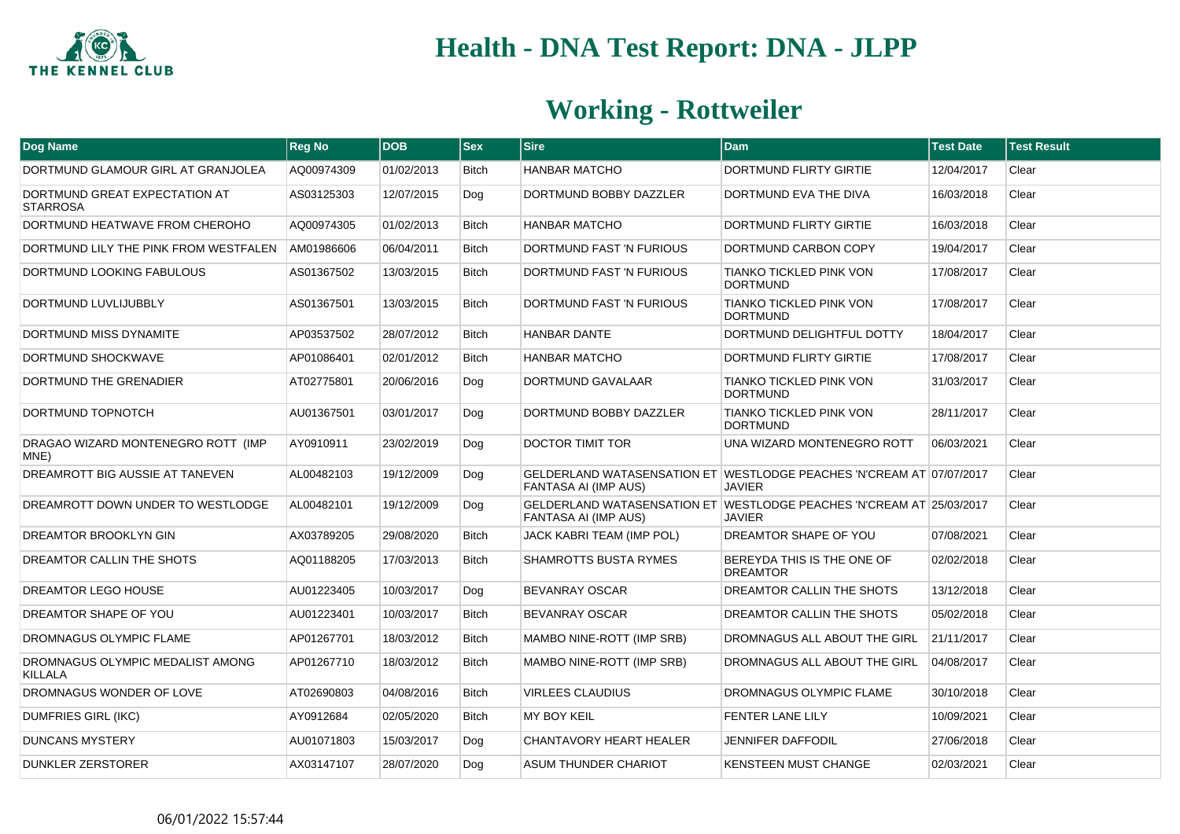# Health - DNA Test Report: DNA - JLPP

## Working - Rottweiler

| Dog Name | Reg No | DOB | Sex | Sire | Dam | Test Date | Test Result |
|---|---|---|---|---|---|---|---|
| DORTMUND GLAMOUR GIRL AT GRANJOLEA | AQ00974309 | 01/02/2013 | Bitch | HANBAR MATCHO | DORTMUND FLIRTY GIRTIE | 12/04/2017 | Clear |
| DORTMUND GREAT EXPECTATION AT STARROSA | AS03125303 | 12/07/2015 | Dog | DORTMUND BOBBY DAZZLER | DORTMUND EVA THE DIVA | 16/03/2018 | Clear |
| DORTMUND HEATWAVE FROM CHEROHO | AQ00974305 | 01/02/2013 | Bitch | HANBAR MATCHO | DORTMUND FLIRTY GIRTIE | 16/03/2018 | Clear |
| DORTMUND LILY THE PINK FROM WESTFALEN | AM01986606 | 06/04/2011 | Bitch | DORTMUND FAST 'N FURIOUS | DORTMUND CARBON COPY | 19/04/2017 | Clear |
| DORTMUND LOOKING FABULOUS | AS01367502 | 13/03/2015 | Bitch | DORTMUND FAST 'N FURIOUS | TIANKO TICKLED PINK VON DORTMUND | 17/08/2017 | Clear |
| DORTMUND LUVLIJUBBLY | AS01367501 | 13/03/2015 | Bitch | DORTMUND FAST 'N FURIOUS | TIANKO TICKLED PINK VON DORTMUND | 17/08/2017 | Clear |
| DORTMUND MISS DYNAMITE | AP03537502 | 28/07/2012 | Bitch | HANBAR DANTE | DORTMUND DELIGHTFUL DOTTY | 18/04/2017 | Clear |
| DORTMUND SHOCKWAVE | AP01086401 | 02/01/2012 | Bitch | HANBAR MATCHO | DORTMUND FLIRTY GIRTIE | 17/08/2017 | Clear |
| DORTMUND THE GRENADIER | AT02775801 | 20/06/2016 | Dog | DORTMUND GAVALAAR | TIANKO TICKLED PINK VON DORTMUND | 31/03/2017 | Clear |
| DORTMUND TOPNOTCH | AU01367501 | 03/01/2017 | Dog | DORTMUND BOBBY DAZZLER | TIANKO TICKLED PINK VON DORTMUND | 28/11/2017 | Clear |
| DRAGAO WIZARD MONTENEGRO ROTT (IMP MNE) | AY0910911 | 23/02/2019 | Dog | DOCTOR TIMIT TOR | UNA WIZARD MONTENEGRO ROTT | 06/03/2021 | Clear |
| DREAMROTT BIG AUSSIE AT TANEVEN | AL00482103 | 19/12/2009 | Dog | GELDERLAND WATASENSATION ET FANTASA AI (IMP AUS) | WESTLODGE PEACHES 'N'CREAM AT JAVIER | 07/07/2017 | Clear |
| DREAMROTT DOWN UNDER TO WESTLODGE | AL00482101 | 19/12/2009 | Dog | GELDERLAND WATASENSATION ET FANTASA AI (IMP AUS) | WESTLODGE PEACHES 'N'CREAM AT JAVIER | 25/03/2017 | Clear |
| DREAMTOR BROOKLYN GIN | AX03789205 | 29/08/2020 | Bitch | JACK KABRI TEAM (IMP POL) | DREAMTOR SHAPE OF YOU | 07/08/2021 | Clear |
| DREAMTOR CALLIN THE SHOTS | AQ01188205 | 17/03/2013 | Bitch | SHAMROTTS BUSTA RYMES | BEREYDA THIS IS THE ONE OF DREAMTOR | 02/02/2018 | Clear |
| DREAMTOR LEGO HOUSE | AU01223405 | 10/03/2017 | Dog | BEVANRAY OSCAR | DREAMTOR CALLIN THE SHOTS | 13/12/2018 | Clear |
| DREAMTOR SHAPE OF YOU | AU01223401 | 10/03/2017 | Bitch | BEVANRAY OSCAR | DREAMTOR CALLIN THE SHOTS | 05/02/2018 | Clear |
| DROMNAGUS OLYMPIC FLAME | AP01267701 | 18/03/2012 | Bitch | MAMBO NINE-ROTT (IMP SRB) | DROMNAGUS ALL ABOUT THE GIRL | 21/11/2017 | Clear |
| DROMNAGUS OLYMPIC MEDALIST AMONG KILLALA | AP01267710 | 18/03/2012 | Bitch | MAMBO NINE-ROTT (IMP SRB) | DROMNAGUS ALL ABOUT THE GIRL | 04/08/2017 | Clear |
| DROMNAGUS WONDER OF LOVE | AT02690803 | 04/08/2016 | Bitch | VIRLEES CLAUDIUS | DROMNAGUS OLYMPIC FLAME | 30/10/2018 | Clear |
| DUMFRIES GIRL (IKC) | AY0912684 | 02/05/2020 | Bitch | MY BOY KEIL | FENTER LANE LILY | 10/09/2021 | Clear |
| DUNCANS MYSTERY | AU01071803 | 15/03/2017 | Dog | CHANTAVORY HEART HEALER | JENNIFER DAFFODIL | 27/06/2018 | Clear |
| DUNKLER ZERSTORER | AX03147107 | 28/07/2020 | Dog | ASUM THUNDER CHARIOT | KENSTEEN MUST CHANGE | 02/03/2021 | Clear |

06/01/2022 15:57:44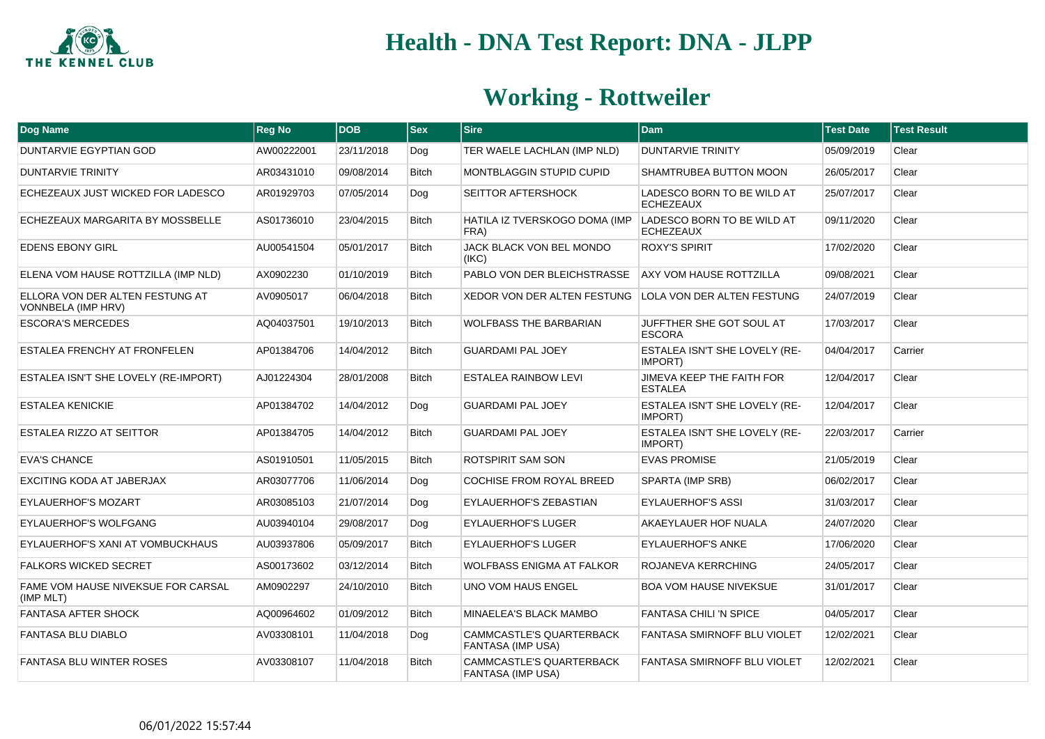# Health - DNA Test Report: DNA - JLPP

## Working - Rottweiler

| Dog Name | Reg No | DOB | Sex | Sire | Dam | Test Date | Test Result |
|---|---|---|---|---|---|---|---|
| DUNTARVIE EGYPTIAN GOD | AW00222001 | 23/11/2018 | Dog | TER WAELE LACHLAN (IMP NLD) | DUNTARVIE TRINITY | 05/09/2019 | Clear |
| DUNTARVIE TRINITY | AR03431010 | 09/08/2014 | Bitch | MONTBLAGGIN STUPID CUPID | SHAMTRUBEA BUTTON MOON | 26/05/2017 | Clear |
| ECHEZEAUX JUST WICKED FOR LADESCO | AR01929703 | 07/05/2014 | Dog | SEITTOR AFTERSHOCK | LADESCO BORN TO BE WILD AT ECHEZEAUX | 25/07/2017 | Clear |
| ECHEZEAUX MARGARITA BY MOSSBELLE | AS01736010 | 23/04/2015 | Bitch | HATILA IZ TVERSKOGO DOMA (IMP FRA) | LADESCO BORN TO BE WILD AT ECHEZEAUX | 09/11/2020 | Clear |
| EDENS EBONY GIRL | AU00541504 | 05/01/2017 | Bitch | JACK BLACK VON BEL MONDO (IKC) | ROXY'S SPIRIT | 17/02/2020 | Clear |
| ELENA VOM HAUSE ROTTZILLA (IMP NLD) | AX0902230 | 01/10/2019 | Bitch | PABLO VON DER BLEICHSTRASSE | AXY VOM HAUSE ROTTZILLA | 09/08/2021 | Clear |
| ELLORA VON DER ALTEN FESTUNG AT VONNBELA (IMP HRV) | AV0905017 | 06/04/2018 | Bitch | XEDOR VON DER ALTEN FESTUNG | LOLA VON DER ALTEN FESTUNG | 24/07/2019 | Clear |
| ESCORA'S MERCEDES | AQ04037501 | 19/10/2013 | Bitch | WOLFBASS THE BARBARIAN | JUFFTHER SHE GOT SOUL AT ESCORA | 17/03/2017 | Clear |
| ESTALEA FRENCHY AT FRONFELEN | AP01384706 | 14/04/2012 | Bitch | GUARDAMI PAL JOEY | ESTALEA ISN'T SHE LOVELY (RE-IMPORT) | 04/04/2017 | Carrier |
| ESTALEA ISN'T SHE LOVELY (RE-IMPORT) | AJ01224304 | 28/01/2008 | Bitch | ESTALEA RAINBOW LEVI | JIMEVA KEEP THE FAITH FOR ESTALEA | 12/04/2017 | Clear |
| ESTALEA KENICKIE | AP01384702 | 14/04/2012 | Dog | GUARDAMI PAL JOEY | ESTALEA ISN'T SHE LOVELY (RE-IMPORT) | 12/04/2017 | Clear |
| ESTALEA RIZZO AT SEITTOR | AP01384705 | 14/04/2012 | Bitch | GUARDAMI PAL JOEY | ESTALEA ISN'T SHE LOVELY (RE-IMPORT) | 22/03/2017 | Carrier |
| EVA'S CHANCE | AS01910501 | 11/05/2015 | Bitch | ROTSPIRIT SAM SON | EVAS PROMISE | 21/05/2019 | Clear |
| EXCITING KODA AT JABERJAX | AR03077706 | 11/06/2014 | Dog | COCHISE FROM ROYAL BREED | SPARTA (IMP SRB) | 06/02/2017 | Clear |
| EYLAUERHOF'S MOZART | AR03085103 | 21/07/2014 | Dog | EYLAUERHOF'S ZEBASTIAN | EYLAUERHOF'S ASSI | 31/03/2017 | Clear |
| EYLAUERHOF'S WOLFGANG | AU03940104 | 29/08/2017 | Dog | EYLAUERHOF'S LUGER | AKAEYLAUER HOF NUALA | 24/07/2020 | Clear |
| EYLAUERHOF'S XANI AT VOMBUCKHAUS | AU03937806 | 05/09/2017 | Bitch | EYLAUERHOF'S LUGER | EYLAUERHOF'S ANKE | 17/06/2020 | Clear |
| FALKORS WICKED SECRET | AS00173602 | 03/12/2014 | Bitch | WOLFBASS ENIGMA AT FALKOR | ROJANEVA KERRCHING | 24/05/2017 | Clear |
| FAME VOM HAUSE NIVEKSUE FOR CARSAL (IMP MLT) | AM0902297 | 24/10/2010 | Bitch | UNO VOM HAUS ENGEL | BOA VOM HAUSE NIVEKSUE | 31/01/2017 | Clear |
| FANTASA AFTER SHOCK | AQ00964602 | 01/09/2012 | Bitch | MINAELEA'S BLACK MAMBO | FANTASA CHILI 'N SPICE | 04/05/2017 | Clear |
| FANTASA BLU DIABLO | AV03308101 | 11/04/2018 | Dog | CAMMCASTLE'S QUARTERBACK FANTASA (IMP USA) | FANTASA SMIRNOFF BLU VIOLET | 12/02/2021 | Clear |
| FANTASA BLU WINTER ROSES | AV03308107 | 11/04/2018 | Bitch | CAMMCASTLE'S QUARTERBACK FANTASA (IMP USA) | FANTASA SMIRNOFF BLU VIOLET | 12/02/2021 | Clear |

06/01/2022 15:57:44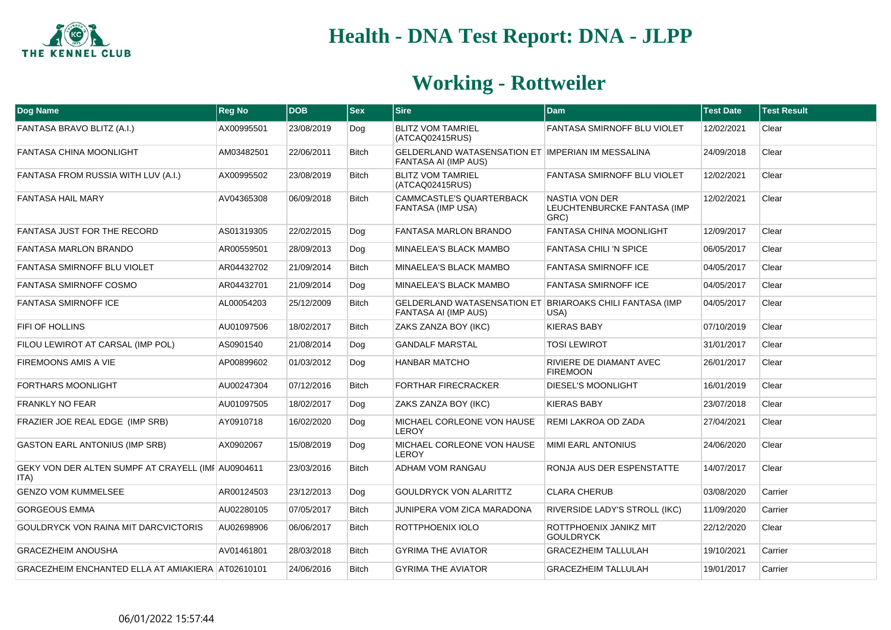# Health - DNA Test Report: DNA - JLPP

## Working - Rottweiler

| Dog Name | Reg No | DOB | Sex | Sire | Dam | Test Date | Test Result |
|---|---|---|---|---|---|---|---|
| FANTASA BRAVO BLITZ (A.I.) | AX00995501 | 23/08/2019 | Dog | BLITZ VOM TAMRIEL (ATCAQ02415RUS) | FANTASA SMIRNOFF BLU VIOLET | 12/02/2021 | Clear |
| FANTASA CHINA MOONLIGHT | AM03482501 | 22/06/2011 | Bitch | GELDERLAND WATASENSATION ET FANTASA AI (IMP AUS) | IMPERIAN IM MESSALINA | 24/09/2018 | Clear |
| FANTASA FROM RUSSIA WITH LUV (A.I.) | AX00995502 | 23/08/2019 | Bitch | BLITZ VOM TAMRIEL (ATCAQ02415RUS) | FANTASA SMIRNOFF BLU VIOLET | 12/02/2021 | Clear |
| FANTASA HAIL MARY | AV04365308 | 06/09/2018 | Bitch | CAMMCASTLE'S QUARTERBACK FANTASA (IMP USA) | NASTIA VON DER LEUCHTENBURCKE FANTASA (IMP GRC) | 12/02/2021 | Clear |
| FANTASA JUST FOR THE RECORD | AS01319305 | 22/02/2015 | Dog | FANTASA MARLON BRANDO | FANTASA CHINA MOONLIGHT | 12/09/2017 | Clear |
| FANTASA MARLON BRANDO | AR00559501 | 28/09/2013 | Dog | MINAELEA'S BLACK MAMBO | FANTASA CHILI 'N SPICE | 06/05/2017 | Clear |
| FANTASA SMIRNOFF BLU VIOLET | AR04432702 | 21/09/2014 | Bitch | MINAELEA'S BLACK MAMBO | FANTASA SMIRNOFF ICE | 04/05/2017 | Clear |
| FANTASA SMIRNOFF COSMO | AR04432701 | 21/09/2014 | Dog | MINAELEA'S BLACK MAMBO | FANTASA SMIRNOFF ICE | 04/05/2017 | Clear |
| FANTASA SMIRNOFF ICE | AL00054203 | 25/12/2009 | Bitch | GELDERLAND WATASENSATION ET FANTASA AI (IMP AUS) | BRIAROAKS CHILI FANTASA (IMP USA) | 04/05/2017 | Clear |
| FIFI OF HOLLINS | AU01097506 | 18/02/2017 | Bitch | ZAKS ZANZA BOY (IKC) | KIERAS BABY | 07/10/2019 | Clear |
| FILOU LEWIROT AT CARSAL (IMP POL) | AS0901540 | 21/08/2014 | Dog | GANDALF MARSTAL | TOSI LEWIROT | 31/01/2017 | Clear |
| FIREMOONS AMIS A VIE | AP00899602 | 01/03/2012 | Dog | HANBAR MATCHO | RIVIERE DE DIAMANT AVEC FIREMOON | 26/01/2017 | Clear |
| FORTHARS MOONLIGHT | AU00247304 | 07/12/2016 | Bitch | FORTHAR FIRECRACKER | DIESEL'S MOONLIGHT | 16/01/2019 | Clear |
| FRANKLY NO FEAR | AU01097505 | 18/02/2017 | Dog | ZAKS ZANZA BOY (IKC) | KIERAS BABY | 23/07/2018 | Clear |
| FRAZIER JOE REAL EDGE (IMP SRB) | AY0910718 | 16/02/2020 | Dog | MICHAEL CORLEONE VON HAUSE LEROY | REMI LAKROA OD ZADA | 27/04/2021 | Clear |
| GASTON EARL ANTONIUS (IMP SRB) | AX0902067 | 15/08/2019 | Dog | MICHAEL CORLEONE VON HAUSE LEROY | MIMI EARL ANTONIUS | 24/06/2020 | Clear |
| GEKY VON DER ALTEN SUMPF AT CRAYELL (IMP ITA) | AU0904611 | 23/03/2016 | Bitch | ADHAM VOM RANGAU | RONJA AUS DER ESPENSTATTE | 14/07/2017 | Clear |
| GENZO VOM KUMMELSEE | AR00124503 | 23/12/2013 | Dog | GOULDRYCK VON ALARITTZ | CLARA CHERUB | 03/08/2020 | Carrier |
| GORGEOUS EMMA | AU02280105 | 07/05/2017 | Bitch | JUNIPERA VOM ZICA MARADONA | RIVERSIDE LADY'S STROLL (IKC) | 11/09/2020 | Carrier |
| GOULDRYCK VON RAINA MIT DARCVICTORIS | AU02698906 | 06/06/2017 | Bitch | ROTTPHOENIX IOLO | ROTTPHOENIX JANIKZ MIT GOULDRYCK | 22/12/2020 | Clear |
| GRACEZHEIM ANOUSHA | AV01461801 | 28/03/2018 | Bitch | GYRIMA THE AVIATOR | GRACEZHEIM TALLULAH | 19/10/2021 | Carrier |
| GRACEZHEIM ENCHANTED ELLA AT AMIAKIERA | AT02610101 | 24/06/2016 | Bitch | GYRIMA THE AVIATOR | GRACEZHEIM TALLULAH | 19/01/2017 | Carrier |

06/01/2022 15:57:44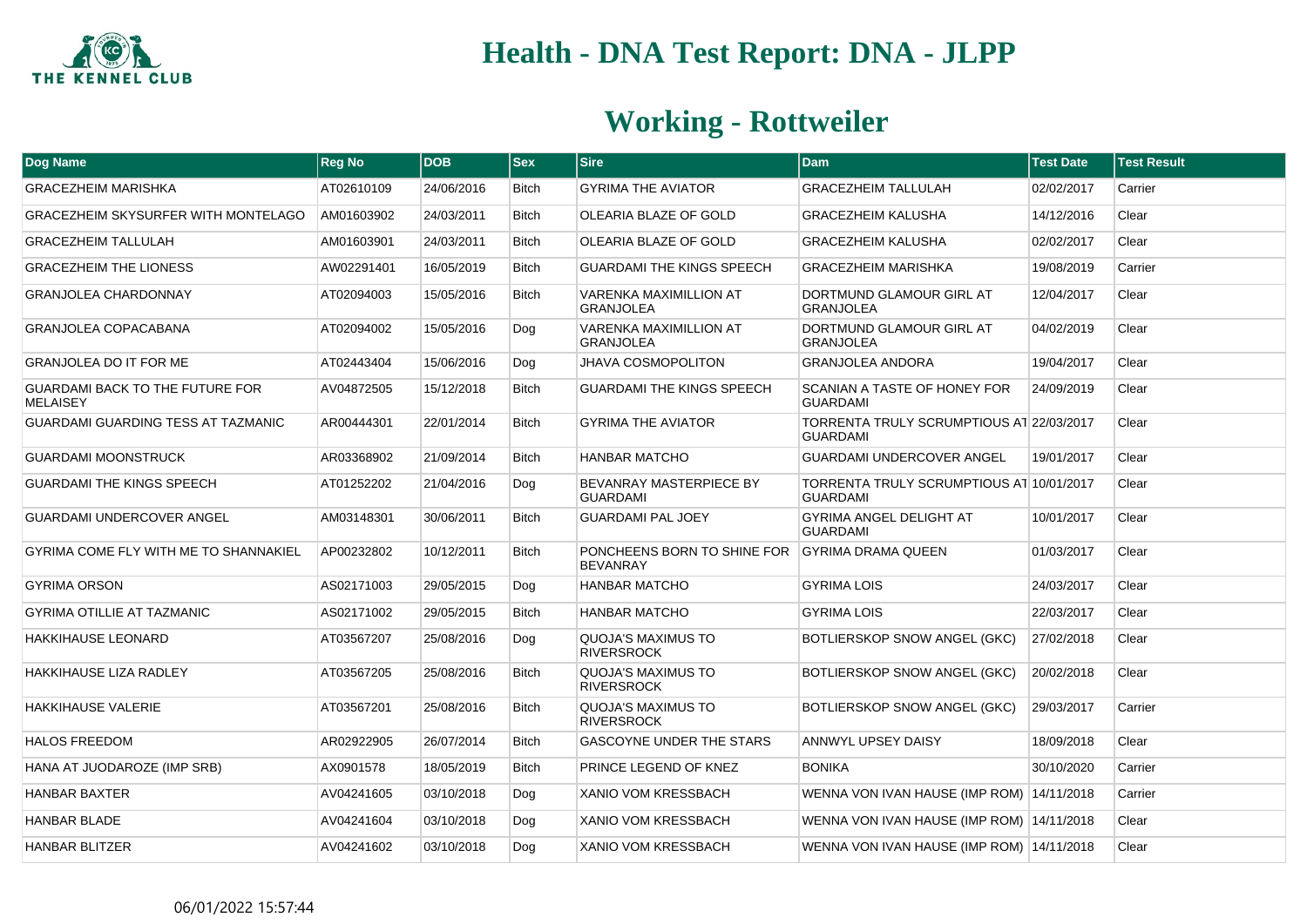# Health - DNA Test Report: DNA - JLPP

## Working - Rottweiler

| Dog Name | Reg No | DOB | Sex | Sire | Dam | Test Date | Test Result |
|---|---|---|---|---|---|---|---|
| GRACEZHEIM MARISHKA | AT02610109 | 24/06/2016 | Bitch | GYRIMA THE AVIATOR | GRACEZHEIM TALLULAH | 02/02/2017 | Carrier |
| GRACEZHEIM SKYSURFER WITH MONTELAGO | AM01603902 | 24/03/2011 | Bitch | OLEARIA BLAZE OF GOLD | GRACEZHEIM KALUSHA | 14/12/2016 | Clear |
| GRACEZHEIM TALLULAH | AM01603901 | 24/03/2011 | Bitch | OLEARIA BLAZE OF GOLD | GRACEZHEIM KALUSHA | 02/02/2017 | Clear |
| GRACEZHEIM THE LIONESS | AW02291401 | 16/05/2019 | Bitch | GUARDAMI THE KINGS SPEECH | GRACEZHEIM MARISHKA | 19/08/2019 | Carrier |
| GRANJOLEA CHARDONNAY | AT02094003 | 15/05/2016 | Bitch | VARENKA MAXIMILLION AT GRANJOLEA | DORTMUND GLAMOUR GIRL AT GRANJOLEA | 12/04/2017 | Clear |
| GRANJOLEA COPACABANA | AT02094002 | 15/05/2016 | Dog | VARENKA MAXIMILLION AT GRANJOLEA | DORTMUND GLAMOUR GIRL AT GRANJOLEA | 04/02/2019 | Clear |
| GRANJOLEA DO IT FOR ME | AT02443404 | 15/06/2016 | Dog | JHAVA COSMOPOLITON | GRANJOLEA ANDORA | 19/04/2017 | Clear |
| GUARDAMI BACK TO THE FUTURE FOR MELAISEY | AV04872505 | 15/12/2018 | Bitch | GUARDAMI THE KINGS SPEECH | SCANIAN A TASTE OF HONEY FOR GUARDAMI | 24/09/2019 | Clear |
| GUARDAMI GUARDING TESS AT TAZMANIC | AR00444301 | 22/01/2014 | Bitch | GYRIMA THE AVIATOR | TORRENTA TRULY SCRUMPTIOUS AT GUARDAMI | 22/03/2017 | Clear |
| GUARDAMI MOONSTRUCK | AR03368902 | 21/09/2014 | Bitch | HANBAR MATCHO | GUARDAMI UNDERCOVER ANGEL | 19/01/2017 | Clear |
| GUARDAMI THE KINGS SPEECH | AT01252202 | 21/04/2016 | Dog | BEVANRAY MASTERPIECE BY GUARDAMI | TORRENTA TRULY SCRUMPTIOUS AT GUARDAMI | 10/01/2017 | Clear |
| GUARDAMI UNDERCOVER ANGEL | AM03148301 | 30/06/2011 | Bitch | GUARDAMI PAL JOEY | GYRIMA ANGEL DELIGHT AT GUARDAMI | 10/01/2017 | Clear |
| GYRIMA COME FLY WITH ME TO SHANNAKIEL | AP00232802 | 10/12/2011 | Bitch | PONCHEENS BORN TO SHINE FOR BEVANRAY | GYRIMA DRAMA QUEEN | 01/03/2017 | Clear |
| GYRIMA ORSON | AS02171003 | 29/05/2015 | Dog | HANBAR MATCHO | GYRIMA LOIS | 24/03/2017 | Clear |
| GYRIMA OTILLIE AT TAZMANIC | AS02171002 | 29/05/2015 | Bitch | HANBAR MATCHO | GYRIMA LOIS | 22/03/2017 | Clear |
| HAKKIHAUSE LEONARD | AT03567207 | 25/08/2016 | Dog | QUOJA'S MAXIMUS TO RIVERSROCK | BOTLIERSKOP SNOW ANGEL (GKC) | 27/02/2018 | Clear |
| HAKKIHAUSE LIZA RADLEY | AT03567205 | 25/08/2016 | Bitch | QUOJA'S MAXIMUS TO RIVERSROCK | BOTLIERSKOP SNOW ANGEL (GKC) | 20/02/2018 | Clear |
| HAKKIHAUSE VALERIE | AT03567201 | 25/08/2016 | Bitch | QUOJA'S MAXIMUS TO RIVERSROCK | BOTLIERSKOP SNOW ANGEL (GKC) | 29/03/2017 | Carrier |
| HALOS FREEDOM | AR02922905 | 26/07/2014 | Bitch | GASCOYNE UNDER THE STARS | ANNWYL UPSEY DAISY | 18/09/2018 | Clear |
| HANA AT JUODAROZE (IMP SRB) | AX0901578 | 18/05/2019 | Bitch | PRINCE LEGEND OF KNEZ | BONIKA | 30/10/2020 | Carrier |
| HANBAR BAXTER | AV04241605 | 03/10/2018 | Dog | XANIO VOM KRESSBACH | WENNA VON IVAN HAUSE (IMP ROM) | 14/11/2018 | Carrier |
| HANBAR BLADE | AV04241604 | 03/10/2018 | Dog | XANIO VOM KRESSBACH | WENNA VON IVAN HAUSE (IMP ROM) | 14/11/2018 | Clear |
| HANBAR BLITZER | AV04241602 | 03/10/2018 | Dog | XANIO VOM KRESSBACH | WENNA VON IVAN HAUSE (IMP ROM) | 14/11/2018 | Clear |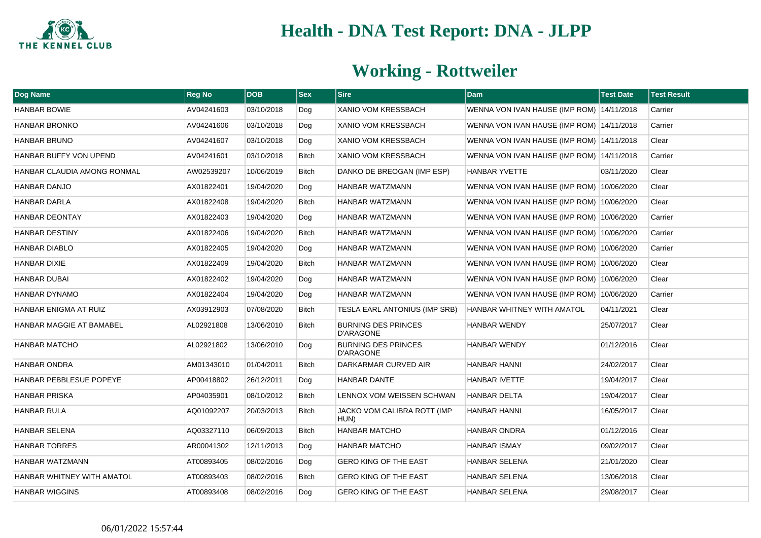# Health - DNA Test Report: DNA - JLPP

## Working - Rottweiler

| Dog Name | Reg No | DOB | Sex | Sire | Dam | Test Date | Test Result |
|---|---|---|---|---|---|---|---|
| HANBAR BOWIE | AV04241603 | 03/10/2018 | Dog | XANIO VOM KRESSBACH | WENNA VON IVAN HAUSE (IMP ROM) | 14/11/2018 | Carrier |
| HANBAR BRONKO | AV04241606 | 03/10/2018 | Dog | XANIO VOM KRESSBACH | WENNA VON IVAN HAUSE (IMP ROM) | 14/11/2018 | Carrier |
| HANBAR BRUNO | AV04241607 | 03/10/2018 | Dog | XANIO VOM KRESSBACH | WENNA VON IVAN HAUSE (IMP ROM) | 14/11/2018 | Clear |
| HANBAR BUFFY VON UPEND | AV04241601 | 03/10/2018 | Bitch | XANIO VOM KRESSBACH | WENNA VON IVAN HAUSE (IMP ROM) | 14/11/2018 | Carrier |
| HANBAR CLAUDIA AMONG RONMAL | AW02539207 | 10/06/2019 | Bitch | DANKO DE BREOGAN (IMP ESP) | HANBAR YVETTE | 03/11/2020 | Clear |
| HANBAR DANJO | AX01822401 | 19/04/2020 | Dog | HANBAR WATZMANN | WENNA VON IVAN HAUSE (IMP ROM) | 10/06/2020 | Clear |
| HANBAR DARLA | AX01822408 | 19/04/2020 | Bitch | HANBAR WATZMANN | WENNA VON IVAN HAUSE (IMP ROM) | 10/06/2020 | Clear |
| HANBAR DEONTAY | AX01822403 | 19/04/2020 | Dog | HANBAR WATZMANN | WENNA VON IVAN HAUSE (IMP ROM) | 10/06/2020 | Carrier |
| HANBAR DESTINY | AX01822406 | 19/04/2020 | Bitch | HANBAR WATZMANN | WENNA VON IVAN HAUSE (IMP ROM) | 10/06/2020 | Carrier |
| HANBAR DIABLO | AX01822405 | 19/04/2020 | Dog | HANBAR WATZMANN | WENNA VON IVAN HAUSE (IMP ROM) | 10/06/2020 | Carrier |
| HANBAR DIXIE | AX01822409 | 19/04/2020 | Bitch | HANBAR WATZMANN | WENNA VON IVAN HAUSE (IMP ROM) | 10/06/2020 | Clear |
| HANBAR DUBAI | AX01822402 | 19/04/2020 | Dog | HANBAR WATZMANN | WENNA VON IVAN HAUSE (IMP ROM) | 10/06/2020 | Clear |
| HANBAR DYNAMO | AX01822404 | 19/04/2020 | Dog | HANBAR WATZMANN | WENNA VON IVAN HAUSE (IMP ROM) | 10/06/2020 | Carrier |
| HANBAR ENIGMA AT RUIZ | AX03912903 | 07/08/2020 | Bitch | TESLA EARL ANTONIUS (IMP SRB) | HANBAR WHITNEY WITH AMATOL | 04/11/2021 | Clear |
| HANBAR MAGGIE AT BAMABEL | AL02921808 | 13/06/2010 | Bitch | BURNING DES PRINCES D'ARAGONE | HANBAR WENDY | 25/07/2017 | Clear |
| HANBAR MATCHO | AL02921802 | 13/06/2010 | Dog | BURNING DES PRINCES D'ARAGONE | HANBAR WENDY | 01/12/2016 | Clear |
| HANBAR ONDRA | AM01343010 | 01/04/2011 | Bitch | DARKARMAR CURVED AIR | HANBAR HANNI | 24/02/2017 | Clear |
| HANBAR PEBBLESUE POPEYE | AP00418802 | 26/12/2011 | Dog | HANBAR DANTE | HANBAR IVETTE | 19/04/2017 | Clear |
| HANBAR PRISKA | AP04035901 | 08/10/2012 | Bitch | LENNOX VOM WEISSEN SCHWAN | HANBAR DELTA | 19/04/2017 | Clear |
| HANBAR RULA | AQ01092207 | 20/03/2013 | Bitch | JACKO VOM CALIBRA ROTT (IMP HUN) | HANBAR HANNI | 16/05/2017 | Clear |
| HANBAR SELENA | AQ03327110 | 06/09/2013 | Bitch | HANBAR MATCHO | HANBAR ONDRA | 01/12/2016 | Clear |
| HANBAR TORRES | AR00041302 | 12/11/2013 | Dog | HANBAR MATCHO | HANBAR ISMAY | 09/02/2017 | Clear |
| HANBAR WATZMANN | AT00893405 | 08/02/2016 | Dog | GERO KING OF THE EAST | HANBAR SELENA | 21/01/2020 | Clear |
| HANBAR WHITNEY WITH AMATOL | AT00893403 | 08/02/2016 | Bitch | GERO KING OF THE EAST | HANBAR SELENA | 13/06/2018 | Clear |
| HANBAR WIGGINS | AT00893408 | 08/02/2016 | Dog | GERO KING OF THE EAST | HANBAR SELENA | 29/08/2017 | Clear |

06/01/2022 15:57:44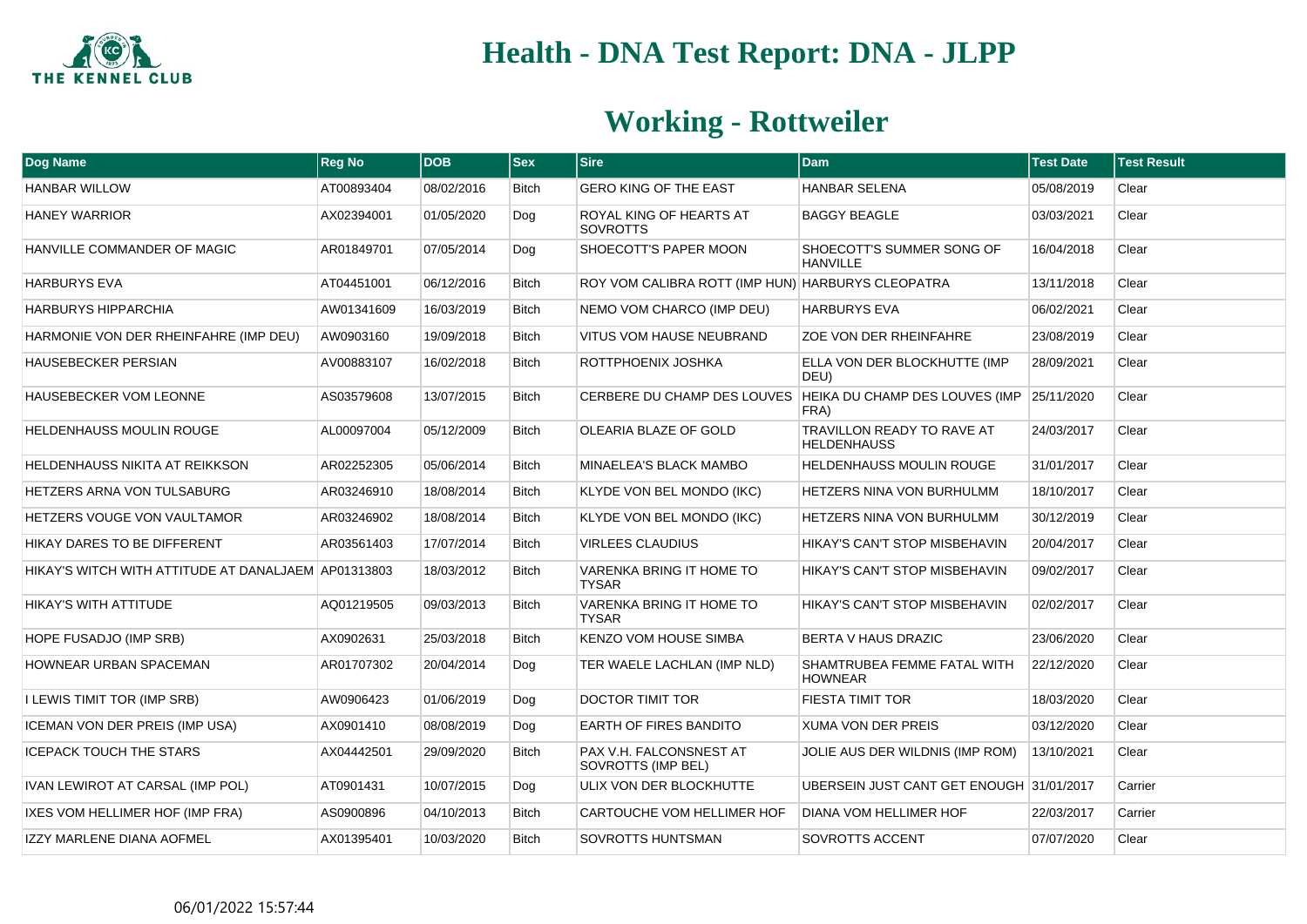# Health - DNA Test Report: DNA - JLPP

## Working - Rottweiler

| Dog Name | Reg No | DOB | Sex | Sire | Dam | Test Date | Test Result |
|---|---|---|---|---|---|---|---|
| HANBAR WILLOW | AT00893404 | 08/02/2016 | Bitch | GERO KING OF THE EAST | HANBAR SELENA | 05/08/2019 | Clear |
| HANEY WARRIOR | AX02394001 | 01/05/2020 | Dog | ROYAL KING OF HEARTS AT SOVROTTS | BAGGY BEAGLE | 03/03/2021 | Clear |
| HANVILLE COMMANDER OF MAGIC | AR01849701 | 07/05/2014 | Dog | SHOECOTT'S PAPER MOON | SHOECOTT'S SUMMER SONG OF HANVILLE | 16/04/2018 | Clear |
| HARBURYS EVA | AT04451001 | 06/12/2016 | Bitch | ROY VOM CALIBRA ROTT (IMP HUN) | HARBURYS CLEOPATRA | 13/11/2018 | Clear |
| HARBURYS HIPPARCHIA | AW01341609 | 16/03/2019 | Bitch | NEMO VOM CHARCO (IMP DEU) | HARBURYS EVA | 06/02/2021 | Clear |
| HARMONIE VON DER RHEINFAHRE (IMP DEU) | AW0903160 | 19/09/2018 | Bitch | VITUS VOM HAUSE NEUBRAND | ZOE VON DER RHEINFAHRE | 23/08/2019 | Clear |
| HAUSEBECKER PERSIAN | AV00883107 | 16/02/2018 | Bitch | ROTTPHOENIX JOSHKA | ELLA VON DER BLOCKHUTTE (IMP DEU) | 28/09/2021 | Clear |
| HAUSEBECKER VOM LEONNE | AS03579608 | 13/07/2015 | Bitch | CERBERE DU CHAMP DES LOUVES | HEIKA DU CHAMP DES LOUVES (IMP FRA) | 25/11/2020 | Clear |
| HELDENHAUSS MOULIN ROUGE | AL00097004 | 05/12/2009 | Bitch | OLEARIA BLAZE OF GOLD | TRAVILLON READY TO RAVE AT HELDENHAUSS | 24/03/2017 | Clear |
| HELDENHAUSS NIKITA AT REIKKSON | AR02252305 | 05/06/2014 | Bitch | MINAELEA'S BLACK MAMBO | HELDENHAUSS MOULIN ROUGE | 31/01/2017 | Clear |
| HETZERS ARNA VON TULSABURG | AR03246910 | 18/08/2014 | Bitch | KLYDE VON BEL MONDO (IKC) | HETZERS NINA VON BURHULMM | 18/10/2017 | Clear |
| HETZERS VOUGE VON VAULTAMOR | AR03246902 | 18/08/2014 | Bitch | KLYDE VON BEL MONDO (IKC) | HETZERS NINA VON BURHULMM | 30/12/2019 | Clear |
| HIKAY DARES TO BE DIFFERENT | AR03561403 | 17/07/2014 | Bitch | VIRLEES CLAUDIUS | HIKAY'S CAN'T STOP MISBEHAVIN | 20/04/2017 | Clear |
| HIKAY'S WITCH WITH ATTITUDE AT DANALJAEM | AP01313803 | 18/03/2012 | Bitch | VARENKA BRING IT HOME TO TYSAR | HIKAY'S CAN'T STOP MISBEHAVIN | 09/02/2017 | Clear |
| HIKAY'S WITH ATTITUDE | AQ01219505 | 09/03/2013 | Bitch | VARENKA BRING IT HOME TO TYSAR | HIKAY'S CAN'T STOP MISBEHAVIN | 02/02/2017 | Clear |
| HOPE FUSADJO (IMP SRB) | AX0902631 | 25/03/2018 | Bitch | KENZO VOM HOUSE SIMBA | BERTA V HAUS DRAZIC | 23/06/2020 | Clear |
| HOWNEAR URBAN SPACEMAN | AR01707302 | 20/04/2014 | Dog | TER WAELE LACHLAN (IMP NLD) | SHAMTRUBEA FEMME FATAL WITH HOWNEAR | 22/12/2020 | Clear |
| I LEWIS TIMIT TOR (IMP SRB) | AW0906423 | 01/06/2019 | Dog | DOCTOR TIMIT TOR | FIESTA TIMIT TOR | 18/03/2020 | Clear |
| ICEMAN VON DER PREIS (IMP USA) | AX0901410 | 08/08/2019 | Dog | EARTH OF FIRES BANDITO | XUMA VON DER PREIS | 03/12/2020 | Clear |
| ICEPACK TOUCH THE STARS | AX04442501 | 29/09/2020 | Bitch | PAX V.H. FALCONSNEST AT SOVROTTS (IMP BEL) | JOLIE AUS DER WILDNIS (IMP ROM) | 13/10/2021 | Clear |
| IVAN LEWIROT AT CARSAL (IMP POL) | AT0901431 | 10/07/2015 | Dog | ULIX VON DER BLOCKHUTTE | UBERSEIN JUST CANT GET ENOUGH | 31/01/2017 | Carrier |
| IXES VOM HELLIMER HOF (IMP FRA) | AS0900896 | 04/10/2013 | Bitch | CARTOUCHE VOM HELLIMER HOF | DIANA VOM HELLIMER HOF | 22/03/2017 | Carrier |
| IZZY MARLENE DIANA AOFMEL | AX01395401 | 10/03/2020 | Bitch | SOVROTTS HUNTSMAN | SOVROTTS ACCENT | 07/07/2020 | Clear |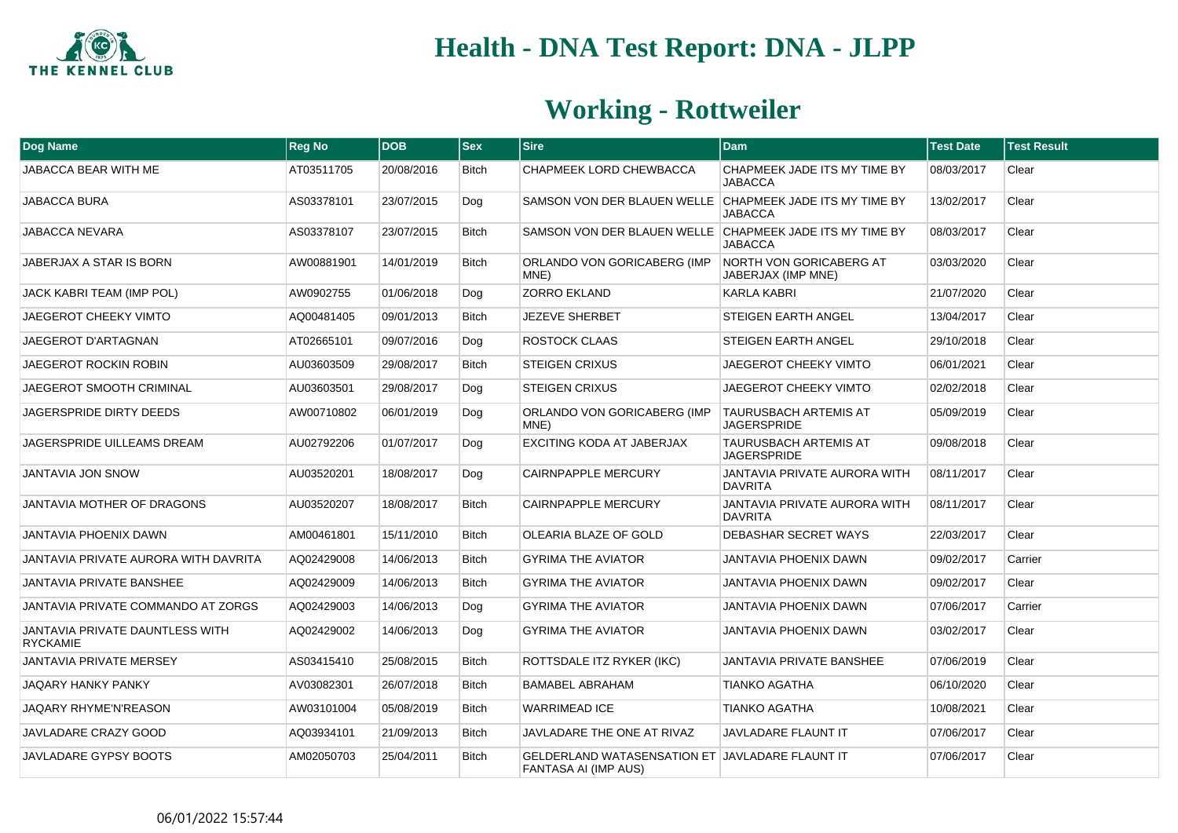# Health - DNA Test Report: DNA - JLPP

## Working - Rottweiler

| Dog Name | Reg No | DOB | Sex | Sire | Dam | Test Date | Test Result |
|---|---|---|---|---|---|---|---|
| JABACCA BEAR WITH ME | AT03511705 | 20/08/2016 | Bitch | CHAPMEEK LORD CHEWBACCA | CHAPMEEK JADE ITS MY TIME BY JABACCA | 08/03/2017 | Clear |
| JABACCA BURA | AS03378101 | 23/07/2015 | Dog | SAMSON VON DER BLAUEN WELLE | CHAPMEEK JADE ITS MY TIME BY JABACCA | 13/02/2017 | Clear |
| JABACCA NEVARA | AS03378107 | 23/07/2015 | Bitch | SAMSON VON DER BLAUEN WELLE | CHAPMEEK JADE ITS MY TIME BY JABACCA | 08/03/2017 | Clear |
| JABERJAX A STAR IS BORN | AW00881901 | 14/01/2019 | Bitch | ORLANDO VON GORICABERG (IMP MNE) | NORTH VON GORICABERG AT JABERJAX (IMP MNE) | 03/03/2020 | Clear |
| JACK KABRI TEAM (IMP POL) | AW0902755 | 01/06/2018 | Dog | ZORRO EKLAND | KARLA KABRI | 21/07/2020 | Clear |
| JAEGEROT CHEEKY VIMTO | AQ00481405 | 09/01/2013 | Bitch | JEZEVE SHERBET | STEIGEN EARTH ANGEL | 13/04/2017 | Clear |
| JAEGEROT D'ARTAGNAN | AT02665101 | 09/07/2016 | Dog | ROSTOCK CLAAS | STEIGEN EARTH ANGEL | 29/10/2018 | Clear |
| JAEGEROT ROCKIN ROBIN | AU03603509 | 29/08/2017 | Bitch | STEIGEN CRIXUS | JAEGEROT CHEEKY VIMTO | 06/01/2021 | Clear |
| JAEGEROT SMOOTH CRIMINAL | AU03603501 | 29/08/2017 | Dog | STEIGEN CRIXUS | JAEGEROT CHEEKY VIMTO | 02/02/2018 | Clear |
| JAGERSPRIDE DIRTY DEEDS | AW00710802 | 06/01/2019 | Dog | ORLANDO VON GORICABERG (IMP MNE) | TAURUSBACH ARTEMIS AT JAGERSPRIDE | 05/09/2019 | Clear |
| JAGERSPRIDE UILLEAMS DREAM | AU02792206 | 01/07/2017 | Dog | EXCITING KODA AT JABERJAX | TAURUSBACH ARTEMIS AT JAGERSPRIDE | 09/08/2018 | Clear |
| JANTAVIA JON SNOW | AU03520201 | 18/08/2017 | Dog | CAIRNPAPPLE MERCURY | JANTAVIA PRIVATE AURORA WITH DAVRITA | 08/11/2017 | Clear |
| JANTAVIA MOTHER OF DRAGONS | AU03520207 | 18/08/2017 | Bitch | CAIRNPAPPLE MERCURY | JANTAVIA PRIVATE AURORA WITH DAVRITA | 08/11/2017 | Clear |
| JANTAVIA PHOENIX DAWN | AM00461801 | 15/11/2010 | Bitch | OLEARIA BLAZE OF GOLD | DEBASHAR SECRET WAYS | 22/03/2017 | Clear |
| JANTAVIA PRIVATE AURORA WITH DAVRITA | AQ02429008 | 14/06/2013 | Bitch | GYRIMA THE AVIATOR | JANTAVIA PHOENIX DAWN | 09/02/2017 | Carrier |
| JANTAVIA PRIVATE BANSHEE | AQ02429009 | 14/06/2013 | Bitch | GYRIMA THE AVIATOR | JANTAVIA PHOENIX DAWN | 09/02/2017 | Clear |
| JANTAVIA PRIVATE COMMANDO AT ZORGS | AQ02429003 | 14/06/2013 | Dog | GYRIMA THE AVIATOR | JANTAVIA PHOENIX DAWN | 07/06/2017 | Carrier |
| JANTAVIA PRIVATE DAUNTLESS WITH RYCKAMIE | AQ02429002 | 14/06/2013 | Dog | GYRIMA THE AVIATOR | JANTAVIA PHOENIX DAWN | 03/02/2017 | Clear |
| JANTAVIA PRIVATE MERSEY | AS03415410 | 25/08/2015 | Bitch | ROTTSDALE ITZ RYKER (IKC) | JANTAVIA PRIVATE BANSHEE | 07/06/2019 | Clear |
| JAQARY HANKY PANKY | AV03082301 | 26/07/2018 | Bitch | BAMABEL ABRAHAM | TIANKO AGATHA | 06/10/2020 | Clear |
| JAQARY RHYME'N'REASON | AW03101004 | 05/08/2019 | Bitch | WARRIMEAD ICE | TIANKO AGATHA | 10/08/2021 | Clear |
| JAVLADARE CRAZY GOOD | AQ03934101 | 21/09/2013 | Bitch | JAVLADARE THE ONE AT RIVAZ | JAVLADARE FLAUNT IT | 07/06/2017 | Clear |
| JAVLADARE GYPSY BOOTS | AM02050703 | 25/04/2011 | Bitch | GELDERLAND WATASENSATION ET FANTASA AI (IMP AUS) | JAVLADARE FLAUNT IT | 07/06/2017 | Clear |

06/01/2022 15:57:44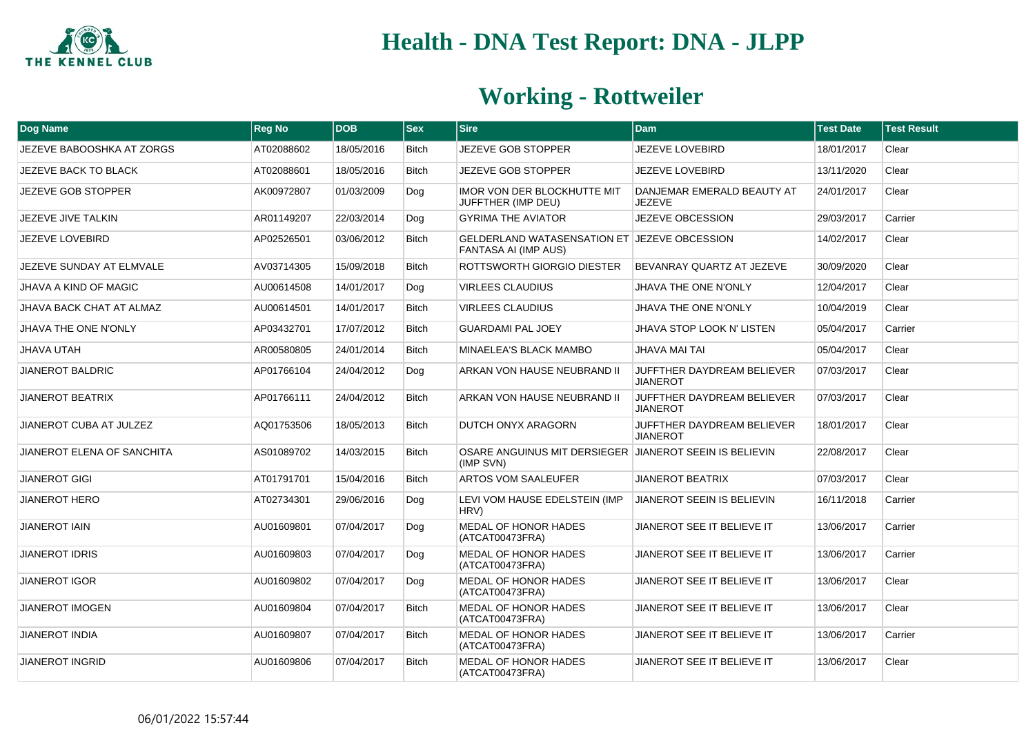# Health - DNA Test Report: DNA - JLPP

## Working - Rottweiler

| Dog Name | Reg No | DOB | Sex | Sire | Dam | Test Date | Test Result |
|---|---|---|---|---|---|---|---|
| JEZEVE BABOOSHKA AT ZORGS | AT02088602 | 18/05/2016 | Bitch | JEZEVE GOB STOPPER | JEZEVE LOVEBIRD | 18/01/2017 | Clear |
| JEZEVE BACK TO BLACK | AT02088601 | 18/05/2016 | Bitch | JEZEVE GOB STOPPER | JEZEVE LOVEBIRD | 13/11/2020 | Clear |
| JEZEVE GOB STOPPER | AK00972807 | 01/03/2009 | Dog | IMOR VON DER BLOCKHUTTE MIT JUFFTHER (IMP DEU) | DANJEMAR EMERALD BEAUTY AT JEZEVE | 24/01/2017 | Clear |
| JEZEVE JIVE TALKIN | AR01149207 | 22/03/2014 | Dog | GYRIMA THE AVIATOR | JEZEVE OBCESSION | 29/03/2017 | Carrier |
| JEZEVE LOVEBIRD | AP02526501 | 03/06/2012 | Bitch | GELDERLAND WATASENSATION ET FANTASA AI (IMP AUS) | JEZEVE OBCESSION | 14/02/2017 | Clear |
| JEZEVE SUNDAY AT ELMVALE | AV03714305 | 15/09/2018 | Bitch | ROTTSWORTH GIORGIO DIESTER | BEVANRAY QUARTZ AT JEZEVE | 30/09/2020 | Clear |
| JHAVA A KIND OF MAGIC | AU00614508 | 14/01/2017 | Dog | VIRLEES CLAUDIUS | JHAVA THE ONE N'ONLY | 12/04/2017 | Clear |
| JHAVA BACK CHAT AT ALMAZ | AU00614501 | 14/01/2017 | Bitch | VIRLEES CLAUDIUS | JHAVA THE ONE N'ONLY | 10/04/2019 | Clear |
| JHAVA THE ONE N'ONLY | AP03432701 | 17/07/2012 | Bitch | GUARDAMI PAL JOEY | JHAVA STOP LOOK N' LISTEN | 05/04/2017 | Carrier |
| JHAVA UTAH | AR00580805 | 24/01/2014 | Bitch | MINAELEA'S BLACK MAMBO | JHAVA MAI TAI | 05/04/2017 | Clear |
| JIANEROT BALDRIC | AP01766104 | 24/04/2012 | Dog | ARKAN VON HAUSE NEUBRAND II | JUFFTHER DAYDREAM BELIEVER JIANEROT | 07/03/2017 | Clear |
| JIANEROT BEATRIX | AP01766111 | 24/04/2012 | Bitch | ARKAN VON HAUSE NEUBRAND II | JUFFTHER DAYDREAM BELIEVER JIANEROT | 07/03/2017 | Clear |
| JIANEROT CUBA AT JULZEZ | AQ01753506 | 18/05/2013 | Bitch | DUTCH ONYX ARAGORN | JUFFTHER DAYDREAM BELIEVER JIANEROT | 18/01/2017 | Clear |
| JIANEROT ELENA OF SANCHITA | AS01089702 | 14/03/2015 | Bitch | OSARE ANGUINUS MIT DERSIEGER (IMP SVN) | JIANEROT SEEIN IS BELIEVIN | 22/08/2017 | Clear |
| JIANEROT GIGI | AT01791701 | 15/04/2016 | Bitch | ARTOS VOM SAALEUFER | JIANEROT BEATRIX | 07/03/2017 | Clear |
| JIANEROT HERO | AT02734301 | 29/06/2016 | Dog | LEVI VOM HAUSE EDELSTEIN (IMP HRV) | JIANEROT SEEIN IS BELIEVIN | 16/11/2018 | Carrier |
| JIANEROT IAIN | AU01609801 | 07/04/2017 | Dog | MEDAL OF HONOR HADES (ATCAT00473FRA) | JIANEROT SEE IT BELIEVE IT | 13/06/2017 | Carrier |
| JIANEROT IDRIS | AU01609803 | 07/04/2017 | Dog | MEDAL OF HONOR HADES (ATCAT00473FRA) | JIANEROT SEE IT BELIEVE IT | 13/06/2017 | Carrier |
| JIANEROT IGOR | AU01609802 | 07/04/2017 | Dog | MEDAL OF HONOR HADES (ATCAT00473FRA) | JIANEROT SEE IT BELIEVE IT | 13/06/2017 | Clear |
| JIANEROT IMOGEN | AU01609804 | 07/04/2017 | Bitch | MEDAL OF HONOR HADES (ATCAT00473FRA) | JIANEROT SEE IT BELIEVE IT | 13/06/2017 | Clear |
| JIANEROT INDIA | AU01609807 | 07/04/2017 | Bitch | MEDAL OF HONOR HADES (ATCAT00473FRA) | JIANEROT SEE IT BELIEVE IT | 13/06/2017 | Carrier |
| JIANEROT INGRID | AU01609806 | 07/04/2017 | Bitch | MEDAL OF HONOR HADES (ATCAT00473FRA) | JIANEROT SEE IT BELIEVE IT | 13/06/2017 | Clear |

06/01/2022 15:57:44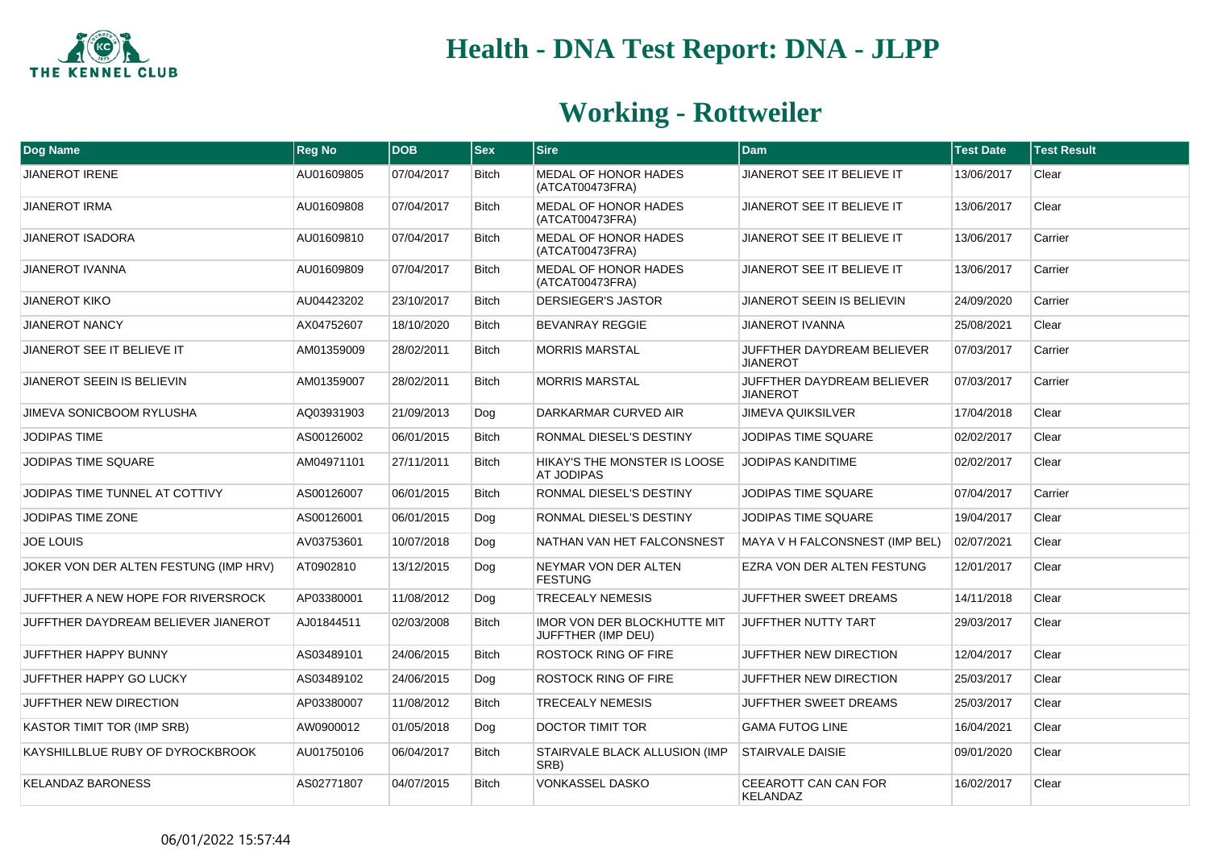# Health - DNA Test Report: DNA - JLPP

## Working - Rottweiler

| Dog Name | Reg No | DOB | Sex | Sire | Dam | Test Date | Test Result |
|---|---|---|---|---|---|---|---|
| JIANEROT IRENE | AU01609805 | 07/04/2017 | Bitch | MEDAL OF HONOR HADES (ATCAT00473FRA) | JIANEROT SEE IT BELIEVE IT | 13/06/2017 | Clear |
| JIANEROT IRMA | AU01609808 | 07/04/2017 | Bitch | MEDAL OF HONOR HADES (ATCAT00473FRA) | JIANEROT SEE IT BELIEVE IT | 13/06/2017 | Clear |
| JIANEROT ISADORA | AU01609810 | 07/04/2017 | Bitch | MEDAL OF HONOR HADES (ATCAT00473FRA) | JIANEROT SEE IT BELIEVE IT | 13/06/2017 | Carrier |
| JIANEROT IVANNA | AU01609809 | 07/04/2017 | Bitch | MEDAL OF HONOR HADES (ATCAT00473FRA) | JIANEROT SEE IT BELIEVE IT | 13/06/2017 | Carrier |
| JIANEROT KIKO | AU04423202 | 23/10/2017 | Bitch | DERSIEGER'S JASTOR | JIANEROT SEEIN IS BELIEVIN | 24/09/2020 | Carrier |
| JIANEROT NANCY | AX04752607 | 18/10/2020 | Bitch | BEVANRAY REGGIE | JIANEROT IVANNA | 25/08/2021 | Clear |
| JIANEROT SEE IT BELIEVE IT | AM01359009 | 28/02/2011 | Bitch | MORRIS MARSTAL | JUFFTHER DAYDREAM BELIEVER JIANEROT | 07/03/2017 | Carrier |
| JIANEROT SEEIN IS BELIEVIN | AM01359007 | 28/02/2011 | Bitch | MORRIS MARSTAL | JUFFTHER DAYDREAM BELIEVER JIANEROT | 07/03/2017 | Carrier |
| JIMEVA SONICBOOM RYLUSHA | AQ03931903 | 21/09/2013 | Dog | DARKARMAR CURVED AIR | JIMEVA QUIKSILVER | 17/04/2018 | Clear |
| JODIPAS TIME | AS00126002 | 06/01/2015 | Bitch | RONMAL DIESEL'S DESTINY | JODIPAS TIME SQUARE | 02/02/2017 | Clear |
| JODIPAS TIME SQUARE | AM04971101 | 27/11/2011 | Bitch | HIKAY'S THE MONSTER IS LOOSE AT JODIPAS | JODIPAS KANDITIME | 02/02/2017 | Clear |
| JODIPAS TIME TUNNEL AT COTTIVY | AS00126007 | 06/01/2015 | Bitch | RONMAL DIESEL'S DESTINY | JODIPAS TIME SQUARE | 07/04/2017 | Carrier |
| JODIPAS TIME ZONE | AS00126001 | 06/01/2015 | Dog | RONMAL DIESEL'S DESTINY | JODIPAS TIME SQUARE | 19/04/2017 | Clear |
| JOE LOUIS | AV03753601 | 10/07/2018 | Dog | NATHAN VAN HET FALCONSNEST | MAYA V H FALCONSNEST (IMP BEL) | 02/07/2021 | Clear |
| JOKER VON DER ALTEN FESTUNG (IMP HRV) | AT0902810 | 13/12/2015 | Dog | NEYMAR VON DER ALTEN FESTUNG | EZRA VON DER ALTEN FESTUNG | 12/01/2017 | Clear |
| JUFFTHER A NEW HOPE FOR RIVERSROCK | AP03380001 | 11/08/2012 | Dog | TRECEALY NEMESIS | JUFFTHER SWEET DREAMS | 14/11/2018 | Clear |
| JUFFTHER DAYDREAM BELIEVER JIANEROT | AJ01844511 | 02/03/2008 | Bitch | IMOR VON DER BLOCKHUTTE MIT JUFFTHER (IMP DEU) | JUFFTHER NUTTY TART | 29/03/2017 | Clear |
| JUFFTHER HAPPY BUNNY | AS03489101 | 24/06/2015 | Bitch | ROSTOCK RING OF FIRE | JUFFTHER NEW DIRECTION | 12/04/2017 | Clear |
| JUFFTHER HAPPY GO LUCKY | AS03489102 | 24/06/2015 | Dog | ROSTOCK RING OF FIRE | JUFFTHER NEW DIRECTION | 25/03/2017 | Clear |
| JUFFTHER NEW DIRECTION | AP03380007 | 11/08/2012 | Bitch | TRECEALY NEMESIS | JUFFTHER SWEET DREAMS | 25/03/2017 | Clear |
| KASTOR TIMIT TOR (IMP SRB) | AW0900012 | 01/05/2018 | Dog | DOCTOR TIMIT TOR | GAMA FUTOG LINE | 16/04/2021 | Clear |
| KAYSHILLBLUE RUBY OF DYROCKBROOK | AU01750106 | 06/04/2017 | Bitch | STAIRVALE BLACK ALLUSION (IMP SRB) | STAIRVALE DAISIE | 09/01/2020 | Clear |
| KELANDAZ BARONESS | AS02771807 | 04/07/2015 | Bitch | VONKASSEL DASKO | CEEAROTT CAN CAN FOR KELANDAZ | 16/02/2017 | Clear |

06/01/2022 15:57:44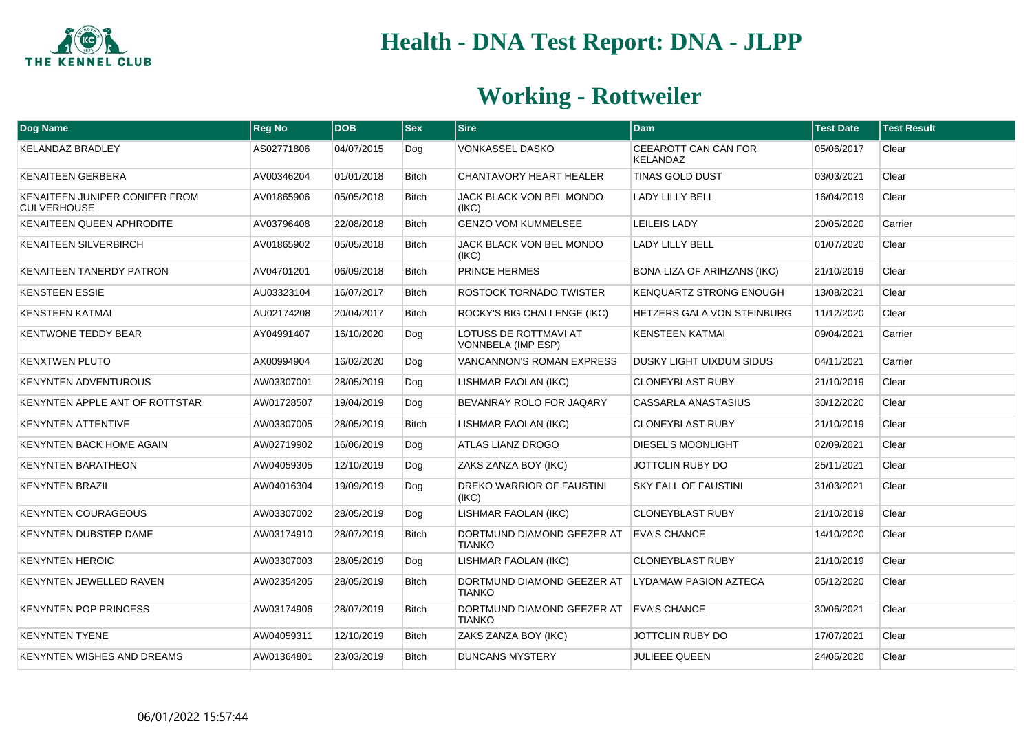# Health - DNA Test Report: DNA - JLPP

## Working - Rottweiler

| Dog Name | Reg No | DOB | Sex | Sire | Dam | Test Date | Test Result |
|---|---|---|---|---|---|---|---|
| KELANDAZ BRADLEY | AS02771806 | 04/07/2015 | Dog | VONKASSEL DASKO | CEEAROTT CAN CAN FOR KELANDAZ | 05/06/2017 | Clear |
| KENAITEEN GERBERA | AV00346204 | 01/01/2018 | Bitch | CHANTAVORY HEART HEALER | TINAS GOLD DUST | 03/03/2021 | Clear |
| KENAITEEN JUNIPER CONIFER FROM CULVERHOUSE | AV01865906 | 05/05/2018 | Bitch | JACK BLACK VON BEL MONDO (IKC) | LADY LILLY BELL | 16/04/2019 | Clear |
| KENAITEEN QUEEN APHRODITE | AV03796408 | 22/08/2018 | Bitch | GENZO VOM KUMMELSEE | LEILEIS LADY | 20/05/2020 | Carrier |
| KENAITEEN SILVERBIRCH | AV01865902 | 05/05/2018 | Bitch | JACK BLACK VON BEL MONDO (IKC) | LADY LILLY BELL | 01/07/2020 | Clear |
| KENAITEEN TANERDY PATRON | AV04701201 | 06/09/2018 | Bitch | PRINCE HERMES | BONA LIZA OF ARIHZANS (IKC) | 21/10/2019 | Clear |
| KENSTEEN ESSIE | AU03323104 | 16/07/2017 | Bitch | ROSTOCK TORNADO TWISTER | KENQUARTZ STRONG ENOUGH | 13/08/2021 | Clear |
| KENSTEEN KATMAI | AU02174208 | 20/04/2017 | Bitch | ROCKY'S BIG CHALLENGE (IKC) | HETZERS GALA VON STEINBURG | 11/12/2020 | Clear |
| KENTWONE TEDDY BEAR | AY04991407 | 16/10/2020 | Dog | LOTUSS DE ROTTMAVI AT VONNBELA (IMP ESP) | KENSTEEN KATMAI | 09/04/2021 | Carrier |
| KENXTWEN PLUTO | AX00994904 | 16/02/2020 | Dog | VANCANNON'S ROMAN EXPRESS | DUSKY LIGHT UIXDUM SIDUS | 04/11/2021 | Carrier |
| KENYNTEN ADVENTUROUS | AW03307001 | 28/05/2019 | Dog | LISHMAR FAOLAN (IKC) | CLONEYBLAST RUBY | 21/10/2019 | Clear |
| KENYNTEN APPLE ANT OF ROTTSTAR | AW01728507 | 19/04/2019 | Dog | BEVANRAY ROLO FOR JAQARY | CASSARLA ANASTASIUS | 30/12/2020 | Clear |
| KENYNTEN ATTENTIVE | AW03307005 | 28/05/2019 | Bitch | LISHMAR FAOLAN (IKC) | CLONEYBLAST RUBY | 21/10/2019 | Clear |
| KENYNTEN BACK HOME AGAIN | AW02719902 | 16/06/2019 | Dog | ATLAS LIANZ DROGO | DIESEL'S MOONLIGHT | 02/09/2021 | Clear |
| KENYNTEN BARATHEON | AW04059305 | 12/10/2019 | Dog | ZAKS ZANZA BOY (IKC) | JOTTCLIN RUBY DO | 25/11/2021 | Clear |
| KENYNTEN BRAZIL | AW04016304 | 19/09/2019 | Dog | DREKO WARRIOR OF FAUSTINI (IKC) | SKY FALL OF FAUSTINI | 31/03/2021 | Clear |
| KENYNTEN COURAGEOUS | AW03307002 | 28/05/2019 | Dog | LISHMAR FAOLAN (IKC) | CLONEYBLAST RUBY | 21/10/2019 | Clear |
| KENYNTEN DUBSTEP DAME | AW03174910 | 28/07/2019 | Bitch | DORTMUND DIAMOND GEEZER AT TIANKO | EVA'S CHANCE | 14/10/2020 | Clear |
| KENYNTEN HEROIC | AW03307003 | 28/05/2019 | Dog | LISHMAR FAOLAN (IKC) | CLONEYBLAST RUBY | 21/10/2019 | Clear |
| KENYNTEN JEWELLED RAVEN | AW02354205 | 28/05/2019 | Bitch | DORTMUND DIAMOND GEEZER AT TIANKO | LYDAMAW PASION AZTECA | 05/12/2020 | Clear |
| KENYNTEN POP PRINCESS | AW03174906 | 28/07/2019 | Bitch | DORTMUND DIAMOND GEEZER AT TIANKO | EVA'S CHANCE | 30/06/2021 | Clear |
| KENYNTEN TYENE | AW04059311 | 12/10/2019 | Bitch | ZAKS ZANZA BOY (IKC) | JOTTCLIN RUBY DO | 17/07/2021 | Clear |
| KENYNTEN WISHES AND DREAMS | AW01364801 | 23/03/2019 | Bitch | DUNCANS MYSTERY | JULIEEE QUEEN | 24/05/2020 | Clear |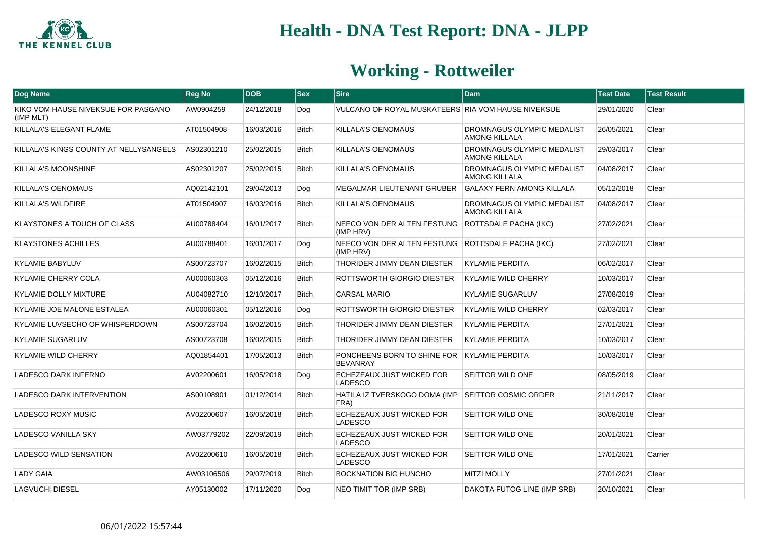# Health - DNA Test Report: DNA - JLPP

## Working - Rottweiler

| Dog Name | Reg No | DOB | Sex | Sire | Dam | Test Date | Test Result |
|---|---|---|---|---|---|---|---|
| KIKO VOM HAUSE NIVEKSUE FOR PASGANO (IMP MLT) | AW0904259 | 24/12/2018 | Dog | VULCANO OF ROYAL MUSKATEERS | RIA VOM HAUSE NIVEKSUE | 29/01/2020 | Clear |
| KILLALA'S ELEGANT FLAME | AT01504908 | 16/03/2016 | Bitch | KILLALA'S OENOMAUS | DROMNAGUS OLYMPIC MEDALIST AMONG KILLALA | 26/05/2021 | Clear |
| KILLALA'S KINGS COUNTY AT NELLYSANGELS | AS02301210 | 25/02/2015 | Bitch | KILLALA'S OENOMAUS | DROMNAGUS OLYMPIC MEDALIST AMONG KILLALA | 29/03/2017 | Clear |
| KILLALA'S MOONSHINE | AS02301207 | 25/02/2015 | Bitch | KILLALA'S OENOMAUS | DROMNAGUS OLYMPIC MEDALIST AMONG KILLALA | 04/08/2017 | Clear |
| KILLALA'S OENOMAUS | AQ02142101 | 29/04/2013 | Dog | MEGALMAR LIEUTENANT GRUBER | GALAXY FERN AMONG KILLALA | 05/12/2018 | Clear |
| KILLALA'S WILDFIRE | AT01504907 | 16/03/2016 | Bitch | KILLALA'S OENOMAUS | DROMNAGUS OLYMPIC MEDALIST AMONG KILLALA | 04/08/2017 | Clear |
| KLAYSTONES A TOUCH OF CLASS | AU00788404 | 16/01/2017 | Bitch | NEECO VON DER ALTEN FESTUNG (IMP HRV) | ROTTSDALE PACHA (IKC) | 27/02/2021 | Clear |
| KLAYSTONES ACHILLES | AU00788401 | 16/01/2017 | Dog | NEECO VON DER ALTEN FESTUNG (IMP HRV) | ROTTSDALE PACHA (IKC) | 27/02/2021 | Clear |
| KYLAMIE BABYLUV | AS00723707 | 16/02/2015 | Bitch | THORIDER JIMMY DEAN DIESTER | KYLAMIE PERDITA | 06/02/2017 | Clear |
| KYLAMIE CHERRY COLA | AU00060303 | 05/12/2016 | Bitch | ROTTSWORTH GIORGIO DIESTER | KYLAMIE WILD CHERRY | 10/03/2017 | Clear |
| KYLAMIE DOLLY MIXTURE | AU04082710 | 12/10/2017 | Bitch | CARSAL MARIO | KYLAMIE SUGARLUV | 27/08/2019 | Clear |
| KYLAMIE JOE MALONE ESTALEA | AU00060301 | 05/12/2016 | Dog | ROTTSWORTH GIORGIO DIESTER | KYLAMIE WILD CHERRY | 02/03/2017 | Clear |
| KYLAMIE LUVSECHO OF WHISPERDOWN | AS00723704 | 16/02/2015 | Bitch | THORIDER JIMMY DEAN DIESTER | KYLAMIE PERDITA | 27/01/2021 | Clear |
| KYLAMIE SUGARLUV | AS00723708 | 16/02/2015 | Bitch | THORIDER JIMMY DEAN DIESTER | KYLAMIE PERDITA | 10/03/2017 | Clear |
| KYLAMIE WILD CHERRY | AQ01854401 | 17/05/2013 | Bitch | PONCHEENS BORN TO SHINE FOR BEVANRAY | KYLAMIE PERDITA | 10/03/2017 | Clear |
| LADESCO DARK INFERNO | AV02200601 | 16/05/2018 | Dog | ECHEZEAUX JUST WICKED FOR LADESCO | SEITTOR WILD ONE | 08/05/2019 | Clear |
| LADESCO DARK INTERVENTION | AS00108901 | 01/12/2014 | Bitch | HATILA IZ TVERSKOGO DOMA (IMP FRA) | SEITTOR COSMIC ORDER | 21/11/2017 | Clear |
| LADESCO ROXY MUSIC | AV02200607 | 16/05/2018 | Bitch | ECHEZEAUX JUST WICKED FOR LADESCO | SEITTOR WILD ONE | 30/08/2018 | Clear |
| LADESCO VANILLA SKY | AW03779202 | 22/09/2019 | Bitch | ECHEZEAUX JUST WICKED FOR LADESCO | SEITTOR WILD ONE | 20/01/2021 | Clear |
| LADESCO WILD SENSATION | AV02200610 | 16/05/2018 | Bitch | ECHEZEAUX JUST WICKED FOR LADESCO | SEITTOR WILD ONE | 17/01/2021 | Carrier |
| LADY GAIA | AW03106506 | 29/07/2019 | Bitch | BOCKNATION BIG HUNCHO | MITZI MOLLY | 27/01/2021 | Clear |
| LAGVUCHI DIESEL | AY05130002 | 17/11/2020 | Dog | NEO TIMIT TOR (IMP SRB) | DAKOTA FUTOG LINE (IMP SRB) | 20/10/2021 | Clear |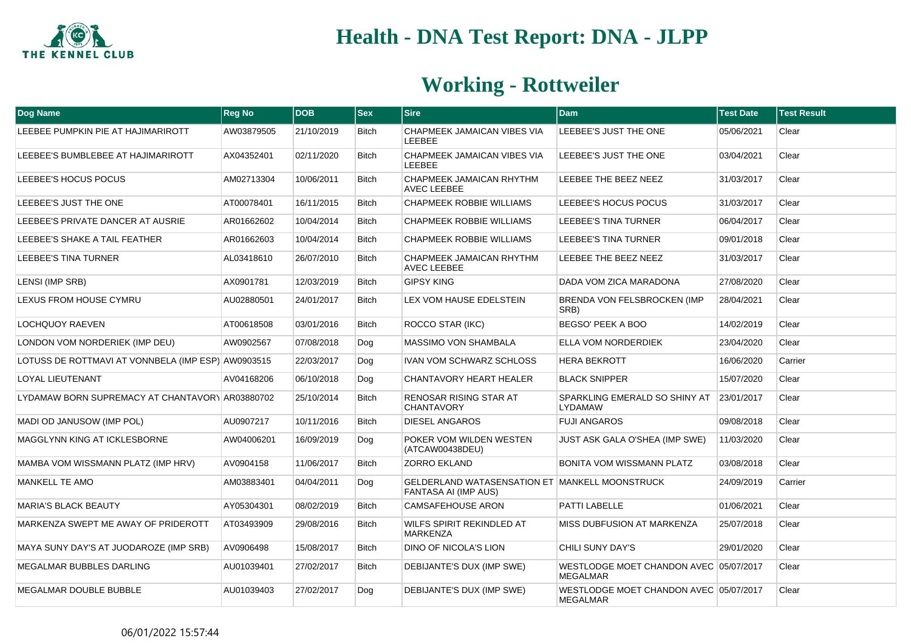# Health - DNA Test Report: DNA - JLPP

## Working - Rottweiler

| Dog Name | Reg No | DOB | Sex | Sire | Dam | Test Date | Test Result |
|---|---|---|---|---|---|---|---|
| LEEBEE PUMPKIN PIE AT HAJIMARIROTT | AW03879505 | 21/10/2019 | Bitch | CHAPMEEK JAMAICAN VIBES VIA LEEBEE | LEEBEE'S JUST THE ONE | 05/06/2021 | Clear |
| LEEBEE'S BUMBLEBEE AT HAJIMARIROTT | AX04352401 | 02/11/2020 | Bitch | CHAPMEEK JAMAICAN VIBES VIA LEEBEE | LEEBEE'S JUST THE ONE | 03/04/2021 | Clear |
| LEEBEE'S HOCUS POCUS | AM02713304 | 10/06/2011 | Bitch | CHAPMEEK JAMAICAN RHYTHM AVEC LEEBEE | LEEBEE THE BEEZ NEEZ | 31/03/2017 | Clear |
| LEEBEE'S JUST THE ONE | AT00078401 | 16/11/2015 | Bitch | CHAPMEEK ROBBIE WILLIAMS | LEEBEE'S HOCUS POCUS | 31/03/2017 | Clear |
| LEEBEE'S PRIVATE DANCER AT AUSRIE | AR01662602 | 10/04/2014 | Bitch | CHAPMEEK ROBBIE WILLIAMS | LEEBEE'S TINA TURNER | 06/04/2017 | Clear |
| LEEBEE'S SHAKE A TAIL FEATHER | AR01662603 | 10/04/2014 | Bitch | CHAPMEEK ROBBIE WILLIAMS | LEEBEE'S TINA TURNER | 09/01/2018 | Clear |
| LEEBEE'S TINA TURNER | AL03418610 | 26/07/2010 | Bitch | CHAPMEEK JAMAICAN RHYTHM AVEC LEEBEE | LEEBEE THE BEEZ NEEZ | 31/03/2017 | Clear |
| LENSI (IMP SRB) | AX0901781 | 12/03/2019 | Bitch | GIPSY KING | DADA VOM ZICA MARADONA | 27/08/2020 | Clear |
| LEXUS FROM HOUSE CYMRU | AU02880501 | 24/01/2017 | Bitch | LEX VOM HAUSE EDELSTEIN | BRENDA VON FELSBROCKEN (IMP SRB) | 28/04/2021 | Clear |
| LOCHQUOY RAEVEN | AT00618508 | 03/01/2016 | Bitch | ROCCO STAR (IKC) | BEGSO' PEEK A BOO | 14/02/2019 | Clear |
| LONDON VOM NORDERIEK (IMP DEU) | AW0902567 | 07/08/2018 | Dog | MASSIMO VON SHAMBALA | ELLA VOM NORDERDIEK | 23/04/2020 | Clear |
| LOTUSS DE ROTTMAVI AT VONNBELA (IMP ESP) | AW0903515 | 22/03/2017 | Dog | IVAN VOM SCHWARZ SCHLOSS | HERA BEKROTT | 16/06/2020 | Carrier |
| LOYAL LIEUTENANT | AV04168206 | 06/10/2018 | Dog | CHANTAVORY HEART HEALER | BLACK SNIPPER | 15/07/2020 | Clear |
| LYDAMAW BORN SUPREMACY AT CHANTAVORY | AR03880702 | 25/10/2014 | Bitch | RENOSAR RISING STAR AT CHANTAVORY | SPARKLING EMERALD SO SHINY AT LYDAMAW | 23/01/2017 | Clear |
| MADI OD JANUSOW (IMP POL) | AU0907217 | 10/11/2016 | Bitch | DIESEL ANGAROS | FUJI ANGAROS | 09/08/2018 | Clear |
| MAGGLYNN KING AT ICKLESBORNE | AW04006201 | 16/09/2019 | Dog | POKER VOM WILDEN WESTEN (ATCAW00438DEU) | JUST ASK GALA O'SHEA (IMP SWE) | 11/03/2020 | Clear |
| MAMBA VOM WISSMANN PLATZ (IMP HRV) | AV0904158 | 11/06/2017 | Bitch | ZORRO EKLAND | BONITA VOM WISSMANN PLATZ | 03/08/2018 | Clear |
| MANKELL TE AMO | AM03883401 | 04/04/2011 | Dog | GELDERLAND WATASENSATION ET FANTASA AI (IMP AUS) | MANKELL MOONSTRUCK | 24/09/2019 | Carrier |
| MARIA'S BLACK BEAUTY | AY05304301 | 08/02/2019 | Bitch | CAMSAFEHOUSE ARON | PATTI LABELLE | 01/06/2021 | Clear |
| MARKENZA SWEPT ME AWAY OF PRIDEROTT | AT03493909 | 29/08/2016 | Bitch | WILFS SPIRIT REKINDLED AT MARKENZA | MISS DUBFUSION AT MARKENZA | 25/07/2018 | Clear |
| MAYA SUNY DAY'S AT JUODAROZE (IMP SRB) | AV0906498 | 15/08/2017 | Bitch | DINO OF NICOLA'S LION | CHILI SUNY DAY'S | 29/01/2020 | Clear |
| MEGALMAR BUBBLES DARLING | AU01039401 | 27/02/2017 | Bitch | DEBIJANTE'S DUX (IMP SWE) | WESTLODGE MOET CHANDON AVEC MEGALMAR | 05/07/2017 | Clear |
| MEGALMAR DOUBLE BUBBLE | AU01039403 | 27/02/2017 | Dog | DEBIJANTE'S DUX (IMP SWE) | WESTLODGE MOET CHANDON AVEC MEGALMAR | 05/07/2017 | Clear |

06/01/2022 15:57:44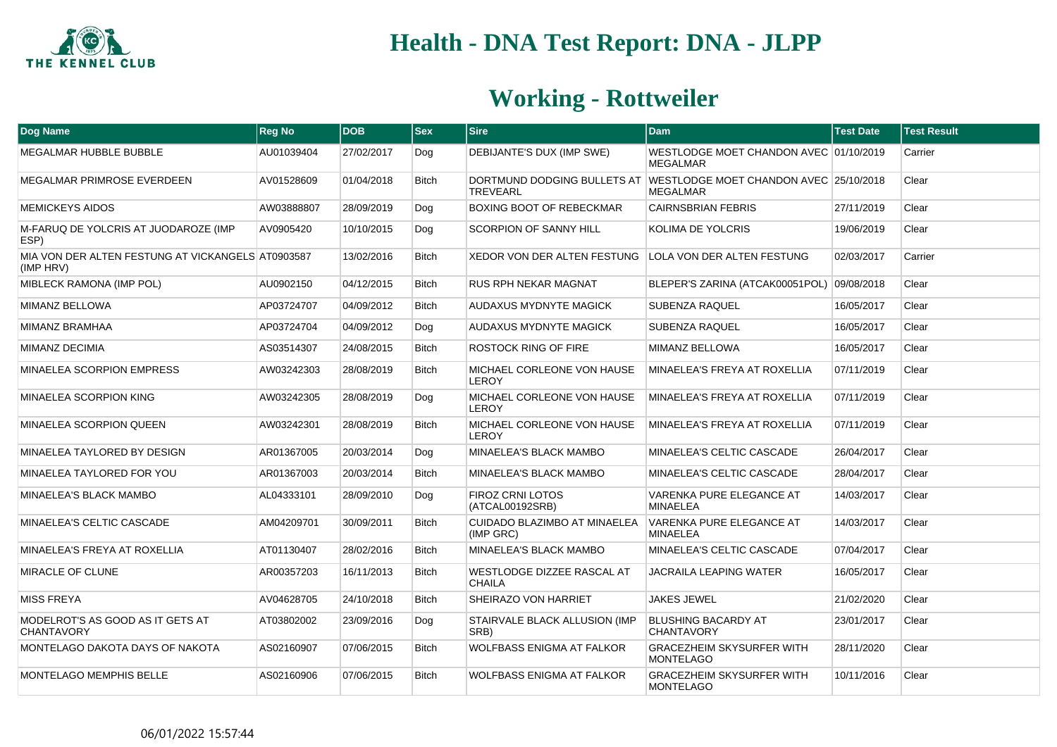# Health - DNA Test Report: DNA - JLPP

## Working - Rottweiler

| Dog Name | Reg No | DOB | Sex | Sire | Dam | Test Date | Test Result |
|---|---|---|---|---|---|---|---|
| MEGALMAR HUBBLE BUBBLE | AU01039404 | 27/02/2017 | Dog | DEBIJANTE'S DUX (IMP SWE) | WESTLODGE MOET CHANDON AVEC MEGALMAR | 01/10/2019 | Carrier |
| MEGALMAR PRIMROSE EVERDEEN | AV01528609 | 01/04/2018 | Bitch | DORTMUND DODGING BULLETS AT TREVEARL | WESTLODGE MOET CHANDON AVEC MEGALMAR | 25/10/2018 | Clear |
| MEMICKEYS AIDOS | AW03888807 | 28/09/2019 | Dog | BOXING BOOT OF REBECKMAR | CAIRNSBRIAN FEBRIS | 27/11/2019 | Clear |
| M-FARUQ DE YOLCRIS AT JUODAROZE (IMP ESP) | AV0905420 | 10/10/2015 | Dog | SCORPION OF SANNY HILL | KOLIMA DE YOLCRIS | 19/06/2019 | Clear |
| MIA VON DER ALTEN FESTUNG AT VICKANGELS (IMP HRV) | AT0903587 | 13/02/2016 | Bitch | XEDOR VON DER ALTEN FESTUNG | LOLA VON DER ALTEN FESTUNG | 02/03/2017 | Carrier |
| MIBLECK RAMONA (IMP POL) | AU0902150 | 04/12/2015 | Bitch | RUS RPH NEKAR MAGNAT | BLEPER'S ZARINA (ATCAK00051POL) | 09/08/2018 | Clear |
| MIMANZ BELLOWA | AP03724707 | 04/09/2012 | Bitch | AUDAXUS MYDNYTE MAGICK | SUBENZA RAQUEL | 16/05/2017 | Clear |
| MIMANZ BRAMHAA | AP03724704 | 04/09/2012 | Dog | AUDAXUS MYDNYTE MAGICK | SUBENZA RAQUEL | 16/05/2017 | Clear |
| MIMANZ DECIMIA | AS03514307 | 24/08/2015 | Bitch | ROSTOCK RING OF FIRE | MIMANZ BELLOWA | 16/05/2017 | Clear |
| MINAELEA SCORPION EMPRESS | AW03242303 | 28/08/2019 | Bitch | MICHAEL CORLEONE VON HAUSE LEROY | MINAELEA'S FREYA AT ROXELLIA | 07/11/2019 | Clear |
| MINAELEA SCORPION KING | AW03242305 | 28/08/2019 | Dog | MICHAEL CORLEONE VON HAUSE LEROY | MINAELEA'S FREYA AT ROXELLIA | 07/11/2019 | Clear |
| MINAELEA SCORPION QUEEN | AW03242301 | 28/08/2019 | Bitch | MICHAEL CORLEONE VON HAUSE LEROY | MINAELEA'S FREYA AT ROXELLIA | 07/11/2019 | Clear |
| MINAELEA TAYLORED BY DESIGN | AR01367005 | 20/03/2014 | Dog | MINAELEA'S BLACK MAMBO | MINAELEA'S CELTIC CASCADE | 26/04/2017 | Clear |
| MINAELEA TAYLORED FOR YOU | AR01367003 | 20/03/2014 | Bitch | MINAELEA'S BLACK MAMBO | MINAELEA'S CELTIC CASCADE | 28/04/2017 | Clear |
| MINAELEA'S BLACK MAMBO | AL04333101 | 28/09/2010 | Dog | FIROZ CRNI LOTOS (ATCAL00192SRB) | VARENKA PURE ELEGANCE AT MINAELEA | 14/03/2017 | Clear |
| MINAELEA'S CELTIC CASCADE | AM04209701 | 30/09/2011 | Bitch | CUIDADO BLAZIMBO AT MINAELEA (IMP GRC) | VARENKA PURE ELEGANCE AT MINAELEA | 14/03/2017 | Clear |
| MINAELEA'S FREYA AT ROXELLIA | AT01130407 | 28/02/2016 | Bitch | MINAELEA'S BLACK MAMBO | MINAELEA'S CELTIC CASCADE | 07/04/2017 | Clear |
| MIRACLE OF CLUNE | AR00357203 | 16/11/2013 | Bitch | WESTLODGE DIZZEE RASCAL AT CHAILA | JACRAILA LEAPING WATER | 16/05/2017 | Clear |
| MISS FREYA | AV04628705 | 24/10/2018 | Bitch | SHEIRAZO VON HARRIET | JAKES JEWEL | 21/02/2020 | Clear |
| MODELROT'S AS GOOD AS IT GETS AT CHANTAVORY | AT03802002 | 23/09/2016 | Dog | STAIRVALE BLACK ALLUSION (IMP SRB) | BLUSHING BACARDY AT CHANTAVORY | 23/01/2017 | Clear |
| MONTELAGO DAKOTA DAYS OF NAKOTA | AS02160907 | 07/06/2015 | Bitch | WOLFBASS ENIGMA AT FALKOR | GRACEZHEIM SKYSURFER WITH MONTELAGO | 28/11/2020 | Clear |
| MONTELAGO MEMPHIS BELLE | AS02160906 | 07/06/2015 | Bitch | WOLFBASS ENIGMA AT FALKOR | GRACEZHEIM SKYSURFER WITH MONTELAGO | 10/11/2016 | Clear |

06/01/2022 15:57:44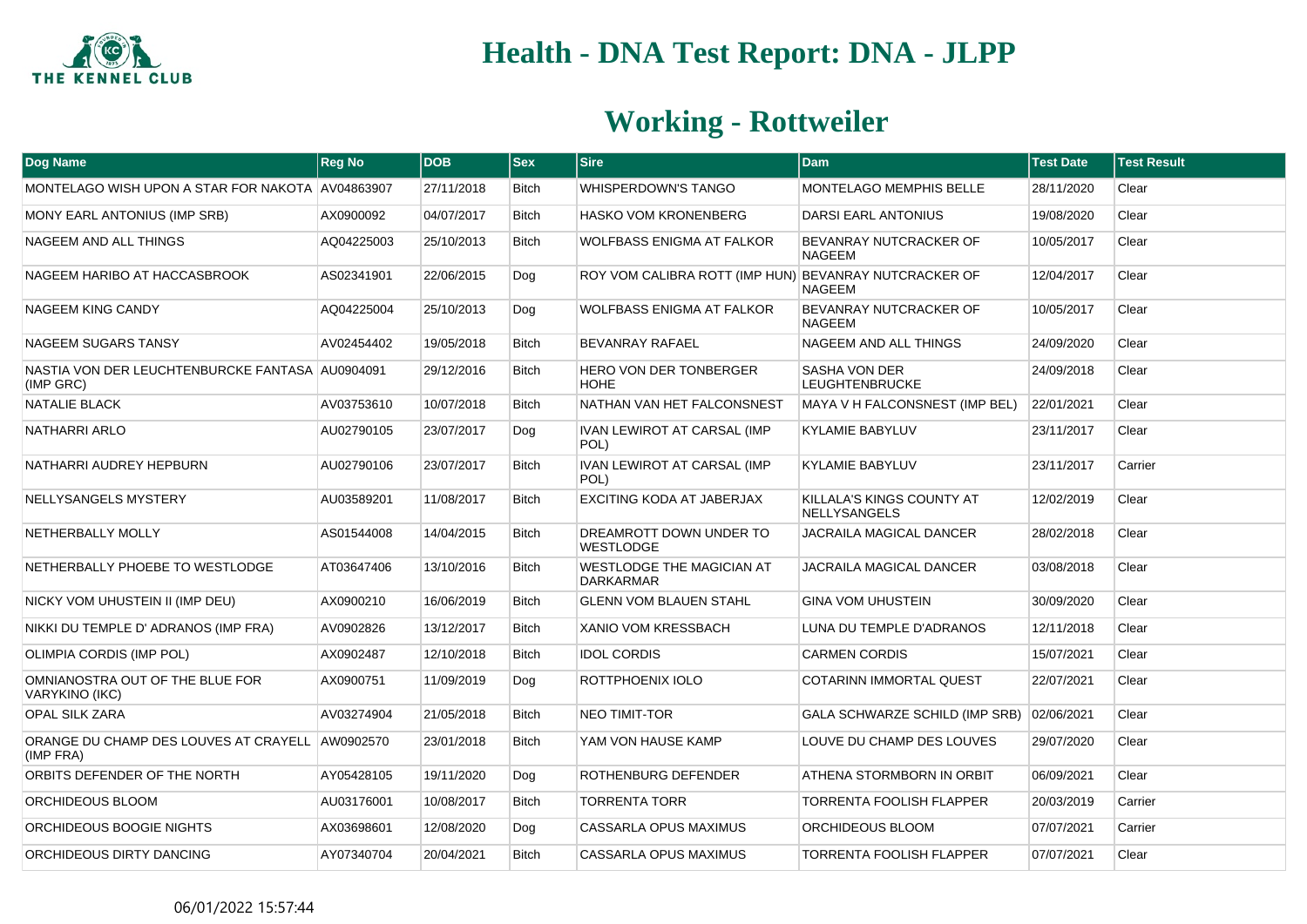# Health - DNA Test Report: DNA - JLPP

## Working - Rottweiler

| Dog Name | Reg No | DOB | Sex | Sire | Dam | Test Date | Test Result |
|---|---|---|---|---|---|---|---|
| MONTELAGO WISH UPON A STAR FOR NAKOTA | AV04863907 | 27/11/2018 | Bitch | WHISPERDOWN'S TANGO | MONTELAGO MEMPHIS BELLE | 28/11/2020 | Clear |
| MONY EARL ANTONIUS (IMP SRB) | AX0900092 | 04/07/2017 | Bitch | HASKO VOM KRONENBERG | DARSI EARL ANTONIUS | 19/08/2020 | Clear |
| NAGEEM AND ALL THINGS | AQ04225003 | 25/10/2013 | Bitch | WOLFBASS ENIGMA AT FALKOR | BEVANRAY NUTCRACKER OF NAGEEM | 10/05/2017 | Clear |
| NAGEEM HARIBO AT HACCASBROOK | AS02341901 | 22/06/2015 | Dog | ROY VOM CALIBRA ROTT (IMP HUN) | BEVANRAY NUTCRACKER OF NAGEEM | 12/04/2017 | Clear |
| NAGEEM KING CANDY | AQ04225004 | 25/10/2013 | Dog | WOLFBASS ENIGMA AT FALKOR | BEVANRAY NUTCRACKER OF NAGEEM | 10/05/2017 | Clear |
| NAGEEM SUGARS TANSY | AV02454402 | 19/05/2018 | Bitch | BEVANRAY RAFAEL | NAGEEM AND ALL THINGS | 24/09/2020 | Clear |
| NASTIA VON DER LEUCHTENBURCKE FANTASA (IMP GRC) | AU0904091 | 29/12/2016 | Bitch | HERO VON DER TONBERGER HOHE | SASHA VON DER LEUGHTENBRUCKE | 24/09/2018 | Clear |
| NATALIE BLACK | AV03753610 | 10/07/2018 | Bitch | NATHAN VAN HET FALCONSNEST | MAYA V H FALCONSNEST (IMP BEL) | 22/01/2021 | Clear |
| NATHARRI ARLO | AU02790105 | 23/07/2017 | Dog | IVAN LEWIROT AT CARSAL (IMP POL) | KYLAMIE BABYLUV | 23/11/2017 | Clear |
| NATHARRI AUDREY HEPBURN | AU02790106 | 23/07/2017 | Bitch | IVAN LEWIROT AT CARSAL (IMP POL) | KYLAMIE BABYLUV | 23/11/2017 | Carrier |
| NELLYSANGELS MYSTERY | AU03589201 | 11/08/2017 | Bitch | EXCITING KODA AT JABERJAX | KILLALA'S KINGS COUNTY AT NELLYSANGELS | 12/02/2019 | Clear |
| NETHERBALLY MOLLY | AS01544008 | 14/04/2015 | Bitch | DREAMROTT DOWN UNDER TO WESTLODGE | JACRAILA MAGICAL DANCER | 28/02/2018 | Clear |
| NETHERBALLY PHOEBE TO WESTLODGE | AT03647406 | 13/10/2016 | Bitch | WESTLODGE THE MAGICIAN AT DARKARMAR | JACRAILA MAGICAL DANCER | 03/08/2018 | Clear |
| NICKY VOM UHUSTEIN II (IMP DEU) | AX0900210 | 16/06/2019 | Bitch | GLENN VOM BLAUEN STAHL | GINA VOM UHUSTEIN | 30/09/2020 | Clear |
| NIKKI DU TEMPLE D' ADRANOS (IMP FRA) | AV0902826 | 13/12/2017 | Bitch | XANIO VOM KRESSBACH | LUNA DU TEMPLE D'ADRANOS | 12/11/2018 | Clear |
| OLIMPIA CORDIS (IMP POL) | AX0902487 | 12/10/2018 | Bitch | IDOL CORDIS | CARMEN CORDIS | 15/07/2021 | Clear |
| OMNIANOSTRA OUT OF THE BLUE FOR VARYKINO (IKC) | AX0900751 | 11/09/2019 | Dog | ROTTPHOENIX IOLO | COTARINN IMMORTAL QUEST | 22/07/2021 | Clear |
| OPAL SILK ZARA | AV03274904 | 21/05/2018 | Bitch | NEO TIMIT-TOR | GALA SCHWARZE SCHILD (IMP SRB) | 02/06/2021 | Clear |
| ORANGE DU CHAMP DES LOUVES AT CRAYELL (IMP FRA) | AW0902570 | 23/01/2018 | Bitch | YAM VON HAUSE KAMP | LOUVE DU CHAMP DES LOUVES | 29/07/2020 | Clear |
| ORBITS DEFENDER OF THE NORTH | AY05428105 | 19/11/2020 | Dog | ROTHENBURG DEFENDER | ATHENA STORMBORN IN ORBIT | 06/09/2021 | Clear |
| ORCHIDEOUS BLOOM | AU03176001 | 10/08/2017 | Bitch | TORRENTA TORR | TORRENTA FOOLISH FLAPPER | 20/03/2019 | Carrier |
| ORCHIDEOUS BOOGIE NIGHTS | AX03698601 | 12/08/2020 | Dog | CASSARLA OPUS MAXIMUS | ORCHIDEOUS BLOOM | 07/07/2021 | Carrier |
| ORCHIDEOUS DIRTY DANCING | AY07340704 | 20/04/2021 | Bitch | CASSARLA OPUS MAXIMUS | TORRENTA FOOLISH FLAPPER | 07/07/2021 | Clear |

06/01/2022 15:57:44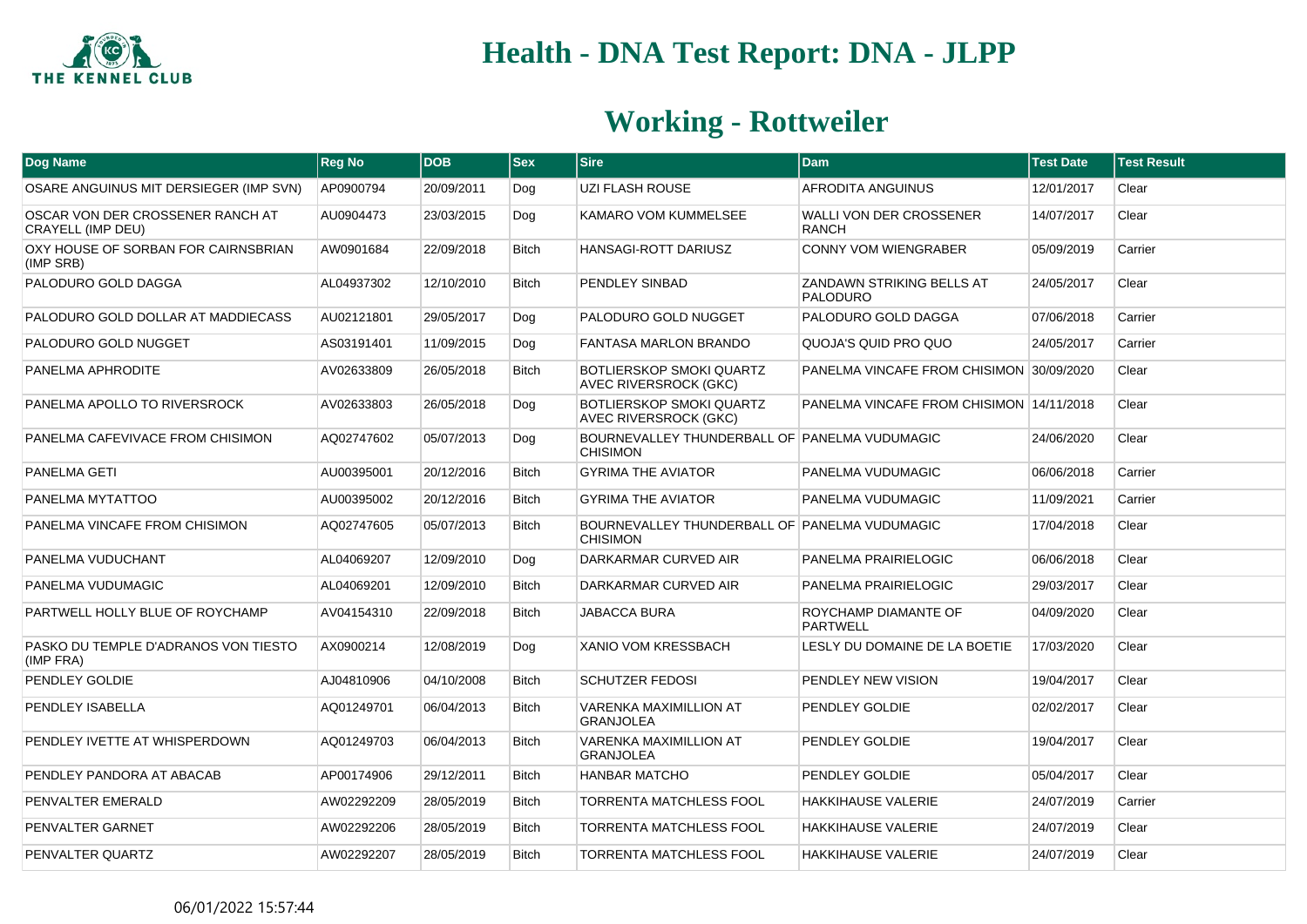# Health - DNA Test Report: DNA - JLPP

## Working - Rottweiler

| Dog Name | Reg No | DOB | Sex | Sire | Dam | Test Date | Test Result |
|---|---|---|---|---|---|---|---|
| OSARE ANGUINUS MIT DERSIEGER (IMP SVN) | AP0900794 | 20/09/2011 | Dog | UZI FLASH ROUSE | AFRODITA ANGUINUS | 12/01/2017 | Clear |
| OSCAR VON DER CROSSENER RANCH AT CRAYELL (IMP DEU) | AU0904473 | 23/03/2015 | Dog | KAMARO VOM KUMMELSEE | WALLI VON DER CROSSENER RANCH | 14/07/2017 | Clear |
| OXY HOUSE OF SORBAN FOR CAIRNSBRIAN (IMP SRB) | AW0901684 | 22/09/2018 | Bitch | HANSAGI-ROTT DARIUSZ | CONNY VOM WIENGRABER | 05/09/2019 | Carrier |
| PALODURO GOLD DAGGA | AL04937302 | 12/10/2010 | Bitch | PENDLEY SINBAD | ZANDAWN STRIKING BELLS AT PALODURO | 24/05/2017 | Clear |
| PALODURO GOLD DOLLAR AT MADDIECASS | AU02121801 | 29/05/2017 | Dog | PALODURO GOLD NUGGET | PALODURO GOLD DAGGA | 07/06/2018 | Carrier |
| PALODURO GOLD NUGGET | AS03191401 | 11/09/2015 | Dog | FANTASA MARLON BRANDO | QUOJA'S QUID PRO QUO | 24/05/2017 | Carrier |
| PANELMA APHRODITE | AV02633809 | 26/05/2018 | Bitch | BOTLIERSKOP SMOKI QUARTZ AVEC RIVERSROCK (GKC) | PANELMA VINCAFE FROM CHISIMON | 30/09/2020 | Clear |
| PANELMA APOLLO TO RIVERSROCK | AV02633803 | 26/05/2018 | Dog | BOTLIERSKOP SMOKI QUARTZ AVEC RIVERSROCK (GKC) | PANELMA VINCAFE FROM CHISIMON | 14/11/2018 | Clear |
| PANELMA CAFEVIVACE FROM CHISIMON | AQ02747602 | 05/07/2013 | Dog | BOURNEVALLEY THUNDERBALL OF CHISIMON | PANELMA VUDUMAGIC | 24/06/2020 | Clear |
| PANELMA GETI | AU00395001 | 20/12/2016 | Bitch | GYRIMA THE AVIATOR | PANELMA VUDUMAGIC | 06/06/2018 | Carrier |
| PANELMA MYTATTOO | AU00395002 | 20/12/2016 | Bitch | GYRIMA THE AVIATOR | PANELMA VUDUMAGIC | 11/09/2021 | Carrier |
| PANELMA VINCAFE FROM CHISIMON | AQ02747605 | 05/07/2013 | Bitch | BOURNEVALLEY THUNDERBALL OF CHISIMON | PANELMA VUDUMAGIC | 17/04/2018 | Clear |
| PANELMA VUDUCHANT | AL04069207 | 12/09/2010 | Dog | DARKARMAR CURVED AIR | PANELMA PRAIRIELOGIC | 06/06/2018 | Clear |
| PANELMA VUDUMAGIC | AL04069201 | 12/09/2010 | Bitch | DARKARMAR CURVED AIR | PANELMA PRAIRIELOGIC | 29/03/2017 | Clear |
| PARTWELL HOLLY BLUE OF ROYCHAMP | AV04154310 | 22/09/2018 | Bitch | JABACCA BURA | ROYCHAMP DIAMANTE OF PARTWELL | 04/09/2020 | Clear |
| PASKO DU TEMPLE D'ADRANOS VON TIESTO (IMP FRA) | AX0900214 | 12/08/2019 | Dog | XANIO VOM KRESSBACH | LESLY DU DOMAINE DE LA BOETIE | 17/03/2020 | Clear |
| PENDLEY GOLDIE | AJ04810906 | 04/10/2008 | Bitch | SCHUTZER FEDOSI | PENDLEY NEW VISION | 19/04/2017 | Clear |
| PENDLEY ISABELLA | AQ01249701 | 06/04/2013 | Bitch | VARENKA MAXIMILLION AT GRANJOLEA | PENDLEY GOLDIE | 02/02/2017 | Clear |
| PENDLEY IVETTE AT WHISPERDOWN | AQ01249703 | 06/04/2013 | Bitch | VARENKA MAXIMILLION AT GRANJOLEA | PENDLEY GOLDIE | 19/04/2017 | Clear |
| PENDLEY PANDORA AT ABACAB | AP00174906 | 29/12/2011 | Bitch | HANBAR MATCHO | PENDLEY GOLDIE | 05/04/2017 | Clear |
| PENVALTER EMERALD | AW02292209 | 28/05/2019 | Bitch | TORRENTA MATCHLESS FOOL | HAKKIHAUSE VALERIE | 24/07/2019 | Carrier |
| PENVALTER GARNET | AW02292206 | 28/05/2019 | Bitch | TORRENTA MATCHLESS FOOL | HAKKIHAUSE VALERIE | 24/07/2019 | Clear |
| PENVALTER QUARTZ | AW02292207 | 28/05/2019 | Bitch | TORRENTA MATCHLESS FOOL | HAKKIHAUSE VALERIE | 24/07/2019 | Clear |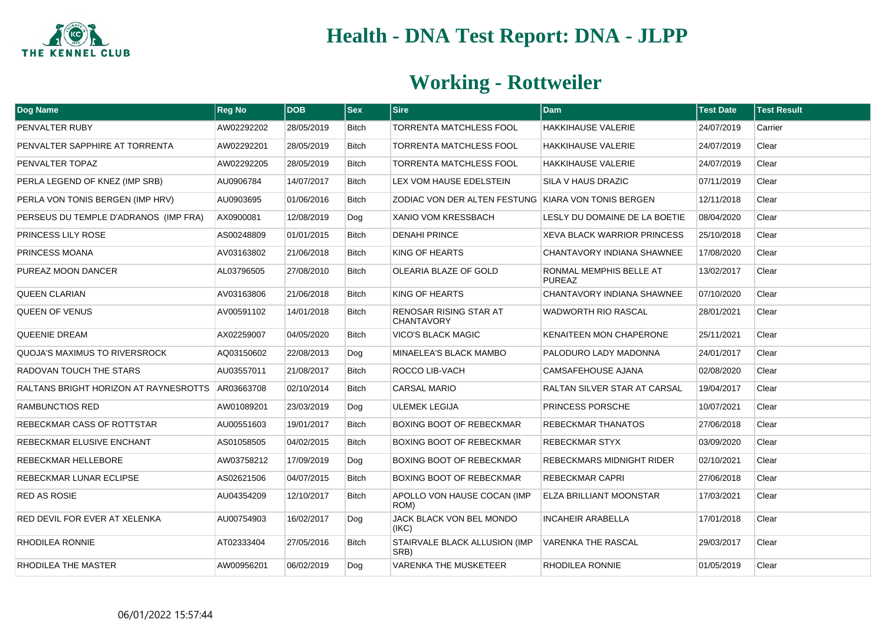# Health - DNA Test Report: DNA - JLPP

## Working - Rottweiler

| Dog Name | Reg No | DOB | Sex | Sire | Dam | Test Date | Test Result |
|---|---|---|---|---|---|---|---|
| PENVALTER RUBY | AW02292202 | 28/05/2019 | Bitch | TORRENTA MATCHLESS FOOL | HAKKIHAUSE VALERIE | 24/07/2019 | Carrier |
| PENVALTER SAPPHIRE AT TORRENTA | AW02292201 | 28/05/2019 | Bitch | TORRENTA MATCHLESS FOOL | HAKKIHAUSE VALERIE | 24/07/2019 | Clear |
| PENVALTER TOPAZ | AW02292205 | 28/05/2019 | Bitch | TORRENTA MATCHLESS FOOL | HAKKIHAUSE VALERIE | 24/07/2019 | Clear |
| PERLA LEGEND OF KNEZ (IMP SRB) | AU0906784 | 14/07/2017 | Bitch | LEX VOM HAUSE EDELSTEIN | SILA V HAUS DRAZIC | 07/11/2019 | Clear |
| PERLA VON TONIS BERGEN (IMP HRV) | AU0903695 | 01/06/2016 | Bitch | ZODIAC VON DER ALTEN FESTUNG | KIARA VON TONIS BERGEN | 12/11/2018 | Clear |
| PERSEUS DU TEMPLE D'ADRANOS (IMP FRA) | AX0900081 | 12/08/2019 | Dog | XANIO VOM KRESSBACH | LESLY DU DOMAINE DE LA BOETIE | 08/04/2020 | Clear |
| PRINCESS LILY ROSE | AS00248809 | 01/01/2015 | Bitch | DENAHI PRINCE | XEVA BLACK WARRIOR PRINCESS | 25/10/2018 | Clear |
| PRINCESS MOANA | AV03163802 | 21/06/2018 | Bitch | KING OF HEARTS | CHANTAVORY INDIANA SHAWNEE | 17/08/2020 | Clear |
| PUREAZ MOON DANCER | AL03796505 | 27/08/2010 | Bitch | OLEARIA BLAZE OF GOLD | RONMAL MEMPHIS BELLE AT PUREAZ | 13/02/2017 | Clear |
| QUEEN CLARIAN | AV03163806 | 21/06/2018 | Bitch | KING OF HEARTS | CHANTAVORY INDIANA SHAWNEE | 07/10/2020 | Clear |
| QUEEN OF VENUS | AV00591102 | 14/01/2018 | Bitch | RENOSAR RISING STAR AT CHANTAVORY | WADWORTH RIO RASCAL | 28/01/2021 | Clear |
| QUEENIE DREAM | AX02259007 | 04/05/2020 | Bitch | VICO'S BLACK MAGIC | KENAITEEN MON CHAPERONE | 25/11/2021 | Clear |
| QUOJA'S MAXIMUS TO RIVERSROCK | AQ03150602 | 22/08/2013 | Dog | MINAELEA'S BLACK MAMBO | PALODURO LADY MADONNA | 24/01/2017 | Clear |
| RADOVAN TOUCH THE STARS | AU03557011 | 21/08/2017 | Bitch | ROCCO LIB-VACH | CAMSAFEHOUSE AJANA | 02/08/2020 | Clear |
| RALTANS BRIGHT HORIZON AT RAYNESROTTS | AR03663708 | 02/10/2014 | Bitch | CARSAL MARIO | RALTAN SILVER STAR AT CARSAL | 19/04/2017 | Clear |
| RAMBUNCTIOS RED | AW01089201 | 23/03/2019 | Dog | ULEMEK LEGIJA | PRINCESS PORSCHE | 10/07/2021 | Clear |
| REBECKMAR CASS OF ROTTSTAR | AU00551603 | 19/01/2017 | Bitch | BOXING BOOT OF REBECKMAR | REBECKMAR THANATOS | 27/06/2018 | Clear |
| REBECKMAR ELUSIVE ENCHANT | AS01058505 | 04/02/2015 | Bitch | BOXING BOOT OF REBECKMAR | REBECKMAR STYX | 03/09/2020 | Clear |
| REBECKMAR HELLEBORE | AW03758212 | 17/09/2019 | Dog | BOXING BOOT OF REBECKMAR | REBECKMARS MIDNIGHT RIDER | 02/10/2021 | Clear |
| REBECKMAR LUNAR ECLIPSE | AS02621506 | 04/07/2015 | Bitch | BOXING BOOT OF REBECKMAR | REBECKMAR CAPRI | 27/06/2018 | Clear |
| RED AS ROSIE | AU04354209 | 12/10/2017 | Bitch | APOLLO VON HAUSE COCAN (IMP ROM) | ELZA BRILLIANT MOONSTAR | 17/03/2021 | Clear |
| RED DEVIL FOR EVER AT XELENKA | AU00754903 | 16/02/2017 | Dog | JACK BLACK VON BEL MONDO (IKC) | INCAHEIR ARABELLA | 17/01/2018 | Clear |
| RHODILEA RONNIE | AT02333404 | 27/05/2016 | Bitch | STAIRVALE BLACK ALLUSION (IMP SRB) | VARENKA THE RASCAL | 29/03/2017 | Clear |
| RHODILEA THE MASTER | AW00956201 | 06/02/2019 | Dog | VARENKA THE MUSKETEER | RHODILEA RONNIE | 01/05/2019 | Clear |

06/01/2022 15:57:44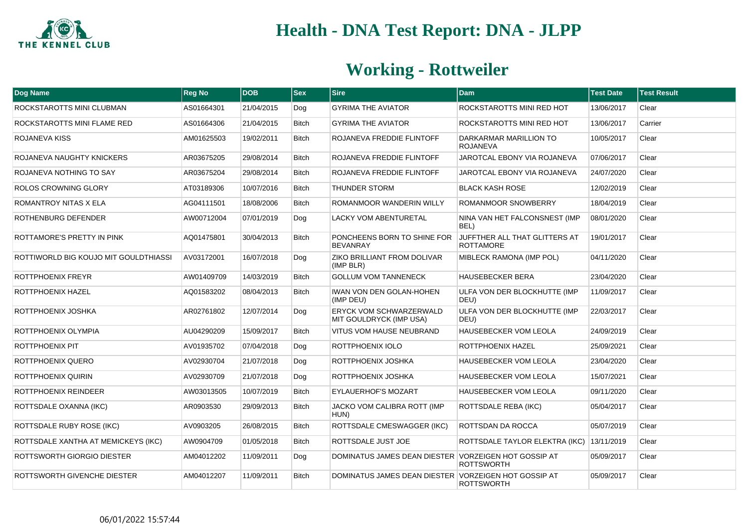# Health - DNA Test Report: DNA - JLPP

## Working - Rottweiler

| Dog Name | Reg No | DOB | Sex | Sire | Dam | Test Date | Test Result |
|---|---|---|---|---|---|---|---|
| ROCKSTAROTTS MINI CLUBMAN | AS01664301 | 21/04/2015 | Dog | GYRIMA THE AVIATOR | ROCKSTAROTTS MINI RED HOT | 13/06/2017 | Clear |
| ROCKSTAROTTS MINI FLAME RED | AS01664306 | 21/04/2015 | Bitch | GYRIMA THE AVIATOR | ROCKSTAROTTS MINI RED HOT | 13/06/2017 | Carrier |
| ROJANEVA KISS | AM01625503 | 19/02/2011 | Bitch | ROJANEVA FREDDIE FLINTOFF | DARKARMAR MARILLION TO ROJANEVA | 10/05/2017 | Clear |
| ROJANEVA NAUGHTY KNICKERS | AR03675205 | 29/08/2014 | Bitch | ROJANEVA FREDDIE FLINTOFF | JAROTCAL EBONY VIA ROJANEVA | 07/06/2017 | Clear |
| ROJANEVA NOTHING TO SAY | AR03675204 | 29/08/2014 | Bitch | ROJANEVA FREDDIE FLINTOFF | JAROTCAL EBONY VIA ROJANEVA | 24/07/2020 | Clear |
| ROLOS CROWNING GLORY | AT03189306 | 10/07/2016 | Bitch | THUNDER STORM | BLACK KASH ROSE | 12/02/2019 | Clear |
| ROMANTROY NITAS X ELA | AG04111501 | 18/08/2006 | Bitch | ROMANMOOR WANDERIN WILLY | ROMANMOOR SNOWBERRY | 18/04/2019 | Clear |
| ROTHENBURG DEFENDER | AW00712004 | 07/01/2019 | Dog | LACKY VOM ABENTURETAL | NINA VAN HET FALCONSNEST (IMP BEL) | 08/01/2020 | Clear |
| ROTTAMORE'S PRETTY IN PINK | AQ01475801 | 30/04/2013 | Bitch | PONCHEENS BORN TO SHINE FOR BEVANRAY | JUFFTHER ALL THAT GLITTERS AT ROTTAMORE | 19/01/2017 | Clear |
| ROTTIWORLD BIG KOUJO MIT GOULDTHIASSI | AV03172001 | 16/07/2018 | Dog | ZIKO BRILLIANT FROM DOLIVAR (IMP BLR) | MIBLECK RAMONA (IMP POL) | 04/11/2020 | Clear |
| ROTTPHOENIX FREYR | AW01409709 | 14/03/2019 | Bitch | GOLLUM VOM TANNENECK | HAUSEBECKER BERA | 23/04/2020 | Clear |
| ROTTPHOENIX HAZEL | AQ01583202 | 08/04/2013 | Bitch | IWAN VON DEN GOLAN-HOHEN (IMP DEU) | ULFA VON DER BLOCKHUTTE (IMP DEU) | 11/09/2017 | Clear |
| ROTTPHOENIX JOSHKA | AR02761802 | 12/07/2014 | Dog | ERYCK VOM SCHWARZERWALD MIT GOULDRYCK (IMP USA) | ULFA VON DER BLOCKHUTTE (IMP DEU) | 22/03/2017 | Clear |
| ROTTPHOENIX OLYMPIA | AU04290209 | 15/09/2017 | Bitch | VITUS VOM HAUSE NEUBRAND | HAUSEBECKER VOM LEOLA | 24/09/2019 | Clear |
| ROTTPHOENIX PIT | AV01935702 | 07/04/2018 | Dog | ROTTPHOENIX IOLO | ROTTPHOENIX HAZEL | 25/09/2021 | Clear |
| ROTTPHOENIX QUERO | AV02930704 | 21/07/2018 | Dog | ROTTPHOENIX JOSHKA | HAUSEBECKER VOM LEOLA | 23/04/2020 | Clear |
| ROTTPHOENIX QUIRIN | AV02930709 | 21/07/2018 | Dog | ROTTPHOENIX JOSHKA | HAUSEBECKER VOM LEOLA | 15/07/2021 | Clear |
| ROTTPHOENIX REINDEER | AW03013505 | 10/07/2019 | Bitch | EYLAUERHOF'S MOZART | HAUSEBECKER VOM LEOLA | 09/11/2020 | Clear |
| ROTTSDALE OXANNA (IKC) | AR0903530 | 29/09/2013 | Bitch | JACKO VOM CALIBRA ROTT (IMP HUN) | ROTTSDALE REBA (IKC) | 05/04/2017 | Clear |
| ROTTSDALE RUBY ROSE (IKC) | AV0903205 | 26/08/2015 | Bitch | ROTTSDALE CMESWAGGER (IKC) | ROTTSDAN DA ROCCA | 05/07/2019 | Clear |
| ROTTSDALE XANTHA AT MEMICKEYS (IKC) | AW0904709 | 01/05/2018 | Bitch | ROTTSDALE JUST JOE | ROTTSDALE TAYLOR ELEKTRA (IKC) | 13/11/2019 | Clear |
| ROTTSWORTH GIORGIO DIESTER | AM04012202 | 11/09/2011 | Dog | DOMINATUS JAMES DEAN DIESTER | VORZEIGEN HOT GOSSIP AT ROTTSWORTH | 05/09/2017 | Clear |
| ROTTSWORTH GIVENCHE DIESTER | AM04012207 | 11/09/2011 | Bitch | DOMINATUS JAMES DEAN DIESTER | VORZEIGEN HOT GOSSIP AT ROTTSWORTH | 05/09/2017 | Clear |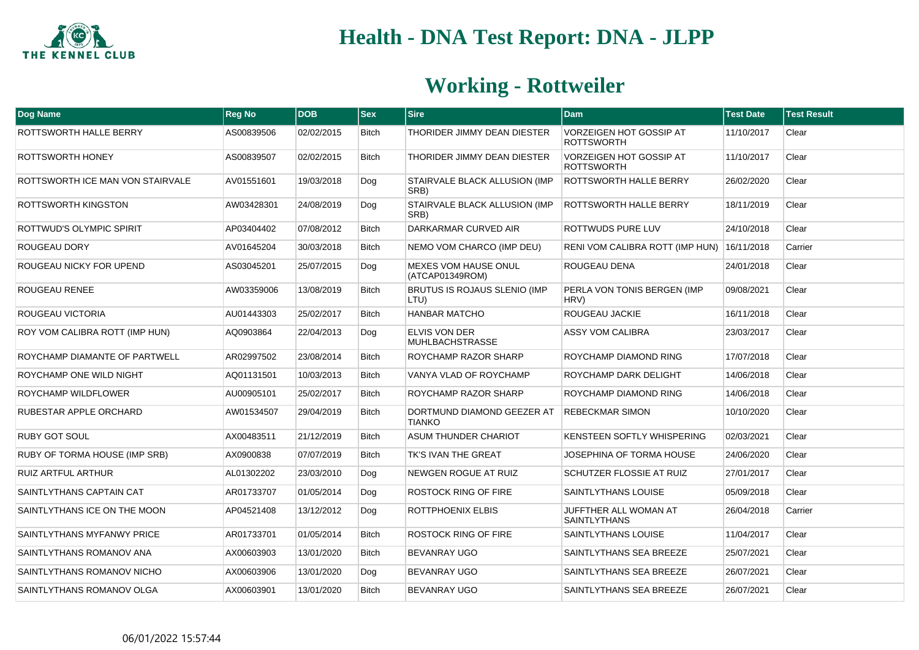# Health - DNA Test Report: DNA - JLPP

## Working - Rottweiler

| Dog Name | Reg No | DOB | Sex | Sire | Dam | Test Date | Test Result |
|---|---|---|---|---|---|---|---|
| ROTTSWORTH HALLE BERRY | AS00839506 | 02/02/2015 | Bitch | THORIDER JIMMY DEAN DIESTER | VORZEIGEN HOT GOSSIP AT ROTTSWORTH | 11/10/2017 | Clear |
| ROTTSWORTH HONEY | AS00839507 | 02/02/2015 | Bitch | THORIDER JIMMY DEAN DIESTER | VORZEIGEN HOT GOSSIP AT ROTTSWORTH | 11/10/2017 | Clear |
| ROTTSWORTH ICE MAN VON STAIRVALE | AV01551601 | 19/03/2018 | Dog | STAIRVALE BLACK ALLUSION (IMP SRB) | ROTTSWORTH HALLE BERRY | 26/02/2020 | Clear |
| ROTTSWORTH KINGSTON | AW03428301 | 24/08/2019 | Dog | STAIRVALE BLACK ALLUSION (IMP SRB) | ROTTSWORTH HALLE BERRY | 18/11/2019 | Clear |
| ROTTWUD'S OLYMPIC SPIRIT | AP03404402 | 07/08/2012 | Bitch | DARKARMAR CURVED AIR | ROTTWUDS PURE LUV | 24/10/2018 | Clear |
| ROUGEAU DORY | AV01645204 | 30/03/2018 | Bitch | NEMO VOM CHARCO (IMP DEU) | RENI VOM CALIBRA ROTT (IMP HUN) | 16/11/2018 | Carrier |
| ROUGEAU NICKY FOR UPEND | AS03045201 | 25/07/2015 | Dog | MEXES VOM HAUSE ONUL (ATCAP01349ROM) | ROUGEAU DENA | 24/01/2018 | Clear |
| ROUGEAU RENEE | AW03359006 | 13/08/2019 | Bitch | BRUTUS IS ROJAUS SLENIO (IMP LTU) | PERLA VON TONIS BERGEN (IMP HRV) | 09/08/2021 | Clear |
| ROUGEAU VICTORIA | AU01443303 | 25/02/2017 | Bitch | HANBAR MATCHO | ROUGEAU JACKIE | 16/11/2018 | Clear |
| ROY VOM CALIBRA ROTT (IMP HUN) | AQ0903864 | 22/04/2013 | Dog | ELVIS VON DER MUHLBACHSTRASSE | ASSY VOM CALIBRA | 23/03/2017 | Clear |
| ROYCHAMP DIAMANTE OF PARTWELL | AR02997502 | 23/08/2014 | Bitch | ROYCHAMP RAZOR SHARP | ROYCHAMP DIAMOND RING | 17/07/2018 | Clear |
| ROYCHAMP ONE WILD NIGHT | AQ01131501 | 10/03/2013 | Bitch | VANYA VLAD OF ROYCHAMP | ROYCHAMP DARK DELIGHT | 14/06/2018 | Clear |
| ROYCHAMP WILDFLOWER | AU00905101 | 25/02/2017 | Bitch | ROYCHAMP RAZOR SHARP | ROYCHAMP DIAMOND RING | 14/06/2018 | Clear |
| RUBESTAR APPLE ORCHARD | AW01534507 | 29/04/2019 | Bitch | DORTMUND DIAMOND GEEZER AT TIANKO | REBECKMAR SIMON | 10/10/2020 | Clear |
| RUBY GOT SOUL | AX00483511 | 21/12/2019 | Bitch | ASUM THUNDER CHARIOT | KENSTEEN SOFTLY WHISPERING | 02/03/2021 | Clear |
| RUBY OF TORMA HOUSE (IMP SRB) | AX0900838 | 07/07/2019 | Bitch | TK'S IVAN THE GREAT | JOSEPHINA OF TORMA HOUSE | 24/06/2020 | Clear |
| RUIZ ARTFUL ARTHUR | AL01302202 | 23/03/2010 | Dog | NEWGEN ROGUE AT RUIZ | SCHUTZER FLOSSIE AT RUIZ | 27/01/2017 | Clear |
| SAINTLYTHANS CAPTAIN CAT | AR01733707 | 01/05/2014 | Dog | ROSTOCK RING OF FIRE | SAINTLYTHANS LOUISE | 05/09/2018 | Clear |
| SAINTLYTHANS ICE ON THE MOON | AP04521408 | 13/12/2012 | Dog | ROTTPHOENIX ELBIS | JUFFTHER ALL WOMAN AT SAINTLYTHANS | 26/04/2018 | Carrier |
| SAINTLYTHANS MYFANWY PRICE | AR01733701 | 01/05/2014 | Bitch | ROSTOCK RING OF FIRE | SAINTLYTHANS LOUISE | 11/04/2017 | Clear |
| SAINTLYTHANS ROMANOV ANA | AX00603903 | 13/01/2020 | Bitch | BEVANRAY UGO | SAINTLYTHANS SEA BREEZE | 25/07/2021 | Clear |
| SAINTLYTHANS ROMANOV NICHO | AX00603906 | 13/01/2020 | Dog | BEVANRAY UGO | SAINTLYTHANS SEA BREEZE | 26/07/2021 | Clear |
| SAINTLYTHANS ROMANOV OLGA | AX00603901 | 13/01/2020 | Bitch | BEVANRAY UGO | SAINTLYTHANS SEA BREEZE | 26/07/2021 | Clear |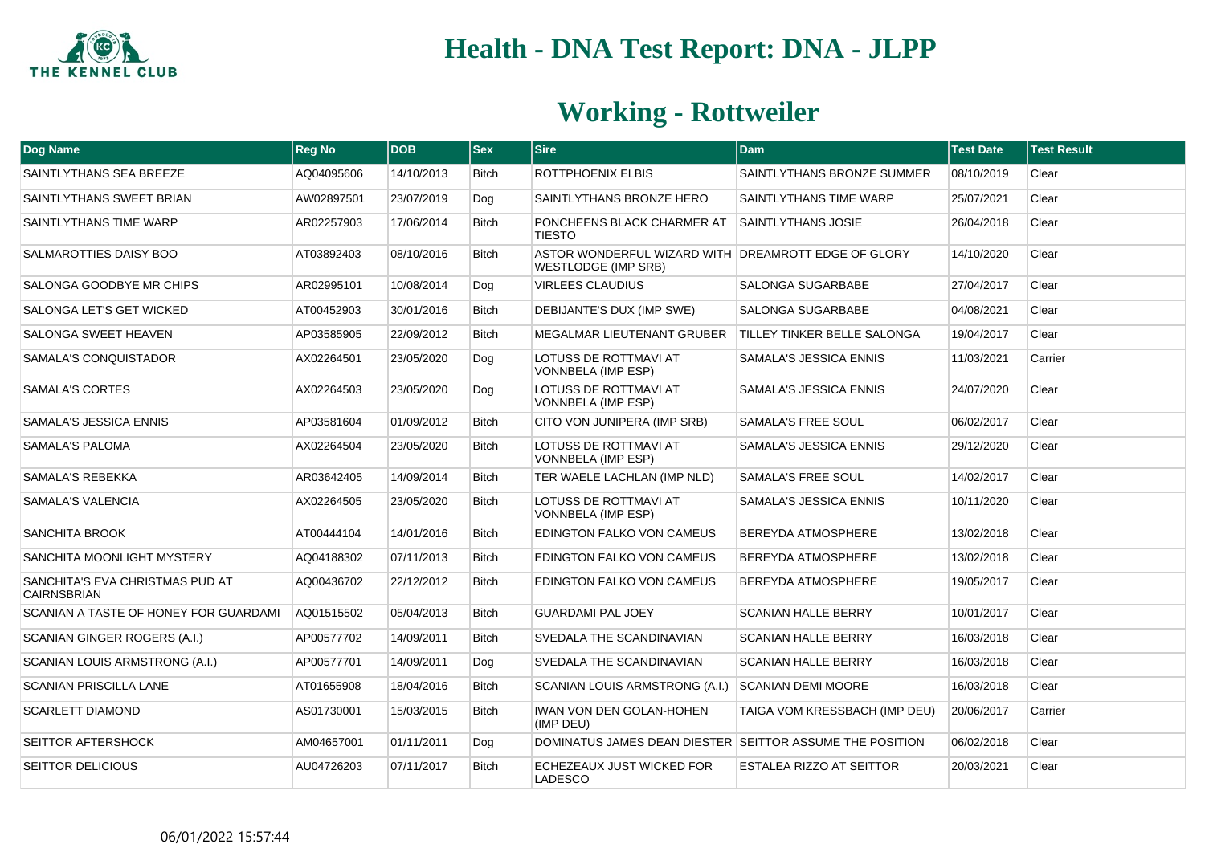# Health - DNA Test Report: DNA - JLPP

## Working - Rottweiler

| Dog Name | Reg No | DOB | Sex | Sire | Dam | Test Date | Test Result |
|---|---|---|---|---|---|---|---|
| SAINTLYTHANS SEA BREEZE | AQ04095606 | 14/10/2013 | Bitch | ROTTPHOENIX ELBIS | SAINTLYTHANS BRONZE SUMMER | 08/10/2019 | Clear |
| SAINTLYTHANS SWEET BRIAN | AW02897501 | 23/07/2019 | Dog | SAINTLYTHANS BRONZE HERO | SAINTLYTHANS TIME WARP | 25/07/2021 | Clear |
| SAINTLYTHANS TIME WARP | AR02257903 | 17/06/2014 | Bitch | PONCHEENS BLACK CHARMER AT TIESTO | SAINTLYTHANS JOSIE | 26/04/2018 | Clear |
| SALMAROTTIES DAISY BOO | AT03892403 | 08/10/2016 | Bitch | ASTOR WONDERFUL WIZARD WITH WESTLODGE (IMP SRB) | DREAMROTT EDGE OF GLORY | 14/10/2020 | Clear |
| SALONGA GOODBYE MR CHIPS | AR02995101 | 10/08/2014 | Dog | VIRLEES CLAUDIUS | SALONGA SUGARBABE | 27/04/2017 | Clear |
| SALONGA LET'S GET WICKED | AT00452903 | 30/01/2016 | Bitch | DEBIJANTE'S DUX (IMP SWE) | SALONGA SUGARBABE | 04/08/2021 | Clear |
| SALONGA SWEET HEAVEN | AP03585905 | 22/09/2012 | Bitch | MEGALMAR LIEUTENANT GRUBER | TILLEY TINKER BELLE SALONGA | 19/04/2017 | Clear |
| SAMALA'S CONQUISTADOR | AX02264501 | 23/05/2020 | Dog | LOTUSS DE ROTTMAVI AT VONNBELA (IMP ESP) | SAMALA'S JESSICA ENNIS | 11/03/2021 | Carrier |
| SAMALA'S CORTES | AX02264503 | 23/05/2020 | Dog | LOTUSS DE ROTTMAVI AT VONNBELA (IMP ESP) | SAMALA'S JESSICA ENNIS | 24/07/2020 | Clear |
| SAMALA'S JESSICA ENNIS | AP03581604 | 01/09/2012 | Bitch | CITO VON JUNIPERA (IMP SRB) | SAMALA'S FREE SOUL | 06/02/2017 | Clear |
| SAMALA'S PALOMA | AX02264504 | 23/05/2020 | Bitch | LOTUSS DE ROTTMAVI AT VONNBELA (IMP ESP) | SAMALA'S JESSICA ENNIS | 29/12/2020 | Clear |
| SAMALA'S REBEKKA | AR03642405 | 14/09/2014 | Bitch | TER WAELE LACHLAN (IMP NLD) | SAMALA'S FREE SOUL | 14/02/2017 | Clear |
| SAMALA'S VALENCIA | AX02264505 | 23/05/2020 | Bitch | LOTUSS DE ROTTMAVI AT VONNBELA (IMP ESP) | SAMALA'S JESSICA ENNIS | 10/11/2020 | Clear |
| SANCHITA BROOK | AT00444104 | 14/01/2016 | Bitch | EDINGTON FALKO VON CAMEUS | BEREYDA ATMOSPHERE | 13/02/2018 | Clear |
| SANCHITA MOONLIGHT MYSTERY | AQ04188302 | 07/11/2013 | Bitch | EDINGTON FALKO VON CAMEUS | BEREYDA ATMOSPHERE | 13/02/2018 | Clear |
| SANCHITA'S EVA CHRISTMAS PUD AT CAIRNSBRIAN | AQ00436702 | 22/12/2012 | Bitch | EDINGTON FALKO VON CAMEUS | BEREYDA ATMOSPHERE | 19/05/2017 | Clear |
| SCANIAN A TASTE OF HONEY FOR GUARDAMI | AQ01515502 | 05/04/2013 | Bitch | GUARDAMI PAL JOEY | SCANIAN HALLE BERRY | 10/01/2017 | Clear |
| SCANIAN GINGER ROGERS (A.I.) | AP00577702 | 14/09/2011 | Bitch | SVEDALA THE SCANDINAVIAN | SCANIAN HALLE BERRY | 16/03/2018 | Clear |
| SCANIAN LOUIS ARMSTRONG (A.I.) | AP00577701 | 14/09/2011 | Dog | SVEDALA THE SCANDINAVIAN | SCANIAN HALLE BERRY | 16/03/2018 | Clear |
| SCANIAN PRISCILLA LANE | AT01655908 | 18/04/2016 | Bitch | SCANIAN LOUIS ARMSTRONG (A.I.) | SCANIAN DEMI MOORE | 16/03/2018 | Clear |
| SCARLETT DIAMOND | AS01730001 | 15/03/2015 | Bitch | IWAN VON DEN GOLAN-HOHEN (IMP DEU) | TAIGA VOM KRESSBACH (IMP DEU) | 20/06/2017 | Carrier |
| SEITTOR AFTERSHOCK | AM04657001 | 01/11/2011 | Dog | DOMINATUS JAMES DEAN DIESTER | SEITTOR ASSUME THE POSITION | 06/02/2018 | Clear |
| SEITTOR DELICIOUS | AU04726203 | 07/11/2017 | Bitch | ECHEZEAUX JUST WICKED FOR LADESCO | ESTALEA RIZZO AT SEITTOR | 20/03/2021 | Clear |

06/01/2022 15:57:44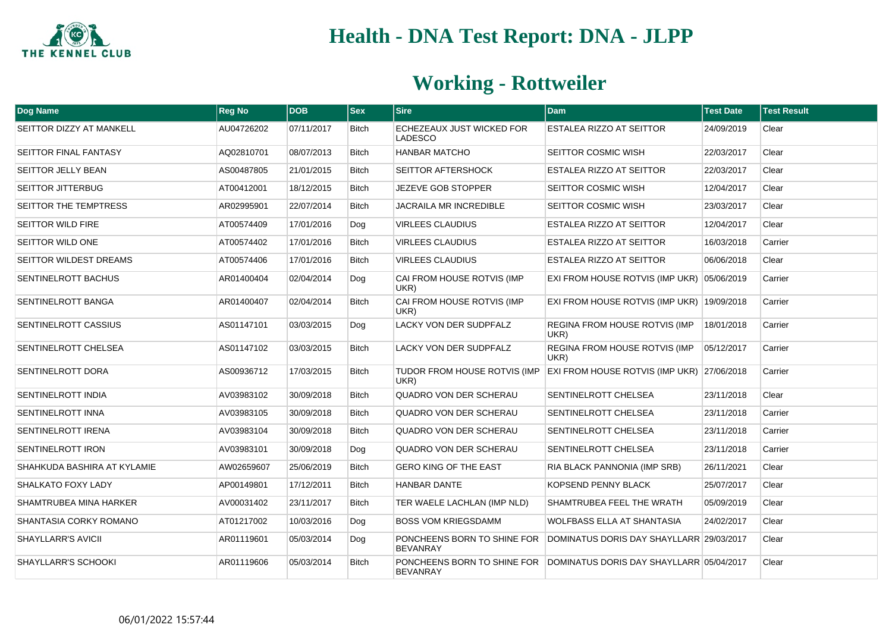# Health - DNA Test Report: DNA - JLPP

## Working - Rottweiler

| Dog Name | Reg No | DOB | Sex | Sire | Dam | Test Date | Test Result |
|---|---|---|---|---|---|---|---|
| SEITTOR DIZZY AT MANKELL | AU04726202 | 07/11/2017 | Bitch | ECHEZEAUX JUST WICKED FOR LADESCO | ESTALEA RIZZO AT SEITTOR | 24/09/2019 | Clear |
| SEITTOR FINAL FANTASY | AQ02810701 | 08/07/2013 | Bitch | HANBAR MATCHO | SEITTOR COSMIC WISH | 22/03/2017 | Clear |
| SEITTOR JELLY BEAN | AS00487805 | 21/01/2015 | Bitch | SEITTOR AFTERSHOCK | ESTALEA RIZZO AT SEITTOR | 22/03/2017 | Clear |
| SEITTOR JITTERBUG | AT00412001 | 18/12/2015 | Bitch | JEZEVE GOB STOPPER | SEITTOR COSMIC WISH | 12/04/2017 | Clear |
| SEITTOR THE TEMPTRESS | AR02995901 | 22/07/2014 | Bitch | JACRAILA MR INCREDIBLE | SEITTOR COSMIC WISH | 23/03/2017 | Clear |
| SEITTOR WILD FIRE | AT00574409 | 17/01/2016 | Dog | VIRLEES CLAUDIUS | ESTALEA RIZZO AT SEITTOR | 12/04/2017 | Clear |
| SEITTOR WILD ONE | AT00574402 | 17/01/2016 | Bitch | VIRLEES CLAUDIUS | ESTALEA RIZZO AT SEITTOR | 16/03/2018 | Carrier |
| SEITTOR WILDEST DREAMS | AT00574406 | 17/01/2016 | Bitch | VIRLEES CLAUDIUS | ESTALEA RIZZO AT SEITTOR | 06/06/2018 | Clear |
| SENTINELROTT BACHUS | AR01400404 | 02/04/2014 | Dog | CAI FROM HOUSE ROTVIS (IMP UKR) | EXI FROM HOUSE ROTVIS (IMP UKR) | 05/06/2019 | Carrier |
| SENTINELROTT BANGA | AR01400407 | 02/04/2014 | Bitch | CAI FROM HOUSE ROTVIS (IMP UKR) | EXI FROM HOUSE ROTVIS (IMP UKR) | 19/09/2018 | Carrier |
| SENTINELROTT CASSIUS | AS01147101 | 03/03/2015 | Dog | LACKY VON DER SUDPFALZ | REGINA FROM HOUSE ROTVIS (IMP UKR) | 18/01/2018 | Carrier |
| SENTINELROTT CHELSEA | AS01147102 | 03/03/2015 | Bitch | LACKY VON DER SUDPFALZ | REGINA FROM HOUSE ROTVIS (IMP UKR) | 05/12/2017 | Carrier |
| SENTINELROTT DORA | AS00936712 | 17/03/2015 | Bitch | TUDOR FROM HOUSE ROTVIS (IMP UKR) | EXI FROM HOUSE ROTVIS (IMP UKR) | 27/06/2018 | Carrier |
| SENTINELROTT INDIA | AV03983102 | 30/09/2018 | Bitch | QUADRO VON DER SCHERAU | SENTINELROTT CHELSEA | 23/11/2018 | Clear |
| SENTINELROTT INNA | AV03983105 | 30/09/2018 | Bitch | QUADRO VON DER SCHERAU | SENTINELROTT CHELSEA | 23/11/2018 | Carrier |
| SENTINELROTT IRENA | AV03983104 | 30/09/2018 | Bitch | QUADRO VON DER SCHERAU | SENTINELROTT CHELSEA | 23/11/2018 | Carrier |
| SENTINELROTT IRON | AV03983101 | 30/09/2018 | Dog | QUADRO VON DER SCHERAU | SENTINELROTT CHELSEA | 23/11/2018 | Carrier |
| SHAHKUDA BASHIRA AT KYLAMIE | AW02659607 | 25/06/2019 | Bitch | GERO KING OF THE EAST | RIA BLACK PANNONIA (IMP SRB) | 26/11/2021 | Clear |
| SHALKATO FOXY LADY | AP00149801 | 17/12/2011 | Bitch | HANBAR DANTE | KOPSEND PENNY BLACK | 25/07/2017 | Clear |
| SHAMTRUBEA MINA HARKER | AV00031402 | 23/11/2017 | Bitch | TER WAELE LACHLAN (IMP NLD) | SHAMTRUBEA FEEL THE WRATH | 05/09/2019 | Clear |
| SHANTASIA CORKY ROMANO | AT01217002 | 10/03/2016 | Dog | BOSS VOM KRIEGSDAMM | WOLFBASS ELLA AT SHANTASIA | 24/02/2017 | Clear |
| SHAYLLARR'S AVICII | AR01119601 | 05/03/2014 | Dog | PONCHEENS BORN TO SHINE FOR BEVANRAY | DOMINATUS DORIS DAY SHAYLLARR | 29/03/2017 | Clear |
| SHAYLLARR'S SCHOOKI | AR01119606 | 05/03/2014 | Bitch | PONCHEENS BORN TO SHINE FOR BEVANRAY | DOMINATUS DORIS DAY SHAYLLARR | 05/04/2017 | Clear |

06/01/2022 15:57:44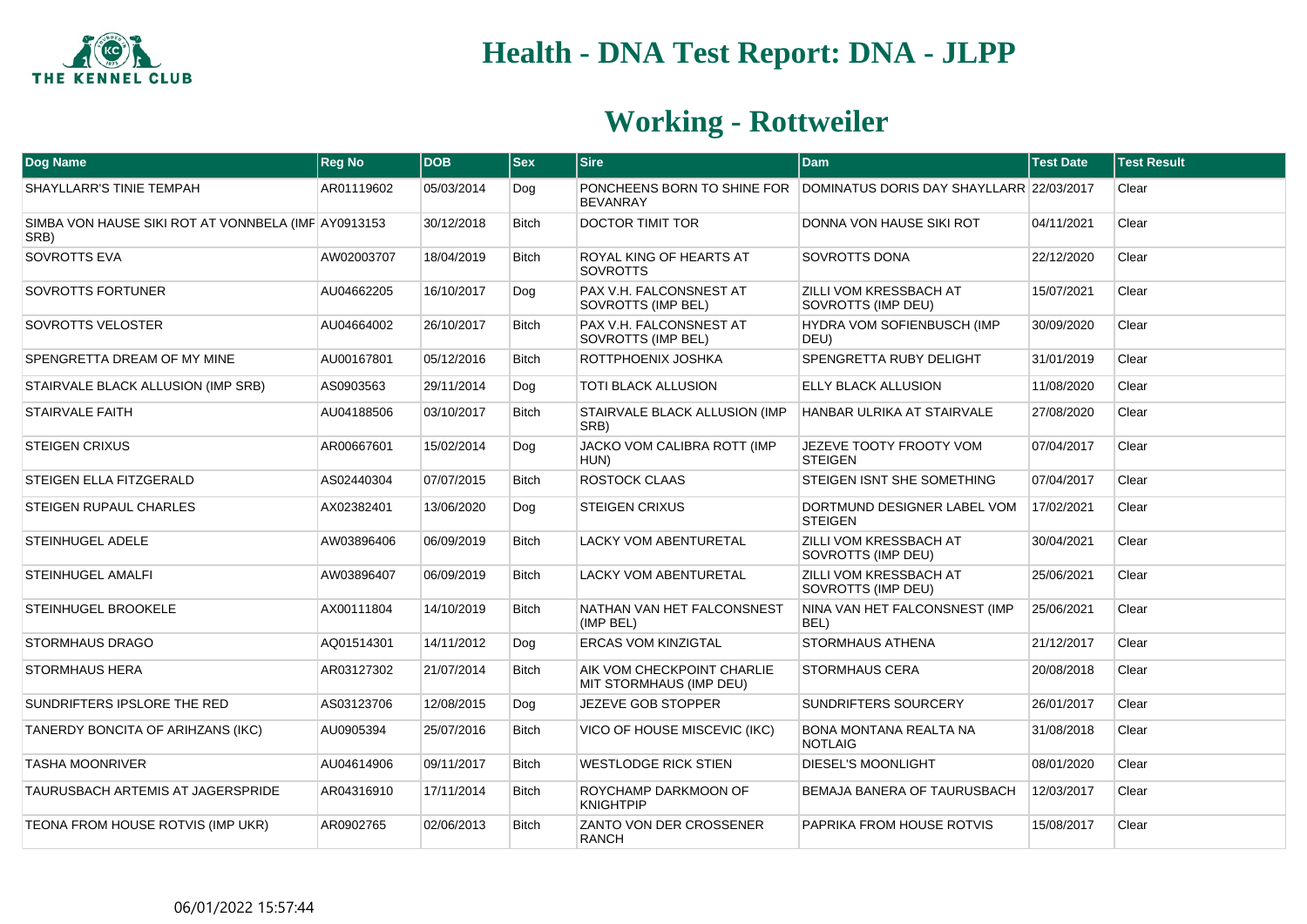# Health - DNA Test Report: DNA - JLPP

## Working - Rottweiler

| Dog Name | Reg No | DOB | Sex | Sire | Dam | Test Date | Test Result |
|---|---|---|---|---|---|---|---|
| SHAYLLARR'S TINIE TEMPAH | AR01119602 | 05/03/2014 | Dog | PONCHEENS BORN TO SHINE FOR BEVANRAY | DOMINATUS DORIS DAY SHAYLLARR | 22/03/2017 | Clear |
| SIMBA VON HAUSE SIKI ROT AT VONNBELA (IMP SRB) | AY0913153 | 30/12/2018 | Bitch | DOCTOR TIMIT TOR | DONNA VON HAUSE SIKI ROT | 04/11/2021 | Clear |
| SOVROTTS EVA | AW02003707 | 18/04/2019 | Bitch | ROYAL KING OF HEARTS AT SOVROTTS | SOVROTTS DONA | 22/12/2020 | Clear |
| SOVROTTS FORTUNER | AU04662205 | 16/10/2017 | Dog | PAX V.H. FALCONSNEST AT SOVROTTS (IMP BEL) | ZILLI VOM KRESSBACH AT SOVROTTS (IMP DEU) | 15/07/2021 | Clear |
| SOVROTTS VELOSTER | AU04664002 | 26/10/2017 | Bitch | PAX V.H. FALCONSNEST AT SOVROTTS (IMP BEL) | HYDRA VOM SOFIENBUSCH (IMP DEU) | 30/09/2020 | Clear |
| SPENGRETTA DREAM OF MY MINE | AU00167801 | 05/12/2016 | Bitch | ROTTPHOENIX JOSHKA | SPENGRETTA RUBY DELIGHT | 31/01/2019 | Clear |
| STAIRVALE BLACK ALLUSION (IMP SRB) | AS0903563 | 29/11/2014 | Dog | TOTI BLACK ALLUSION | ELLY BLACK ALLUSION | 11/08/2020 | Clear |
| STAIRVALE FAITH | AU04188506 | 03/10/2017 | Bitch | STAIRVALE BLACK ALLUSION (IMP SRB) | HANBAR ULRIKA AT STAIRVALE | 27/08/2020 | Clear |
| STEIGEN CRIXUS | AR00667601 | 15/02/2014 | Dog | JACKO VOM CALIBRA ROTT (IMP HUN) | JEZEVE TOOTY FROOTY VOM STEIGEN | 07/04/2017 | Clear |
| STEIGEN ELLA FITZGERALD | AS02440304 | 07/07/2015 | Bitch | ROSTOCK CLAAS | STEIGEN ISNT SHE SOMETHING | 07/04/2017 | Clear |
| STEIGEN RUPAUL CHARLES | AX02382401 | 13/06/2020 | Dog | STEIGEN CRIXUS | DORTMUND DESIGNER LABEL VOM STEIGEN | 17/02/2021 | Clear |
| STEINHUGEL ADELE | AW03896406 | 06/09/2019 | Bitch | LACKY VOM ABENTURETAL | ZILLI VOM KRESSBACH AT SOVROTTS (IMP DEU) | 30/04/2021 | Clear |
| STEINHUGEL AMALFI | AW03896407 | 06/09/2019 | Bitch | LACKY VOM ABENTURETAL | ZILLI VOM KRESSBACH AT SOVROTTS (IMP DEU) | 25/06/2021 | Clear |
| STEINHUGEL BROOKELE | AX00111804 | 14/10/2019 | Bitch | NATHAN VAN HET FALCONSNEST (IMP BEL) | NINA VAN HET FALCONSNEST (IMP BEL) | 25/06/2021 | Clear |
| STORMHAUS DRAGO | AQ01514301 | 14/11/2012 | Dog | ERCAS VOM KINZIGTAL | STORMHAUS ATHENA | 21/12/2017 | Clear |
| STORMHAUS HERA | AR03127302 | 21/07/2014 | Bitch | AIK VOM CHECKPOINT CHARLIE MIT STORMHAUS (IMP DEU) | STORMHAUS CERA | 20/08/2018 | Clear |
| SUNDRIFTERS IPSLORE THE RED | AS03123706 | 12/08/2015 | Dog | JEZEVE GOB STOPPER | SUNDRIFTERS SOURCERY | 26/01/2017 | Clear |
| TANERDY BONCITA OF ARIHZANS (IKC) | AU0905394 | 25/07/2016 | Bitch | VICO OF HOUSE MISCEVIC (IKC) | BONA MONTANA REALTA NA NOTLAIG | 31/08/2018 | Clear |
| TASHA MOONRIVER | AU04614906 | 09/11/2017 | Bitch | WESTLODGE RICK STIEN | DIESEL'S MOONLIGHT | 08/01/2020 | Clear |
| TAURUSBACH ARTEMIS AT JAGERSPRIDE | AR04316910 | 17/11/2014 | Bitch | ROYCHAMP DARKMOON OF KNIGHTPIP | BEMAJA BANERA OF TAURUSBACH | 12/03/2017 | Clear |
| TEONA FROM HOUSE ROTVIS (IMP UKR) | AR0902765 | 02/06/2013 | Bitch | ZANTO VON DER CROSSENER RANCH | PAPRIKA FROM HOUSE ROTVIS | 15/08/2017 | Clear |

06/01/2022 15:57:44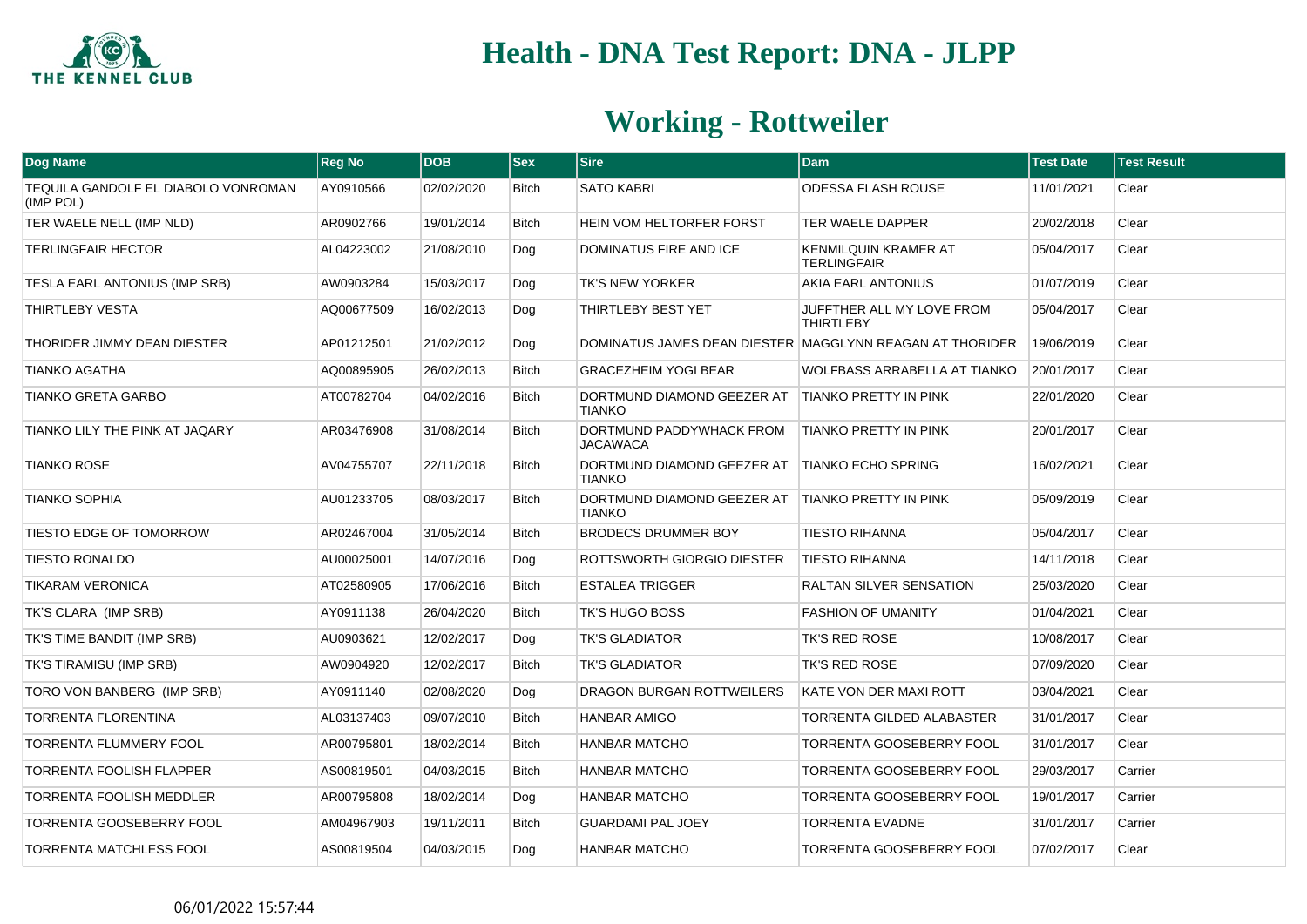# Health - DNA Test Report: DNA - JLPP

## Working - Rottweiler

| Dog Name | Reg No | DOB | Sex | Sire | Dam | Test Date | Test Result |
|---|---|---|---|---|---|---|---|
| TEQUILA GANDOLF EL DIABOLO VONROMAN (IMP POL) | AY0910566 | 02/02/2020 | Bitch | SATO KABRI | ODESSA FLASH ROUSE | 11/01/2021 | Clear |
| TER WAELE NELL (IMP NLD) | AR0902766 | 19/01/2014 | Bitch | HEIN VOM HELTORFER FORST | TER WAELE DAPPER | 20/02/2018 | Clear |
| TERLINGFAIR HECTOR | AL04223002 | 21/08/2010 | Dog | DOMINATUS FIRE AND ICE | KENMILQUIN KRAMER AT TERLINGFAIR | 05/04/2017 | Clear |
| TESLA EARL ANTONIUS (IMP SRB) | AW0903284 | 15/03/2017 | Dog | TK'S NEW YORKER | AKIA EARL ANTONIUS | 01/07/2019 | Clear |
| THIRTLEBY VESTA | AQ00677509 | 16/02/2013 | Dog | THIRTLEBY BEST YET | JUFFTHER ALL MY LOVE FROM THIRTLEBY | 05/04/2017 | Clear |
| THORIDER JIMMY DEAN DIESTER | AP01212501 | 21/02/2012 | Dog | DOMINATUS JAMES DEAN DIESTER | MAGGLYNN REAGAN AT THORIDER | 19/06/2019 | Clear |
| TIANKO AGATHA | AQ00895905 | 26/02/2013 | Bitch | GRACEZHEIM YOGI BEAR | WOLFBASS ARRABELLA AT TIANKO | 20/01/2017 | Clear |
| TIANKO GRETA GARBO | AT00782704 | 04/02/2016 | Bitch | DORTMUND DIAMOND GEEZER AT TIANKO | TIANKO PRETTY IN PINK | 22/01/2020 | Clear |
| TIANKO LILY THE PINK AT JAQARY | AR03476908 | 31/08/2014 | Bitch | DORTMUND PADDYWHACK FROM JACAWACA | TIANKO PRETTY IN PINK | 20/01/2017 | Clear |
| TIANKO ROSE | AV04755707 | 22/11/2018 | Bitch | DORTMUND DIAMOND GEEZER AT TIANKO | TIANKO ECHO SPRING | 16/02/2021 | Clear |
| TIANKO SOPHIA | AU01233705 | 08/03/2017 | Bitch | DORTMUND DIAMOND GEEZER AT TIANKO | TIANKO PRETTY IN PINK | 05/09/2019 | Clear |
| TIESTO EDGE OF TOMORROW | AR02467004 | 31/05/2014 | Bitch | BRODECS DRUMMER BOY | TIESTO RIHANNA | 05/04/2017 | Clear |
| TIESTO RONALDO | AU00025001 | 14/07/2016 | Dog | ROTTSWORTH GIORGIO DIESTER | TIESTO RIHANNA | 14/11/2018 | Clear |
| TIKARAM VERONICA | AT02580905 | 17/06/2016 | Bitch | ESTALEA TRIGGER | RALTAN SILVER SENSATION | 25/03/2020 | Clear |
| TK'S CLARA (IMP SRB) | AY0911138 | 26/04/2020 | Bitch | TK'S HUGO BOSS | FASHION OF UMANITY | 01/04/2021 | Clear |
| TK'S TIME BANDIT (IMP SRB) | AU0903621 | 12/02/2017 | Dog | TK'S GLADIATOR | TK'S RED ROSE | 10/08/2017 | Clear |
| TK'S TIRAMISU (IMP SRB) | AW0904920 | 12/02/2017 | Bitch | TK'S GLADIATOR | TK'S RED ROSE | 07/09/2020 | Clear |
| TORO VON BANBERG (IMP SRB) | AY0911140 | 02/08/2020 | Dog | DRAGON BURGAN ROTTWEILERS | KATE VON DER MAXI ROTT | 03/04/2021 | Clear |
| TORRENTA FLORENTINA | AL03137403 | 09/07/2010 | Bitch | HANBAR AMIGO | TORRENTA GILDED ALABASTER | 31/01/2017 | Clear |
| TORRENTA FLUMMERY FOOL | AR00795801 | 18/02/2014 | Bitch | HANBAR MATCHO | TORRENTA GOOSEBERRY FOOL | 31/01/2017 | Clear |
| TORRENTA FOOLISH FLAPPER | AS00819501 | 04/03/2015 | Bitch | HANBAR MATCHO | TORRENTA GOOSEBERRY FOOL | 29/03/2017 | Carrier |
| TORRENTA FOOLISH MEDDLER | AR00795808 | 18/02/2014 | Dog | HANBAR MATCHO | TORRENTA GOOSEBERRY FOOL | 19/01/2017 | Carrier |
| TORRENTA GOOSEBERRY FOOL | AM04967903 | 19/11/2011 | Bitch | GUARDAMI PAL JOEY | TORRENTA EVADNE | 31/01/2017 | Carrier |
| TORRENTA MATCHLESS FOOL | AS00819504 | 04/03/2015 | Dog | HANBAR MATCHO | TORRENTA GOOSEBERRY FOOL | 07/02/2017 | Clear |

06/01/2022 15:57:44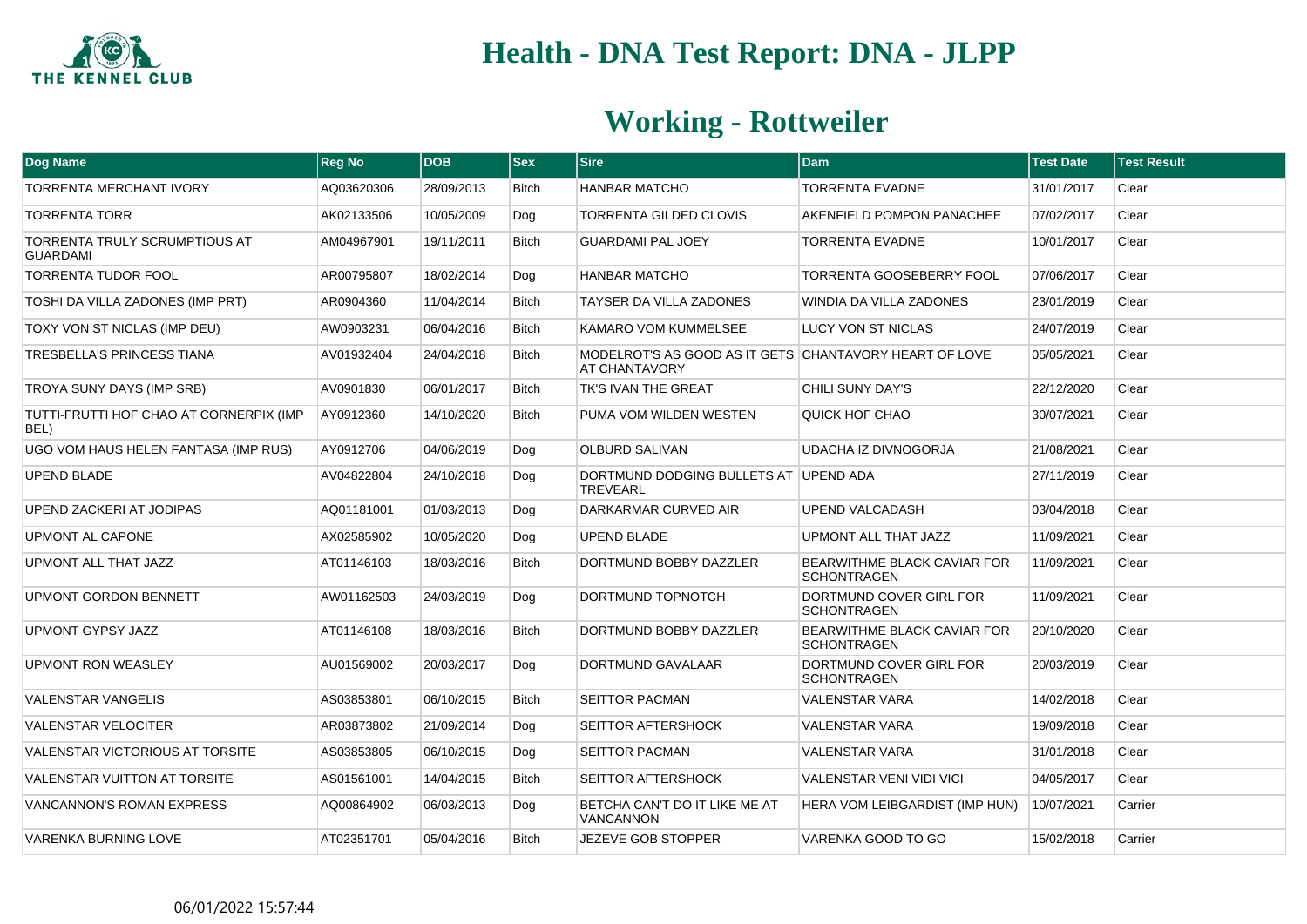# Health - DNA Test Report: DNA - JLPP

## Working - Rottweiler

| Dog Name | Reg No | DOB | Sex | Sire | Dam | Test Date | Test Result |
|---|---|---|---|---|---|---|---|
| TORRENTA MERCHANT IVORY | AQ03620306 | 28/09/2013 | Bitch | HANBAR MATCHO | TORRENTA EVADNE | 31/01/2017 | Clear |
| TORRENTA TORR | AK02133506 | 10/05/2009 | Dog | TORRENTA GILDED CLOVIS | AKENFIELD POMPON PANACHEE | 07/02/2017 | Clear |
| TORRENTA TRULY SCRUMPTIOUS AT GUARDAMI | AM04967901 | 19/11/2011 | Bitch | GUARDAMI PAL JOEY | TORRENTA EVADNE | 10/01/2017 | Clear |
| TORRENTA TUDOR FOOL | AR00795807 | 18/02/2014 | Dog | HANBAR MATCHO | TORRENTA GOOSEBERRY FOOL | 07/06/2017 | Clear |
| TOSHI DA VILLA ZADONES (IMP PRT) | AR0904360 | 11/04/2014 | Bitch | TAYSER DA VILLA ZADONES | WINDIA DA VILLA ZADONES | 23/01/2019 | Clear |
| TOXY VON ST NICLAS (IMP DEU) | AW0903231 | 06/04/2016 | Bitch | KAMARO VOM KUMMELSEE | LUCY VON ST NICLAS | 24/07/2019 | Clear |
| TRESBELLA'S PRINCESS TIANA | AV01932404 | 24/04/2018 | Bitch | MODELROT'S AS GOOD AS IT GETS AT CHANTAVORY | CHANTAVORY HEART OF LOVE | 05/05/2021 | Clear |
| TROYA SUNY DAYS (IMP SRB) | AV0901830 | 06/01/2017 | Bitch | TK'S IVAN THE GREAT | CHILI SUNY DAY'S | 22/12/2020 | Clear |
| TUTTI-FRUTTI HOF CHAO AT CORNERPIX (IMP BEL) | AY0912360 | 14/10/2020 | Bitch | PUMA VOM WILDEN WESTEN | QUICK HOF CHAO | 30/07/2021 | Clear |
| UGO VOM HAUS HELEN FANTASA (IMP RUS) | AY0912706 | 04/06/2019 | Dog | OLBURD SALIVAN | UDACHA IZ DIVNOGORJA | 21/08/2021 | Clear |
| UPEND BLADE | AV04822804 | 24/10/2018 | Dog | DORTMUND DODGING BULLETS AT TREVEARL | UPEND ADA | 27/11/2019 | Clear |
| UPEND ZACKERI AT JODIPAS | AQ01181001 | 01/03/2013 | Dog | DARKARMAR CURVED AIR | UPEND VALCADASH | 03/04/2018 | Clear |
| UPMONT AL CAPONE | AX02585902 | 10/05/2020 | Dog | UPEND BLADE | UPMONT ALL THAT JAZZ | 11/09/2021 | Clear |
| UPMONT ALL THAT JAZZ | AT01146103 | 18/03/2016 | Bitch | DORTMUND BOBBY DAZZLER | BEARWITHME BLACK CAVIAR FOR SCHONTRAGEN | 11/09/2021 | Clear |
| UPMONT GORDON BENNETT | AW01162503 | 24/03/2019 | Dog | DORTMUND TOPNOTCH | DORTMUND COVER GIRL FOR SCHONTRAGEN | 11/09/2021 | Clear |
| UPMONT GYPSY JAZZ | AT01146108 | 18/03/2016 | Bitch | DORTMUND BOBBY DAZZLER | BEARWITHME BLACK CAVIAR FOR SCHONTRAGEN | 20/10/2020 | Clear |
| UPMONT RON WEASLEY | AU01569002 | 20/03/2017 | Dog | DORTMUND GAVALAAR | DORTMUND COVER GIRL FOR SCHONTRAGEN | 20/03/2019 | Clear |
| VALENSTAR VANGELIS | AS03853801 | 06/10/2015 | Bitch | SEITTOR PACMAN | VALENSTAR VARA | 14/02/2018 | Clear |
| VALENSTAR VELOCITER | AR03873802 | 21/09/2014 | Dog | SEITTOR AFTERSHOCK | VALENSTAR VARA | 19/09/2018 | Clear |
| VALENSTAR VICTORIOUS AT TORSITE | AS03853805 | 06/10/2015 | Dog | SEITTOR PACMAN | VALENSTAR VARA | 31/01/2018 | Clear |
| VALENSTAR VUITTON AT TORSITE | AS01561001 | 14/04/2015 | Bitch | SEITTOR AFTERSHOCK | VALENSTAR VENI VIDI VICI | 04/05/2017 | Clear |
| VANCANNON'S ROMAN EXPRESS | AQ00864902 | 06/03/2013 | Dog | BETCHA CAN'T DO IT LIKE ME AT VANCANNON | HERA VOM LEIBGARDIST (IMP HUN) | 10/07/2021 | Carrier |
| VARENKA BURNING LOVE | AT02351701 | 05/04/2016 | Bitch | JEZEVE GOB STOPPER | VARENKA GOOD TO GO | 15/02/2018 | Carrier |

06/01/2022 15:57:44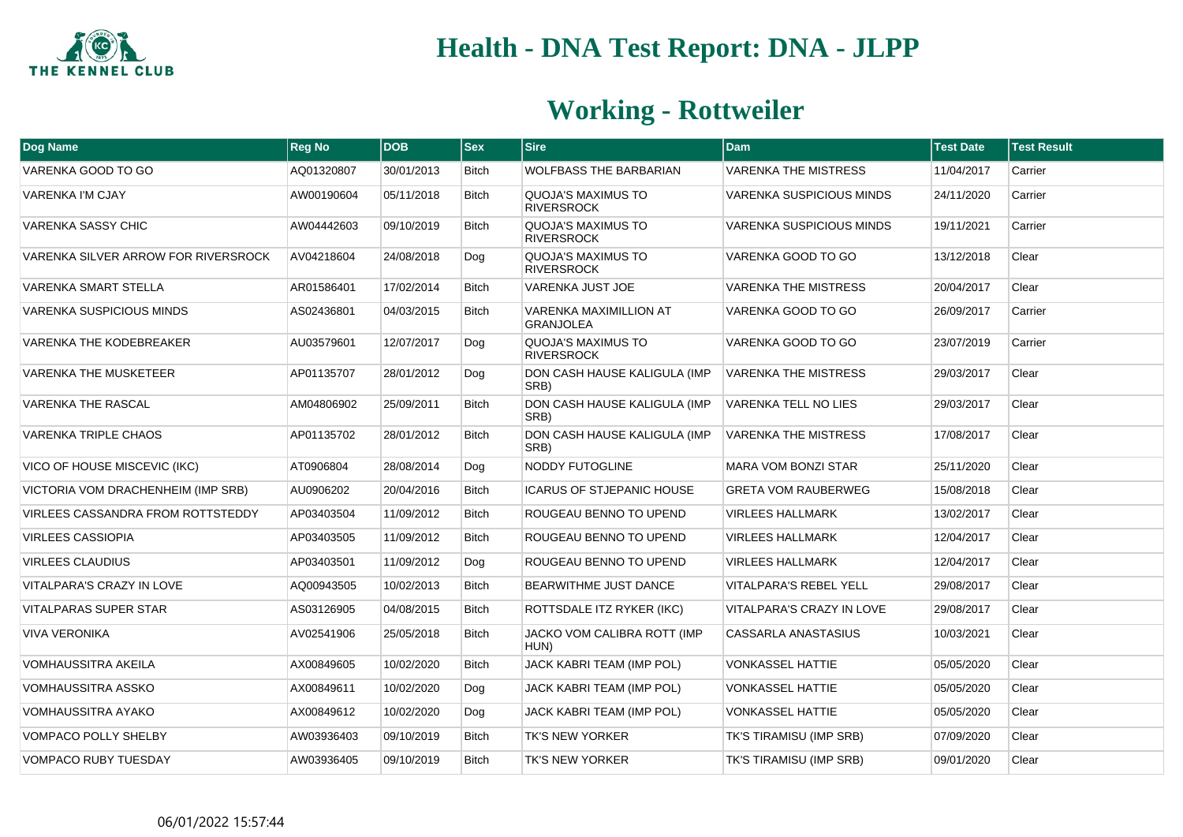# Health - DNA Test Report: DNA - JLPP

## Working - Rottweiler

| Dog Name | Reg No | DOB | Sex | Sire | Dam | Test Date | Test Result |
|---|---|---|---|---|---|---|---|
| VARENKA GOOD TO GO | AQ01320807 | 30/01/2013 | Bitch | WOLFBASS THE BARBARIAN | VARENKA THE MISTRESS | 11/04/2017 | Carrier |
| VARENKA I'M CJAY | AW00190604 | 05/11/2018 | Bitch | QUOJA'S MAXIMUS TO RIVERSROCK | VARENKA SUSPICIOUS MINDS | 24/11/2020 | Carrier |
| VARENKA SASSY CHIC | AW04442603 | 09/10/2019 | Bitch | QUOJA'S MAXIMUS TO RIVERSROCK | VARENKA SUSPICIOUS MINDS | 19/11/2021 | Carrier |
| VARENKA SILVER ARROW FOR RIVERSROCK | AV04218604 | 24/08/2018 | Dog | QUOJA'S MAXIMUS TO RIVERSROCK | VARENKA GOOD TO GO | 13/12/2018 | Clear |
| VARENKA SMART STELLA | AR01586401 | 17/02/2014 | Bitch | VARENKA JUST JOE | VARENKA THE MISTRESS | 20/04/2017 | Clear |
| VARENKA SUSPICIOUS MINDS | AS02436801 | 04/03/2015 | Bitch | VARENKA MAXIMILLION AT GRANJOLEA | VARENKA GOOD TO GO | 26/09/2017 | Carrier |
| VARENKA THE KODEBREAKER | AU03579601 | 12/07/2017 | Dog | QUOJA'S MAXIMUS TO RIVERSROCK | VARENKA GOOD TO GO | 23/07/2019 | Carrier |
| VARENKA THE MUSKETEER | AP01135707 | 28/01/2012 | Dog | DON CASH HAUSE KALIGULA (IMP SRB) | VARENKA THE MISTRESS | 29/03/2017 | Clear |
| VARENKA THE RASCAL | AM04806902 | 25/09/2011 | Bitch | DON CASH HAUSE KALIGULA (IMP SRB) | VARENKA TELL NO LIES | 29/03/2017 | Clear |
| VARENKA TRIPLE CHAOS | AP01135702 | 28/01/2012 | Bitch | DON CASH HAUSE KALIGULA (IMP SRB) | VARENKA THE MISTRESS | 17/08/2017 | Clear |
| VICO OF HOUSE MISCEVIC (IKC) | AT0906804 | 28/08/2014 | Dog | NODDY FUTOGLINE | MARA VOM BONZI STAR | 25/11/2020 | Clear |
| VICTORIA VOM DRACHENHEIM (IMP SRB) | AU0906202 | 20/04/2016 | Bitch | ICARUS OF STJEPANIC HOUSE | GRETA VOM RAUBERWEG | 15/08/2018 | Clear |
| VIRLEES CASSANDRA FROM ROTTSTEDDY | AP03403504 | 11/09/2012 | Bitch | ROUGEAU BENNO TO UPEND | VIRLEES HALLMARK | 13/02/2017 | Clear |
| VIRLEES CASSIOPIA | AP03403505 | 11/09/2012 | Bitch | ROUGEAU BENNO TO UPEND | VIRLEES HALLMARK | 12/04/2017 | Clear |
| VIRLEES CLAUDIUS | AP03403501 | 11/09/2012 | Dog | ROUGEAU BENNO TO UPEND | VIRLEES HALLMARK | 12/04/2017 | Clear |
| VITALPARA'S CRAZY IN LOVE | AQ00943505 | 10/02/2013 | Bitch | BEARWITHME JUST DANCE | VITALPARA'S REBEL YELL | 29/08/2017 | Clear |
| VITALPARAS SUPER STAR | AS03126905 | 04/08/2015 | Bitch | ROTTSDALE ITZ RYKER (IKC) | VITALPARA'S CRAZY IN LOVE | 29/08/2017 | Clear |
| VIVA VERONIKA | AV02541906 | 25/05/2018 | Bitch | JACKO VOM CALIBRA ROTT (IMP HUN) | CASSARLA ANASTASIUS | 10/03/2021 | Clear |
| VOMHAUSSITRA AKEILA | AX00849605 | 10/02/2020 | Bitch | JACK KABRI TEAM (IMP POL) | VONKASSEL HATTIE | 05/05/2020 | Clear |
| VOMHAUSSITRA ASSKO | AX00849611 | 10/02/2020 | Dog | JACK KABRI TEAM (IMP POL) | VONKASSEL HATTIE | 05/05/2020 | Clear |
| VOMHAUSSITRA AYAKO | AX00849612 | 10/02/2020 | Dog | JACK KABRI TEAM (IMP POL) | VONKASSEL HATTIE | 05/05/2020 | Clear |
| VOMPACO POLLY SHELBY | AW03936403 | 09/10/2019 | Bitch | TK'S NEW YORKER | TK'S TIRAMISU (IMP SRB) | 07/09/2020 | Clear |
| VOMPACO RUBY TUESDAY | AW03936405 | 09/10/2019 | Bitch | TK'S NEW YORKER | TK'S TIRAMISU (IMP SRB) | 09/01/2020 | Clear |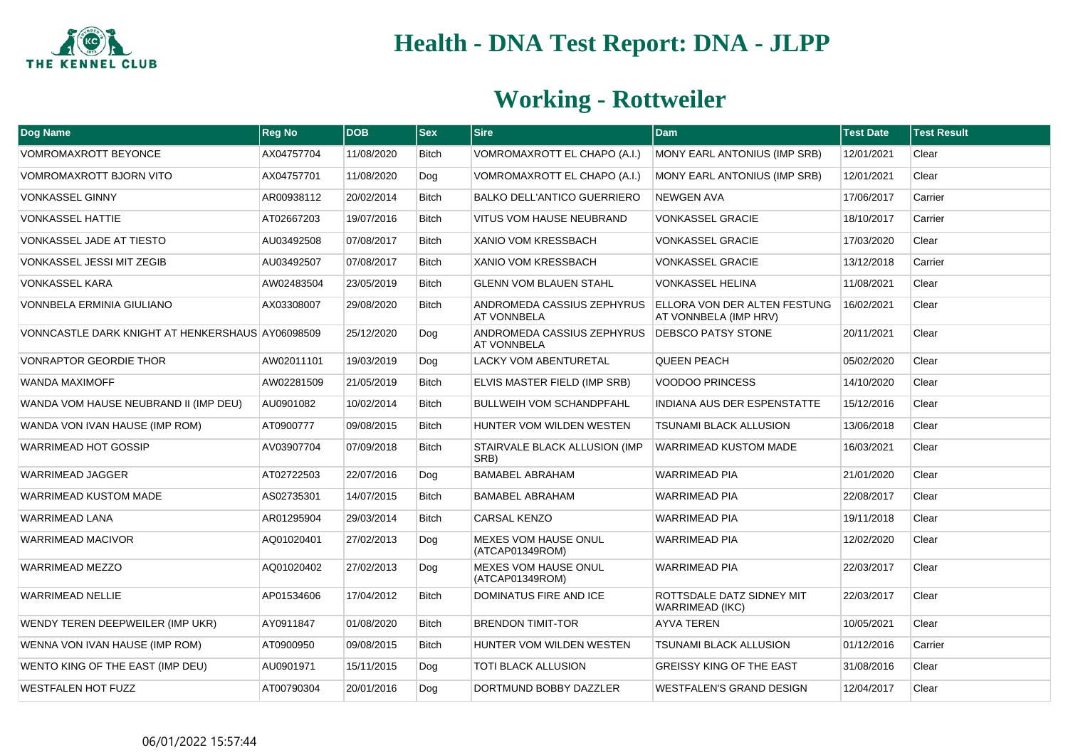# Health - DNA Test Report: DNA - JLPP

## Working - Rottweiler

| Dog Name | Reg No | DOB | Sex | Sire | Dam | Test Date | Test Result |
|---|---|---|---|---|---|---|---|
| VOMROMAXROTT BEYONCE | AX04757704 | 11/08/2020 | Bitch | VOMROMAXROTT EL CHAPO (A.I.) | MONY EARL ANTONIUS (IMP SRB) | 12/01/2021 | Clear |
| VOMROMAXROTT BJORN VITO | AX04757701 | 11/08/2020 | Dog | VOMROMAXROTT EL CHAPO (A.I.) | MONY EARL ANTONIUS (IMP SRB) | 12/01/2021 | Clear |
| VONKASSEL GINNY | AR00938112 | 20/02/2014 | Bitch | BALKO DELL'ANTICO GUERRIERO | NEWGEN AVA | 17/06/2017 | Carrier |
| VONKASSEL HATTIE | AT02667203 | 19/07/2016 | Bitch | VITUS VOM HAUSE NEUBRAND | VONKASSEL GRACIE | 18/10/2017 | Carrier |
| VONKASSEL JADE AT TIESTO | AU03492508 | 07/08/2017 | Bitch | XANIO VOM KRESSBACH | VONKASSEL GRACIE | 17/03/2020 | Clear |
| VONKASSEL JESSI MIT ZEGIB | AU03492507 | 07/08/2017 | Bitch | XANIO VOM KRESSBACH | VONKASSEL GRACIE | 13/12/2018 | Carrier |
| VONKASSEL KARA | AW02483504 | 23/05/2019 | Bitch | GLENN VOM BLAUEN STAHL | VONKASSEL HELINA | 11/08/2021 | Clear |
| VONNBELA ERMINIA GIULIANO | AX03308007 | 29/08/2020 | Bitch | ANDROMEDA CASSIUS ZEPHYRUS AT VONNBELA | ELLORA VON DER ALTEN FESTUNG AT VONNBELA (IMP HRV) | 16/02/2021 | Clear |
| VONNCASTLE DARK KNIGHT AT HENKERSHAUS | AY06098509 | 25/12/2020 | Dog | ANDROMEDA CASSIUS ZEPHYRUS AT VONNBELA | DEBSCO PATSY STONE | 20/11/2021 | Clear |
| VONRAPTOR GEORDIE THOR | AW02011101 | 19/03/2019 | Dog | LACKY VOM ABENTURETAL | QUEEN PEACH | 05/02/2020 | Clear |
| WANDA MAXIMOFF | AW02281509 | 21/05/2019 | Bitch | ELVIS MASTER FIELD (IMP SRB) | VOODOO PRINCESS | 14/10/2020 | Clear |
| WANDA VOM HAUSE NEUBRAND II (IMP DEU) | AU0901082 | 10/02/2014 | Bitch | BULLWEIH VOM SCHANDPFAHL | INDIANA AUS DER ESPENSTATTE | 15/12/2016 | Clear |
| WANDA VON IVAN HAUSE (IMP ROM) | AT0900777 | 09/08/2015 | Bitch | HUNTER VOM WILDEN WESTEN | TSUNAMI BLACK ALLUSION | 13/06/2018 | Clear |
| WARRIMEAD HOT GOSSIP | AV03907704 | 07/09/2018 | Bitch | STAIRVALE BLACK ALLUSION (IMP SRB) | WARRIMEAD KUSTOM MADE | 16/03/2021 | Clear |
| WARRIMEAD JAGGER | AT02722503 | 22/07/2016 | Dog | BAMABEL ABRAHAM | WARRIMEAD PIA | 21/01/2020 | Clear |
| WARRIMEAD KUSTOM MADE | AS02735301 | 14/07/2015 | Bitch | BAMABEL ABRAHAM | WARRIMEAD PIA | 22/08/2017 | Clear |
| WARRIMEAD LANA | AR01295904 | 29/03/2014 | Bitch | CARSAL KENZO | WARRIMEAD PIA | 19/11/2018 | Clear |
| WARRIMEAD MACIVOR | AQ01020401 | 27/02/2013 | Dog | MEXES VOM HAUSE ONUL (ATCAP01349ROM) | WARRIMEAD PIA | 12/02/2020 | Clear |
| WARRIMEAD MEZZO | AQ01020402 | 27/02/2013 | Dog | MEXES VOM HAUSE ONUL (ATCAP01349ROM) | WARRIMEAD PIA | 22/03/2017 | Clear |
| WARRIMEAD NELLIE | AP01534606 | 17/04/2012 | Bitch | DOMINATUS FIRE AND ICE | ROTTSDALE DATZ SIDNEY MIT WARRIMEAD (IKC) | 22/03/2017 | Clear |
| WENDY TEREN DEEPWEILER (IMP UKR) | AY0911847 | 01/08/2020 | Bitch | BRENDON TIMIT-TOR | AYVA TEREN | 10/05/2021 | Clear |
| WENNA VON IVAN HAUSE (IMP ROM) | AT0900950 | 09/08/2015 | Bitch | HUNTER VOM WILDEN WESTEN | TSUNAMI BLACK ALLUSION | 01/12/2016 | Carrier |
| WENTO KING OF THE EAST (IMP DEU) | AU0901971 | 15/11/2015 | Dog | TOTI BLACK ALLUSION | GREISSY KING OF THE EAST | 31/08/2016 | Clear |
| WESTFALEN HOT FUZZ | AT00790304 | 20/01/2016 | Dog | DORTMUND BOBBY DAZZLER | WESTFALEN'S GRAND DESIGN | 12/04/2017 | Clear |

06/01/2022 15:57:44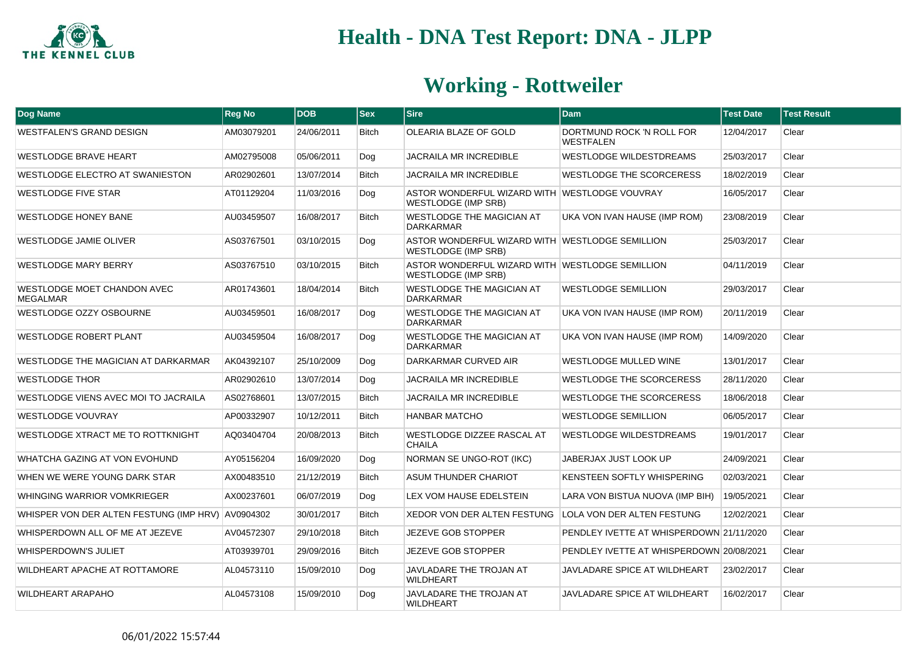# Health - DNA Test Report: DNA - JLPP

## Working - Rottweiler

| Dog Name | Reg No | DOB | Sex | Sire | Dam | Test Date | Test Result |
|---|---|---|---|---|---|---|---|
| WESTFALEN'S GRAND DESIGN | AM03079201 | 24/06/2011 | Bitch | OLEARIA BLAZE OF GOLD | DORTMUND ROCK 'N ROLL FOR WESTFALEN | 12/04/2017 | Clear |
| WESTLODGE BRAVE HEART | AM02795008 | 05/06/2011 | Dog | JACRAILA MR INCREDIBLE | WESTLODGE WILDESTDREAMS | 25/03/2017 | Clear |
| WESTLODGE ELECTRO AT SWANIESTON | AR02902601 | 13/07/2014 | Bitch | JACRAILA MR INCREDIBLE | WESTLODGE THE SCORCERESS | 18/02/2019 | Clear |
| WESTLODGE FIVE STAR | AT01129204 | 11/03/2016 | Dog | ASTOR WONDERFUL WIZARD WITH WESTLODGE (IMP SRB) | WESTLODGE VOUVRAY | 16/05/2017 | Clear |
| WESTLODGE HONEY BANE | AU03459507 | 16/08/2017 | Bitch | WESTLODGE THE MAGICIAN AT DARKARMAR | UKA VON IVAN HAUSE (IMP ROM) | 23/08/2019 | Clear |
| WESTLODGE JAMIE OLIVER | AS03767501 | 03/10/2015 | Dog | ASTOR WONDERFUL WIZARD WITH WESTLODGE (IMP SRB) | WESTLODGE SEMILLION | 25/03/2017 | Clear |
| WESTLODGE MARY BERRY | AS03767510 | 03/10/2015 | Bitch | ASTOR WONDERFUL WIZARD WITH WESTLODGE (IMP SRB) | WESTLODGE SEMILLION | 04/11/2019 | Clear |
| WESTLODGE MOET CHANDON AVEC MEGALMAR | AR01743601 | 18/04/2014 | Bitch | WESTLODGE THE MAGICIAN AT DARKARMAR | WESTLODGE SEMILLION | 29/03/2017 | Clear |
| WESTLODGE OZZY OSBOURNE | AU03459501 | 16/08/2017 | Dog | WESTLODGE THE MAGICIAN AT DARKARMAR | UKA VON IVAN HAUSE (IMP ROM) | 20/11/2019 | Clear |
| WESTLODGE ROBERT PLANT | AU03459504 | 16/08/2017 | Dog | WESTLODGE THE MAGICIAN AT DARKARMAR | UKA VON IVAN HAUSE (IMP ROM) | 14/09/2020 | Clear |
| WESTLODGE THE MAGICIAN AT DARKARMAR | AK04392107 | 25/10/2009 | Dog | DARKARMAR CURVED AIR | WESTLODGE MULLED WINE | 13/01/2017 | Clear |
| WESTLODGE THOR | AR02902610 | 13/07/2014 | Dog | JACRAILA MR INCREDIBLE | WESTLODGE THE SCORCERESS | 28/11/2020 | Clear |
| WESTLODGE VIENS AVEC MOI TO JACRAILA | AS02768601 | 13/07/2015 | Bitch | JACRAILA MR INCREDIBLE | WESTLODGE THE SCORCERESS | 18/06/2018 | Clear |
| WESTLODGE VOUVRAY | AP00332907 | 10/12/2011 | Bitch | HANBAR MATCHO | WESTLODGE SEMILLION | 06/05/2017 | Clear |
| WESTLODGE XTRACT ME TO ROTTKNIGHT | AQ03404704 | 20/08/2013 | Bitch | WESTLODGE DIZZEE RASCAL AT CHAILA | WESTLODGE WILDESTDREAMS | 19/01/2017 | Clear |
| WHATCHA GAZING AT VON EVOHUND | AY05156204 | 16/09/2020 | Dog | NORMAN SE UNGO-ROT (IKC) | JABERJAX JUST LOOK UP | 24/09/2021 | Clear |
| WHEN WE WERE YOUNG DARK STAR | AX00483510 | 21/12/2019 | Bitch | ASUM THUNDER CHARIOT | KENSTEEN SOFTLY WHISPERING | 02/03/2021 | Clear |
| WHINGING WARRIOR VOMKRIEGER | AX00237601 | 06/07/2019 | Dog | LEX VOM HAUSE EDELSTEIN | LARA VON BISTUA NUOVA (IMP BIH) | 19/05/2021 | Clear |
| WHISPER VON DER ALTEN FESTUNG (IMP HRV) | AV0904302 | 30/01/2017 | Bitch | XEDOR VON DER ALTEN FESTUNG | LOLA VON DER ALTEN FESTUNG | 12/02/2021 | Clear |
| WHISPERDOWN ALL OF ME AT JEZEVE | AV04572307 | 29/10/2018 | Bitch | JEZEVE GOB STOPPER | PENDLEY IVETTE AT WHISPERDOWN | 21/11/2020 | Clear |
| WHISPERDOWN'S JULIET | AT03939701 | 29/09/2016 | Bitch | JEZEVE GOB STOPPER | PENDLEY IVETTE AT WHISPERDOWN | 20/08/2021 | Clear |
| WILDHEART APACHE AT ROTTAMORE | AL04573110 | 15/09/2010 | Dog | JAVLADARE THE TROJAN AT WILDHEART | JAVLADARE SPICE AT WILDHEART | 23/02/2017 | Clear |
| WILDHEART ARAPAHO | AL04573108 | 15/09/2010 | Dog | JAVLADARE THE TROJAN AT WILDHEART | JAVLADARE SPICE AT WILDHEART | 16/02/2017 | Clear |

06/01/2022 15:57:44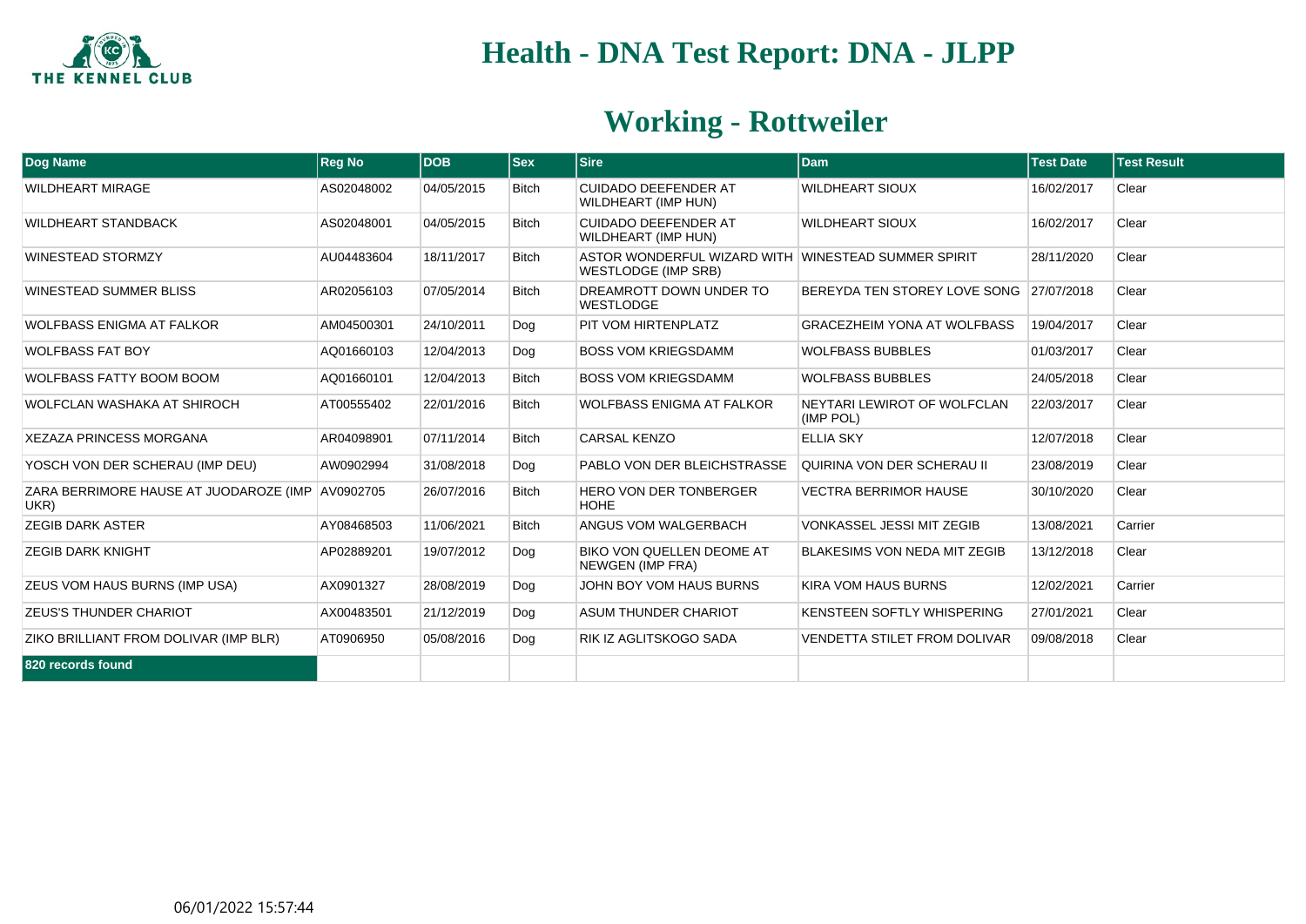# Health - DNA Test Report: DNA - JLPP

## Working - Rottweiler

| Dog Name | Reg No | DOB | Sex | Sire | Dam | Test Date | Test Result |
|---|---|---|---|---|---|---|---|
| WILDHEART MIRAGE | AS02048002 | 04/05/2015 | Bitch | CUIDADO DEEFENDER AT WILDHEART (IMP HUN) | WILDHEART SIOUX | 16/02/2017 | Clear |
| WILDHEART STANDBACK | AS02048001 | 04/05/2015 | Bitch | CUIDADO DEEFENDER AT WILDHEART (IMP HUN) | WILDHEART SIOUX | 16/02/2017 | Clear |
| WINESTEAD STORMZY | AU04483604 | 18/11/2017 | Bitch | ASTOR WONDERFUL WIZARD WITH WESTLODGE (IMP SRB) | WINESTEAD SUMMER SPIRIT | 28/11/2020 | Clear |
| WINESTEAD SUMMER BLISS | AR02056103 | 07/05/2014 | Bitch | DREAMROTT DOWN UNDER TO WESTLODGE | BEREYDA TEN STOREY LOVE SONG | 27/07/2018 | Clear |
| WOLFBASS ENIGMA AT FALKOR | AM04500301 | 24/10/2011 | Dog | PIT VOM HIRTENPLATZ | GRACEZHEIM YONA AT WOLFBASS | 19/04/2017 | Clear |
| WOLFBASS FAT BOY | AQ01660103 | 12/04/2013 | Dog | BOSS VOM KRIEGSDAMM | WOLFBASS BUBBLES | 01/03/2017 | Clear |
| WOLFBASS FATTY BOOM BOOM | AQ01660101 | 12/04/2013 | Bitch | BOSS VOM KRIEGSDAMM | WOLFBASS BUBBLES | 24/05/2018 | Clear |
| WOLFCLAN WASHAKA AT SHIROCH | AT00555402 | 22/01/2016 | Bitch | WOLFBASS ENIGMA AT FALKOR | NEYTARI LEWIROT OF WOLFCLAN (IMP POL) | 22/03/2017 | Clear |
| XEZAZA PRINCESS MORGANA | AR04098901 | 07/11/2014 | Bitch | CARSAL KENZO | ELLIA SKY | 12/07/2018 | Clear |
| YOSCH VON DER SCHERAU (IMP DEU) | AW0902994 | 31/08/2018 | Dog | PABLO VON DER BLEICHSTRASSE | QUIRINA VON DER SCHERAU II | 23/08/2019 | Clear |
| ZARA BERRIMORE HAUSE AT JUODAROZE (IMP UKR) | AV0902705 | 26/07/2016 | Bitch | HERO VON DER TONBERGER HOHE | VECTRA BERRIMOR HAUSE | 30/10/2020 | Clear |
| ZEGIB DARK ASTER | AY08468503 | 11/06/2021 | Bitch | ANGUS VOM WALGERBACH | VONKASSEL JESSI MIT ZEGIB | 13/08/2021 | Carrier |
| ZEGIB DARK KNIGHT | AP02889201 | 19/07/2012 | Dog | BIKO VON QUELLEN DEOME AT NEWGEN (IMP FRA) | BLAKESIMS VON NEDA MIT ZEGIB | 13/12/2018 | Clear |
| ZEUS VOM HAUS BURNS (IMP USA) | AX0901327 | 28/08/2019 | Dog | JOHN BOY VOM HAUS BURNS | KIRA VOM HAUS BURNS | 12/02/2021 | Carrier |
| ZEUS'S THUNDER CHARIOT | AX00483501 | 21/12/2019 | Dog | ASUM THUNDER CHARIOT | KENSTEEN SOFTLY WHISPERING | 27/01/2021 | Clear |
| ZIKO BRILLIANT FROM DOLIVAR (IMP BLR) | AT0906950 | 05/08/2016 | Dog | RIK IZ AGLITSKOGO SADA | VENDETTA STILET FROM DOLIVAR | 09/08/2018 | Clear |
| 820 records found | | | | | | | |

06/01/2022 15:57:44